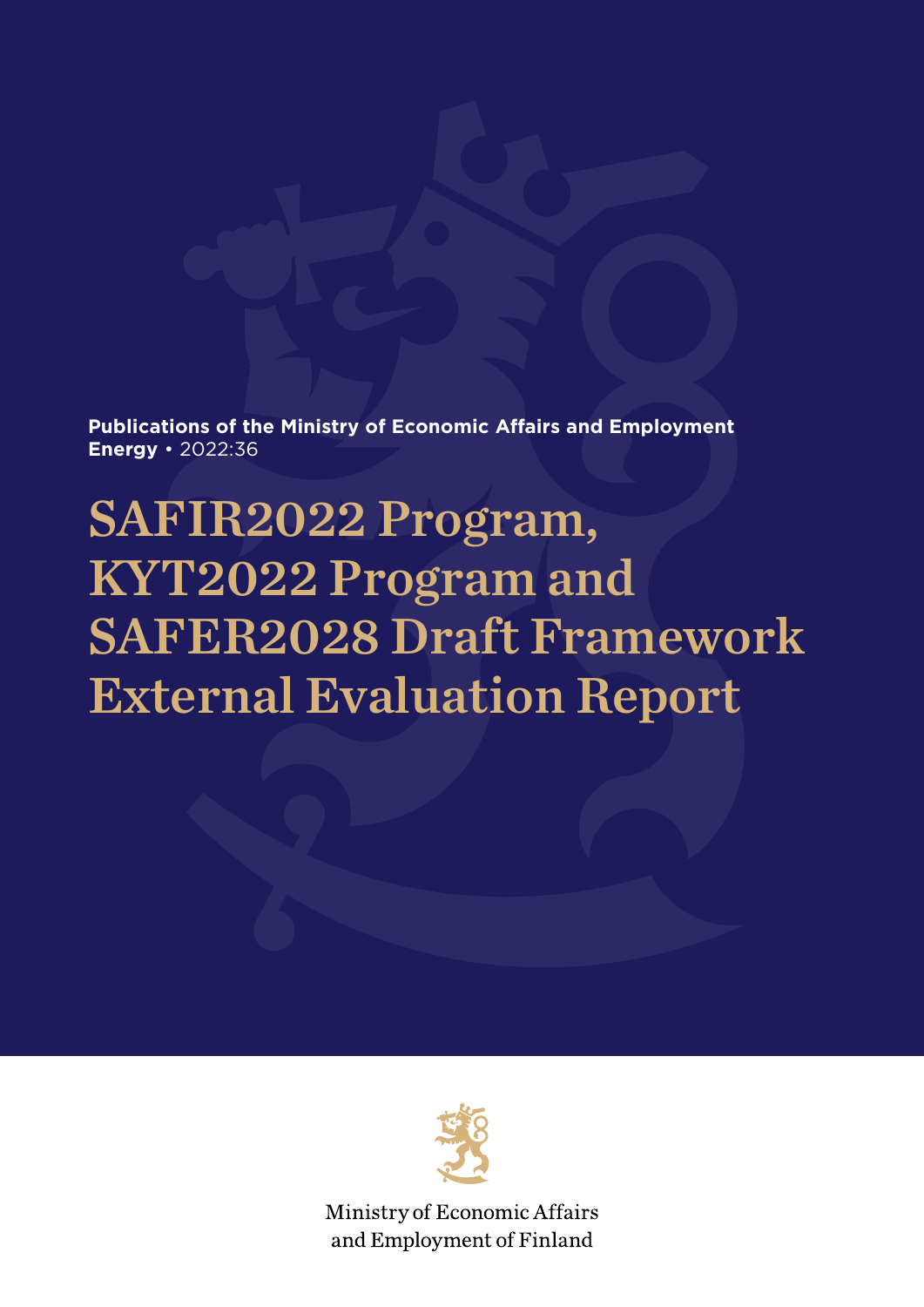**Publications of the Ministry of Economic Affairs and Employment**
**Energy** • 2022:36

# SAFIR2022 Program, KYT2022 Program and SAFER2028 Draft Framework External Evaluation Report

Ministry of Economic Affairs and Employment of Finland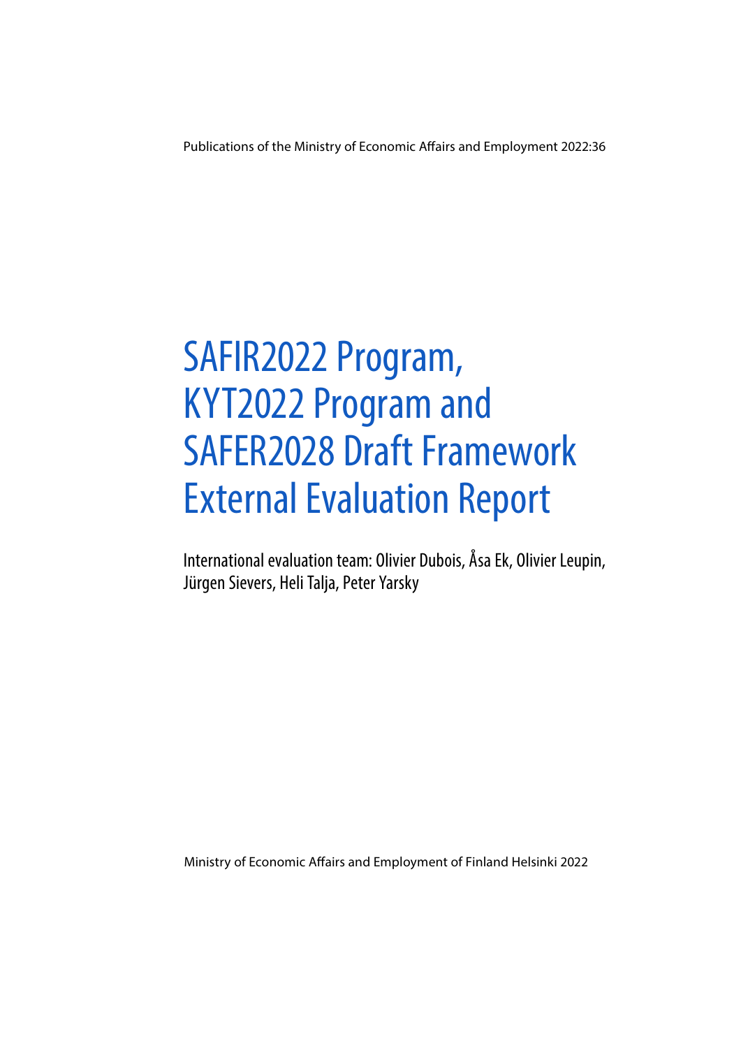Publications of the Ministry of Economic Affairs and Employment 2022:36

# SAFIR2022 Program, KYT2022 Program and SAFER2028 Draft Framework External Evaluation Report

International evaluation team: Olivier Dubois, Åsa Ek, Olivier Leupin, Jürgen Sievers, Heli Talja, Peter Yarsky

Ministry of Economic Affairs and Employment of Finland Helsinki 2022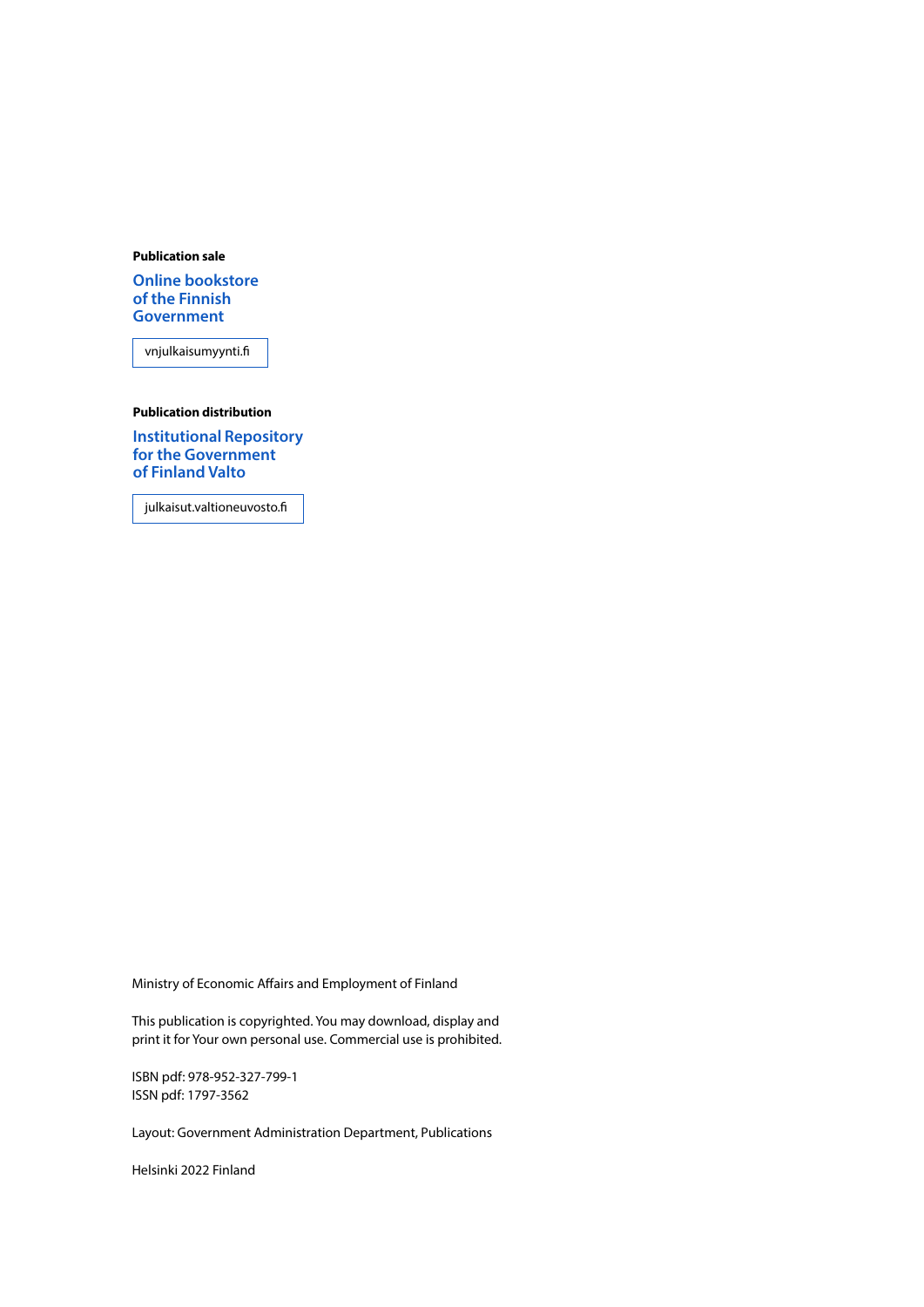**Publication sale**

**Online bookstore of the Finnish Government**

vnjulkaisumyynti.fi

**Publication distribution**

**Institutional Repository for the Government of Finland Valto**

julkaisut.valtioneuvosto.fi

Ministry of Economic Affairs and Employment of Finland

This publication is copyrighted. You may download, display and print it for Your own personal use. Commercial use is prohibited.

ISBN pdf: 978-952-327-799-1
ISSN pdf: 1797-3562

Layout: Government Administration Department, Publications

Helsinki 2022 Finland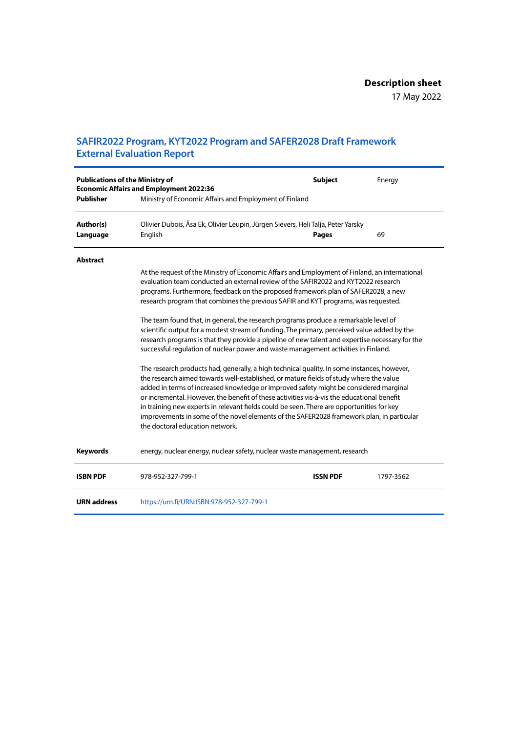**Description sheet**

17 May 2022

## SAFIR2022 Program, KYT2022 Program and SAFER2028 Draft Framework External Evaluation Report

| | | | |
|---|---|---|---|
| **Publications of the Ministry of Economic Affairs and Employment 2022:36** | | **Subject** | Energy |
| **Publisher** | Ministry of Economic Affairs and Employment of Finland | | |
| **Author(s)** | Olivier Dubois, Åsa Ek, Olivier Leupin, Jürgen Sievers, Heli Talja, Peter Yarsky | | |
| **Language** | English | **Pages** | 69 |

**Abstract**

At the request of the Ministry of Economic Affairs and Employment of Finland, an international evaluation team conducted an external review of the SAFIR2022 and KYT2022 research programs. Furthermore, feedback on the proposed framework plan of SAFER2028, a new research program that combines the previous SAFIR and KYT programs, was requested.

The team found that, in general, the research programs produce a remarkable level of scientific output for a modest stream of funding. The primary, perceived value added by the research programs is that they provide a pipeline of new talent and expertise necessary for the successful regulation of nuclear power and waste management activities in Finland.

The research products had, generally, a high technical quality. In some instances, however, the research aimed towards well-established, or mature fields of study where the value added in terms of increased knowledge or improved safety might be considered marginal or incremental. However, the benefit of these activities vis-à-vis the educational benefit in training new experts in relevant fields could be seen. There are opportunities for key improvements in some of the novel elements of the SAFER2028 framework plan, in particular the doctoral education network.

| | | | |
|---|---|---|---|
| **Keywords** | energy, nuclear energy, nuclear safety, nuclear waste management, research | | |
| **ISBN PDF** | 978-952-327-799-1 | **ISSN PDF** | 1797-3562 |
| **URN address** | https://urn.fi/URN:ISBN:978-952-327-799-1 | | |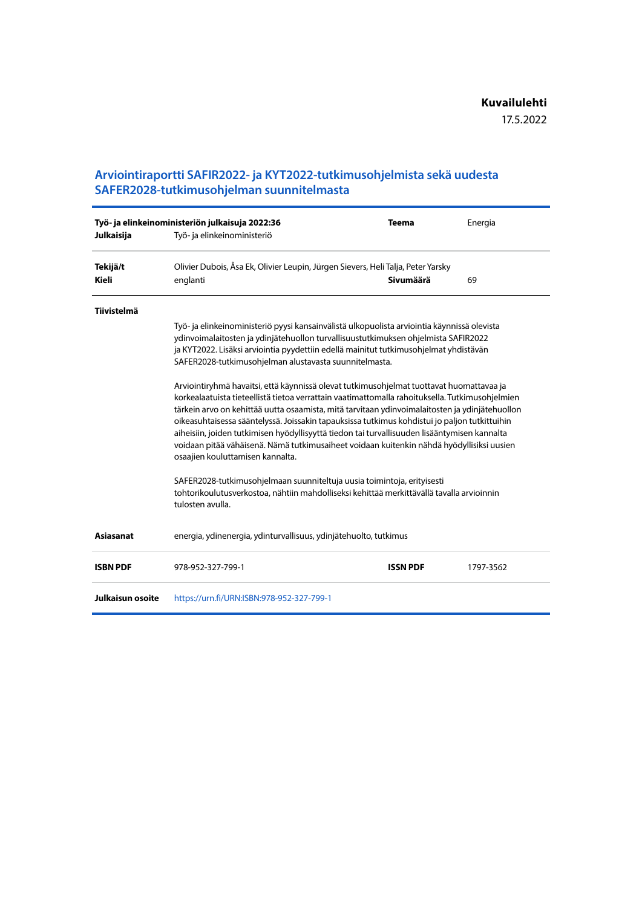**Kuvailulehti**

17.5.2022

## Arviointiraportti SAFIR2022- ja KYT2022-tutkimusohjelmista sekä uudesta SAFER2028-tutkimusohjelman suunnitelmasta

| | | | |
|---|---|---|---|
| **Työ- ja elinkeinoministeriön julkaisuja 2022:36** | | **Teema** | Energia |
| **Julkaisija** | Työ- ja elinkeinoministeriö | | |
| **Tekijä/t** | Olivier Dubois, Åsa Ek, Olivier Leupin, Jürgen Sievers, Heli Talja, Peter Yarsky | | |
| **Kieli** | englanti | **Sivumäärä** | 69 |

**Tiivistelmä**

Työ- ja elinkeinoministeriö pyysi kansainvälistä ulkopuolista arviointia käynnissä olevista ydinvoimalaitosten ja ydinjätehuollon turvallisuustutkimuksen ohjelmista SAFIR2022 ja KYT2022. Lisäksi arviointia pyydettiin edellä mainitut tutkimusohjelmat yhdistävän SAFER2028-tutkimusohjelman alustavasta suunnitelmasta.

Arviointiryhmä havaitsi, että käynnissä olevat tutkimusohjelmat tuottavat huomattavaa ja korkealaatuista tieteellistä tietoa verrattain vaatimattomalla rahoituksella. Tutkimusohjelmien tärkein arvo on kehittää uutta osaamista, mitä tarvitaan ydinvoimalaitosten ja ydinjätehuollon oikeasuhtaisessa sääntelyssä. Joissakin tapauksissa tutkimus kohdistui jo paljon tutkittuihin aiheisiin, joiden tutkimisen hyödyllisyyttä tiedon tai turvallisuuden lisääntymisen kannalta voidaan pitää vähäisenä. Nämä tutkimusaiheet voidaan kuitenkin nähdä hyödyllisiksi uusien osaajien kouluttamisen kannalta.

SAFER2028-tutkimusohjelmaan suunniteltuja uusia toimintoja, erityisesti tohtorikoulutusverkostoa, nähtiin mahdolliseksi kehittää merkittävällä tavalla arvioinnin tulosten avulla.

| | | | |
|---|---|---|---|
| **Asiasanat** | energia, ydinenergia, ydinturvallisuus, ydinjätehuolto, tutkimus | | |
| **ISBN PDF** | 978-952-327-799-1 | **ISSN PDF** | 1797-3562 |
| **Julkaisun osoite** | https://urn.fi/URN:ISBN:978-952-327-799-1 | | |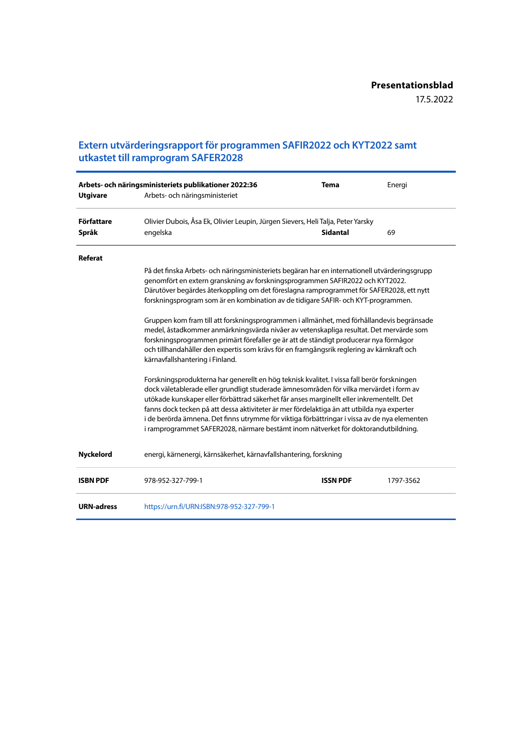**Presentationsblad**

17.5.2022

# Extern utvärderingsrapport för programmen SAFIR2022 och KYT2022 samt utkastet till ramprogram SAFER2028

| | | | |
|---|---|---|---|
| **Arbets- och näringsministeriets publikationer 2022:36** | | **Tema** | Energi |
| **Utgivare** | Arbets- och näringsministeriet | | |
| **Författare** | Olivier Dubois, Åsa Ek, Olivier Leupin, Jürgen Sievers, Heli Talja, Peter Yarsky | | |
| **Språk** | engelska | **Sidantal** | 69 |

**Referat**

På det finska Arbets- och näringsministeriets begäran har en internationell utvärderingsgrupp genomfört en extern granskning av forskningsprogrammen SAFIR2022 och KYT2022. Därutöver begärdes återkoppling om det föreslagna ramprogrammet för SAFER2028, ett nytt forskningsprogram som är en kombination av de tidigare SAFIR- och KYT-programmen.

Gruppen kom fram till att forskningsprogrammen i allmänhet, med förhållandevis begränsade medel, åstadkommer anmärkningsvärda nivåer av vetenskapliga resultat. Det mervärde som forskningsprogrammen primärt förefaller ge är att de ständigt producerar nya förmågor och tillhandahåller den expertis som krävs för en framgångsrik reglering av kärnkraft och kärnavfallshantering i Finland.

Forskningsprodukterna har generellt en hög teknisk kvalitet. I vissa fall berör forskningen dock väletablerade eller grundligt studerade ämnesområden för vilka mervärdet i form av utökade kunskaper eller förbättrad säkerhet får anses marginellt eller inkrementellt. Det fanns dock tecken på att dessa aktiviteter är mer fördelaktiga än att utbilda nya experter i de berörda ämnena. Det finns utrymme för viktiga förbättringar i vissa av de nya elementen i ramprogrammet SAFER2028, närmare bestämt inom nätverket för doktorandutbildning.

| | | | |
|---|---|---|---|
| **Nyckelord** | energi, kärnenergi, kärnsäkerhet, kärnavfallshantering, forskning | | |
| **ISBN PDF** | 978-952-327-799-1 | **ISSN PDF** | 1797-3562 |
| **URN-adress** | https://urn.fi/URN:ISBN:978-952-327-799-1 | | |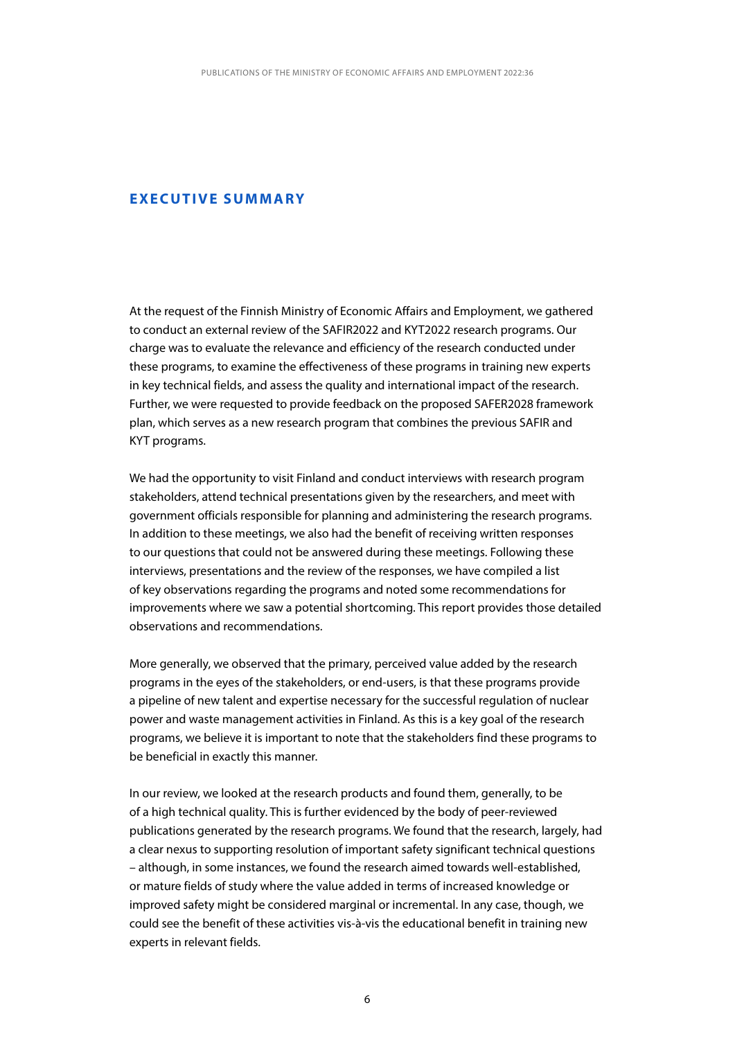## EXECUTIVE SUMMARY

At the request of the Finnish Ministry of Economic Affairs and Employment, we gathered to conduct an external review of the SAFIR2022 and KYT2022 research programs. Our charge was to evaluate the relevance and efficiency of the research conducted under these programs, to examine the effectiveness of these programs in training new experts in key technical fields, and assess the quality and international impact of the research. Further, we were requested to provide feedback on the proposed SAFER2028 framework plan, which serves as a new research program that combines the previous SAFIR and KYT programs.

We had the opportunity to visit Finland and conduct interviews with research program stakeholders, attend technical presentations given by the researchers, and meet with government officials responsible for planning and administering the research programs. In addition to these meetings, we also had the benefit of receiving written responses to our questions that could not be answered during these meetings. Following these interviews, presentations and the review of the responses, we have compiled a list of key observations regarding the programs and noted some recommendations for improvements where we saw a potential shortcoming. This report provides those detailed observations and recommendations.

More generally, we observed that the primary, perceived value added by the research programs in the eyes of the stakeholders, or end-users, is that these programs provide a pipeline of new talent and expertise necessary for the successful regulation of nuclear power and waste management activities in Finland. As this is a key goal of the research programs, we believe it is important to note that the stakeholders find these programs to be beneficial in exactly this manner.

In our review, we looked at the research products and found them, generally, to be of a high technical quality. This is further evidenced by the body of peer-reviewed publications generated by the research programs. We found that the research, largely, had a clear nexus to supporting resolution of important safety significant technical questions – although, in some instances, we found the research aimed towards well-established, or mature fields of study where the value added in terms of increased knowledge or improved safety might be considered marginal or incremental. In any case, though, we could see the benefit of these activities vis-à-vis the educational benefit in training new experts in relevant fields.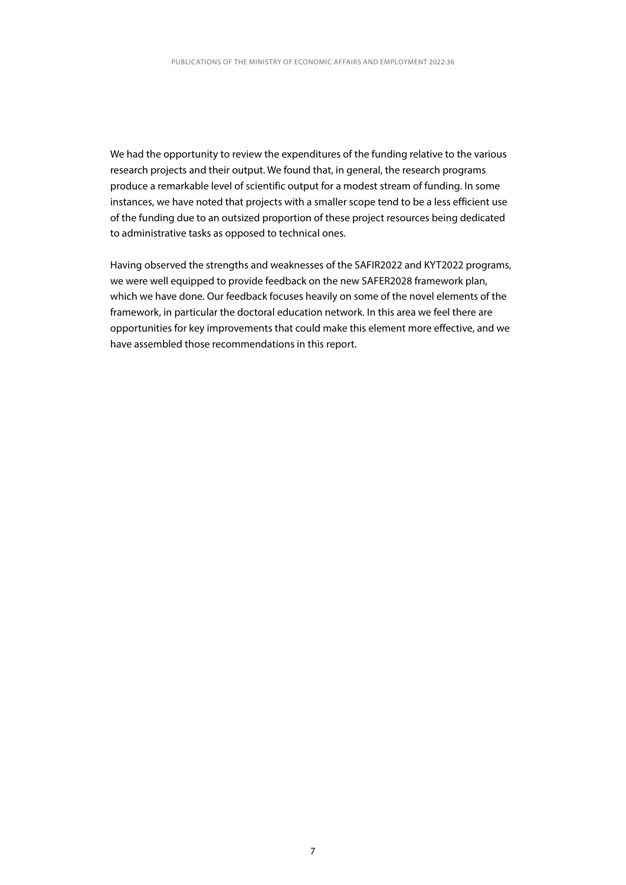We had the opportunity to review the expenditures of the funding relative to the various research projects and their output. We found that, in general, the research programs produce a remarkable level of scientific output for a modest stream of funding. In some instances, we have noted that projects with a smaller scope tend to be a less efficient use of the funding due to an outsized proportion of these project resources being dedicated to administrative tasks as opposed to technical ones.

Having observed the strengths and weaknesses of the SAFIR2022 and KYT2022 programs, we were well equipped to provide feedback on the new SAFER2028 framework plan, which we have done. Our feedback focuses heavily on some of the novel elements of the framework, in particular the doctoral education network. In this area we feel there are opportunities for key improvements that could make this element more effective, and we have assembled those recommendations in this report.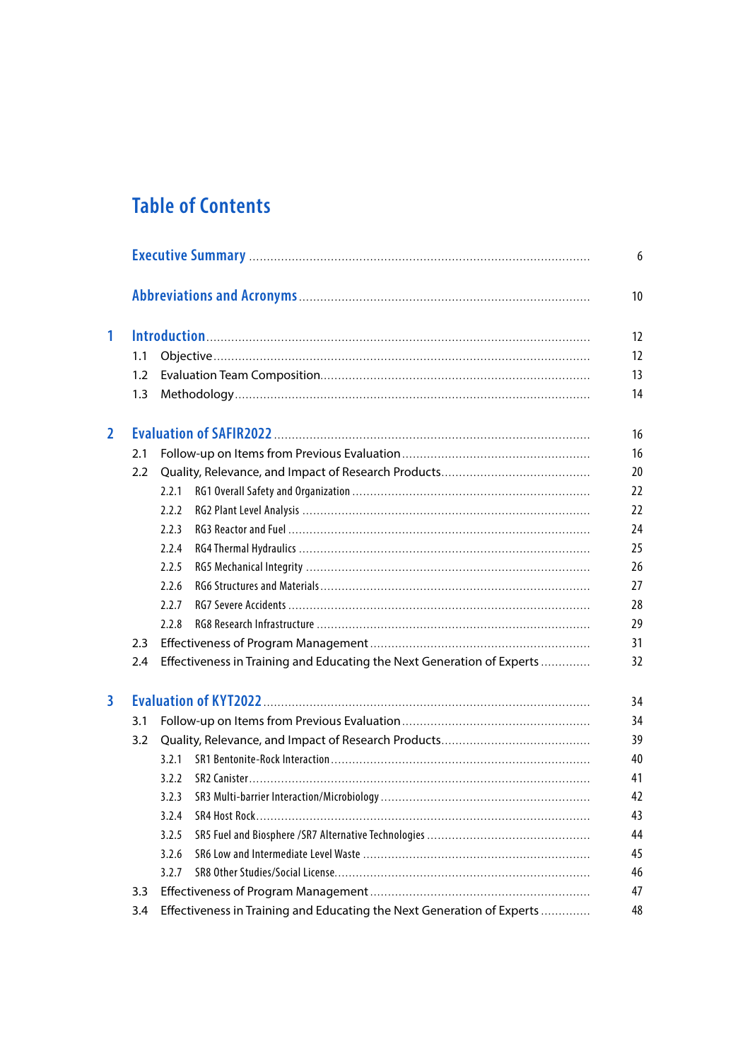# Table of Contents

| | | |
|---|---|---|
| | **Executive Summary** | 6 |
| | **Abbreviations and Acronyms** | 10 |
| **1** | **Introduction** | 12 |
| | 1.1 Objective | 12 |
| | 1.2 Evaluation Team Composition | 13 |
| | 1.3 Methodology | 14 |
| **2** | **Evaluation of SAFIR2022** | 16 |
| | 2.1 Follow-up on Items from Previous Evaluation | 16 |
| | 2.2 Quality, Relevance, and Impact of Research Products | 20 |
| | 2.2.1 RG1 Overall Safety and Organization | 22 |
| | 2.2.2 RG2 Plant Level Analysis | 22 |
| | 2.2.3 RG3 Reactor and Fuel | 24 |
| | 2.2.4 RG4 Thermal Hydraulics | 25 |
| | 2.2.5 RG5 Mechanical Integrity | 26 |
| | 2.2.6 RG6 Structures and Materials | 27 |
| | 2.2.7 RG7 Severe Accidents | 28 |
| | 2.2.8 RG8 Research Infrastructure | 29 |
| | 2.3 Effectiveness of Program Management | 31 |
| | 2.4 Effectiveness in Training and Educating the Next Generation of Experts | 32 |
| **3** | **Evaluation of KYT2022** | 34 |
| | 3.1 Follow-up on Items from Previous Evaluation | 34 |
| | 3.2 Quality, Relevance, and Impact of Research Products | 39 |
| | 3.2.1 SR1 Bentonite-Rock Interaction | 40 |
| | 3.2.2 SR2 Canister | 41 |
| | 3.2.3 SR3 Multi-barrier Interaction/Microbiology | 42 |
| | 3.2.4 SR4 Host Rock | 43 |
| | 3.2.5 SR5 Fuel and Biosphere /SR7 Alternative Technologies | 44 |
| | 3.2.6 SR6 Low and Intermediate Level Waste | 45 |
| | 3.2.7 SR8 Other Studies/Social License | 46 |
| | 3.3 Effectiveness of Program Management | 47 |
| | 3.4 Effectiveness in Training and Educating the Next Generation of Experts | 48 |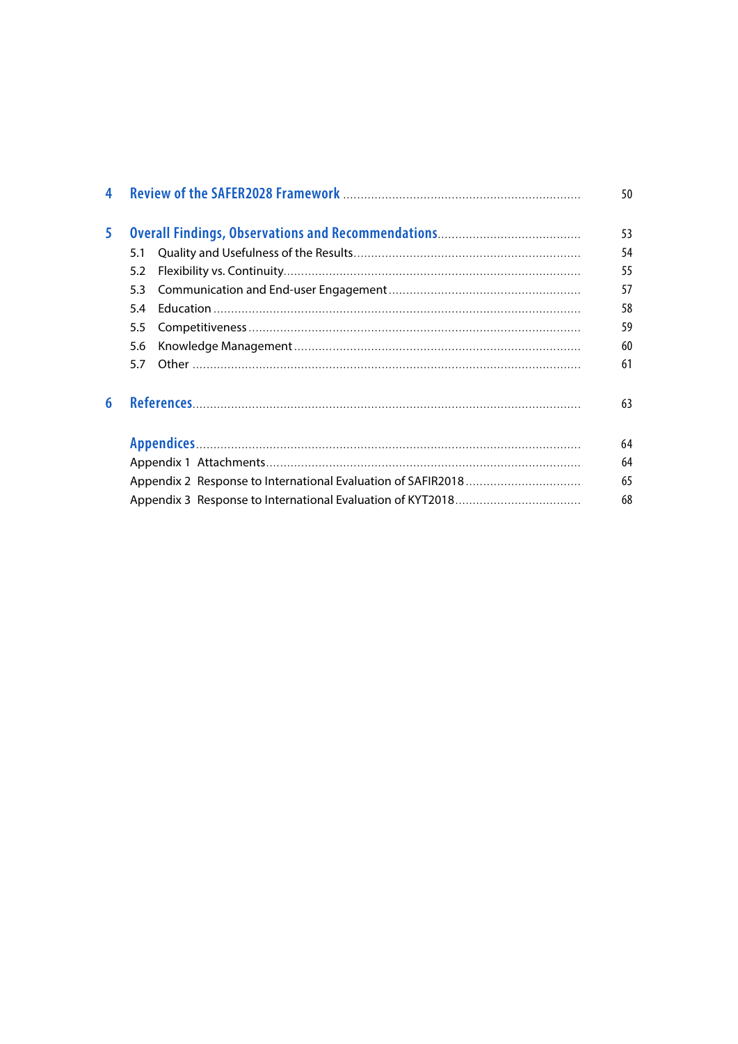| | | |
|---|---|---|
| **4** | **Review of the SAFER2028 Framework** | 50 |
| **5** | **Overall Findings, Observations and Recommendations** | 53 |
| | 5.1 Quality and Usefulness of the Results | 54 |
| | 5.2 Flexibility vs. Continuity | 55 |
| | 5.3 Communication and End-user Engagement | 57 |
| | 5.4 Education | 58 |
| | 5.5 Competitiveness | 59 |
| | 5.6 Knowledge Management | 60 |
| | 5.7 Other | 61 |
| **6** | **References** | 63 |
| | **Appendices** | 64 |
| | Appendix 1 Attachments | 64 |
| | Appendix 2 Response to International Evaluation of SAFIR2018 | 65 |
| | Appendix 3 Response to International Evaluation of KYT2018 | 68 |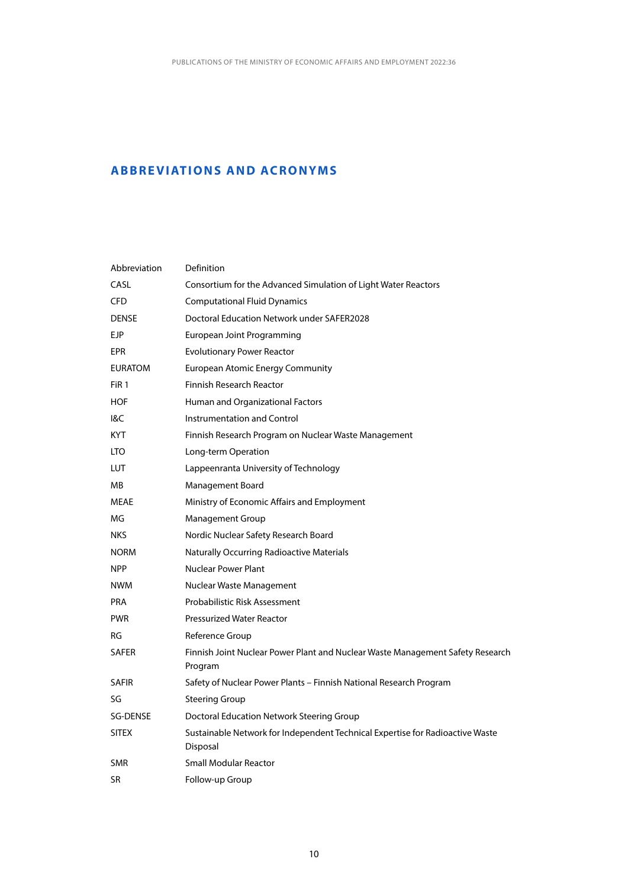# ABBREVIATIONS AND ACRONYMS

| Abbreviation | Definition |
|---|---|
| CASL | Consortium for the Advanced Simulation of Light Water Reactors |
| CFD | Computational Fluid Dynamics |
| DENSE | Doctoral Education Network under SAFER2028 |
| EJP | European Joint Programming |
| EPR | Evolutionary Power Reactor |
| EURATOM | European Atomic Energy Community |
| FiR 1 | Finnish Research Reactor |
| HOF | Human and Organizational Factors |
| I&C | Instrumentation and Control |
| KYT | Finnish Research Program on Nuclear Waste Management |
| LTO | Long-term Operation |
| LUT | Lappeenranta University of Technology |
| MB | Management Board |
| MEAE | Ministry of Economic Affairs and Employment |
| MG | Management Group |
| NKS | Nordic Nuclear Safety Research Board |
| NORM | Naturally Occurring Radioactive Materials |
| NPP | Nuclear Power Plant |
| NWM | Nuclear Waste Management |
| PRA | Probabilistic Risk Assessment |
| PWR | Pressurized Water Reactor |
| RG | Reference Group |
| SAFER | Finnish Joint Nuclear Power Plant and Nuclear Waste Management Safety Research Program |
| SAFIR | Safety of Nuclear Power Plants – Finnish National Research Program |
| SG | Steering Group |
| SG-DENSE | Doctoral Education Network Steering Group |
| SITEX | Sustainable Network for Independent Technical Expertise for Radioactive Waste Disposal |
| SMR | Small Modular Reactor |
| SR | Follow-up Group |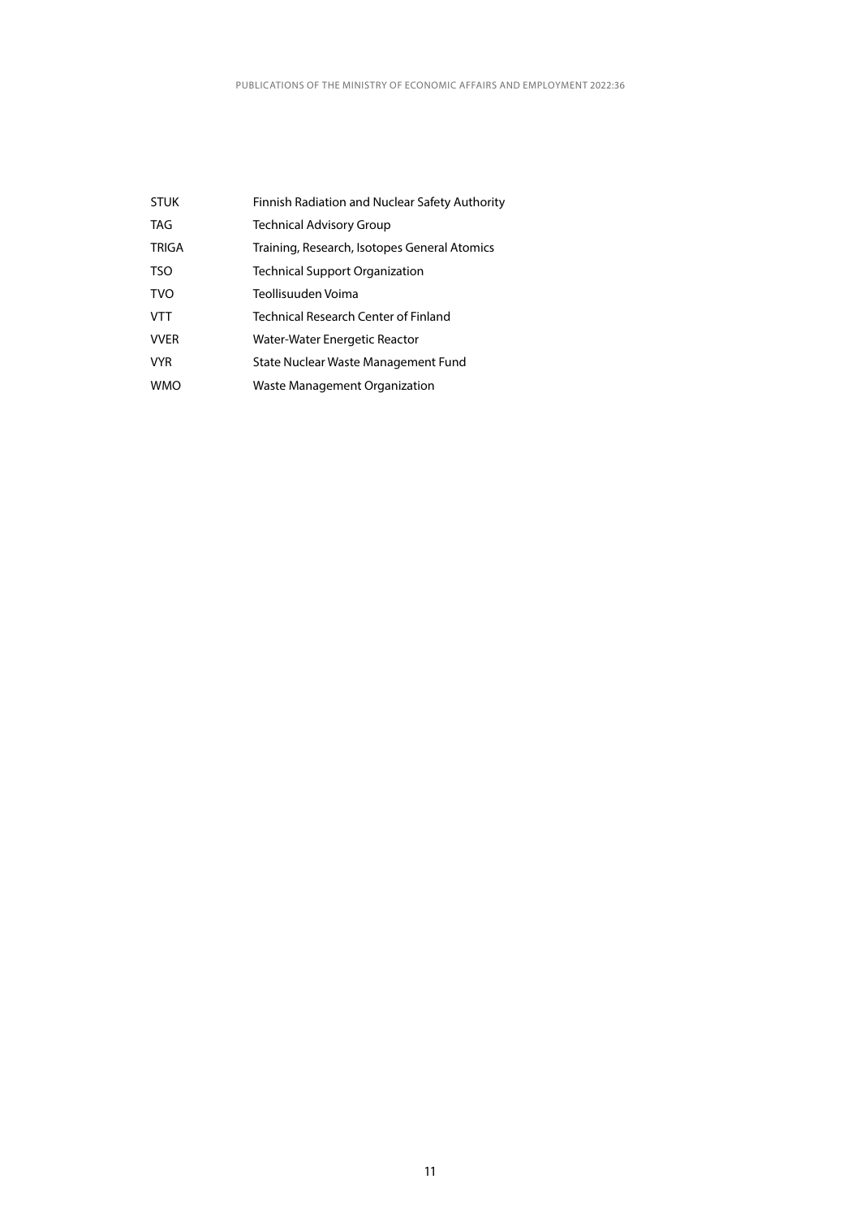| | |
|---|---|
| STUK | Finnish Radiation and Nuclear Safety Authority |
| TAG | Technical Advisory Group |
| TRIGA | Training, Research, Isotopes General Atomics |
| TSO | Technical Support Organization |
| TVO | Teollisuuden Voima |
| VTT | Technical Research Center of Finland |
| VVER | Water-Water Energetic Reactor |
| VYR | State Nuclear Waste Management Fund |
| WMO | Waste Management Organization |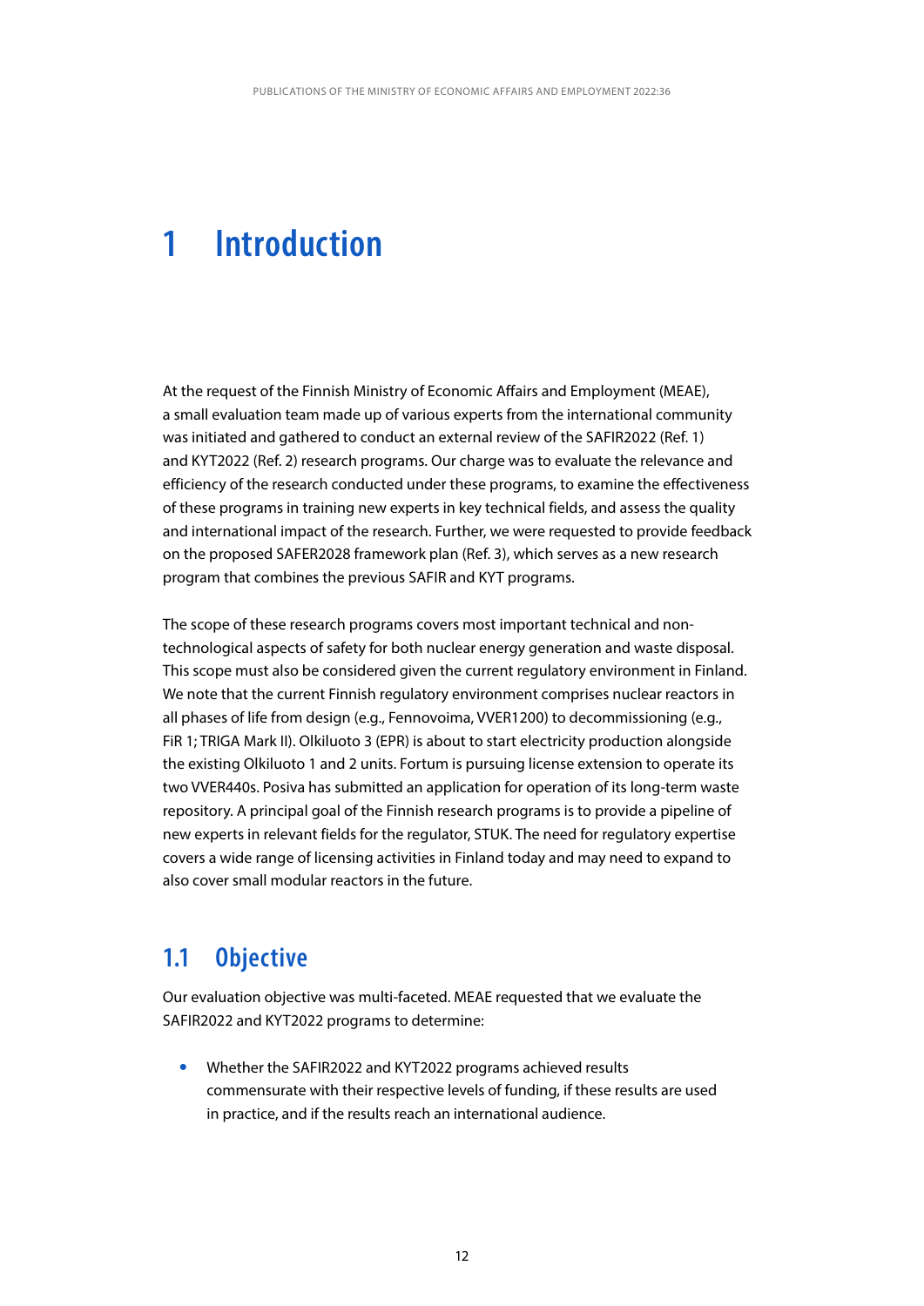# 1 Introduction

At the request of the Finnish Ministry of Economic Affairs and Employment (MEAE), a small evaluation team made up of various experts from the international community was initiated and gathered to conduct an external review of the SAFIR2022 (Ref. 1) and KYT2022 (Ref. 2) research programs. Our charge was to evaluate the relevance and efficiency of the research conducted under these programs, to examine the effectiveness of these programs in training new experts in key technical fields, and assess the quality and international impact of the research. Further, we were requested to provide feedback on the proposed SAFER2028 framework plan (Ref. 3), which serves as a new research program that combines the previous SAFIR and KYT programs.

The scope of these research programs covers most important technical and non-technological aspects of safety for both nuclear energy generation and waste disposal. This scope must also be considered given the current regulatory environment in Finland. We note that the current Finnish regulatory environment comprises nuclear reactors in all phases of life from design (e.g., Fennovoima, VVER1200) to decommissioning (e.g., FiR 1; TRIGA Mark II). Olkiluoto 3 (EPR) is about to start electricity production alongside the existing Olkiluoto 1 and 2 units. Fortum is pursuing license extension to operate its two VVER440s. Posiva has submitted an application for operation of its long-term waste repository. A principal goal of the Finnish research programs is to provide a pipeline of new experts in relevant fields for the regulator, STUK. The need for regulatory expertise covers a wide range of licensing activities in Finland today and may need to expand to also cover small modular reactors in the future.

## 1.1 Objective

Our evaluation objective was multi-faceted. MEAE requested that we evaluate the SAFIR2022 and KYT2022 programs to determine:

- Whether the SAFIR2022 and KYT2022 programs achieved results commensurate with their respective levels of funding, if these results are used in practice, and if the results reach an international audience.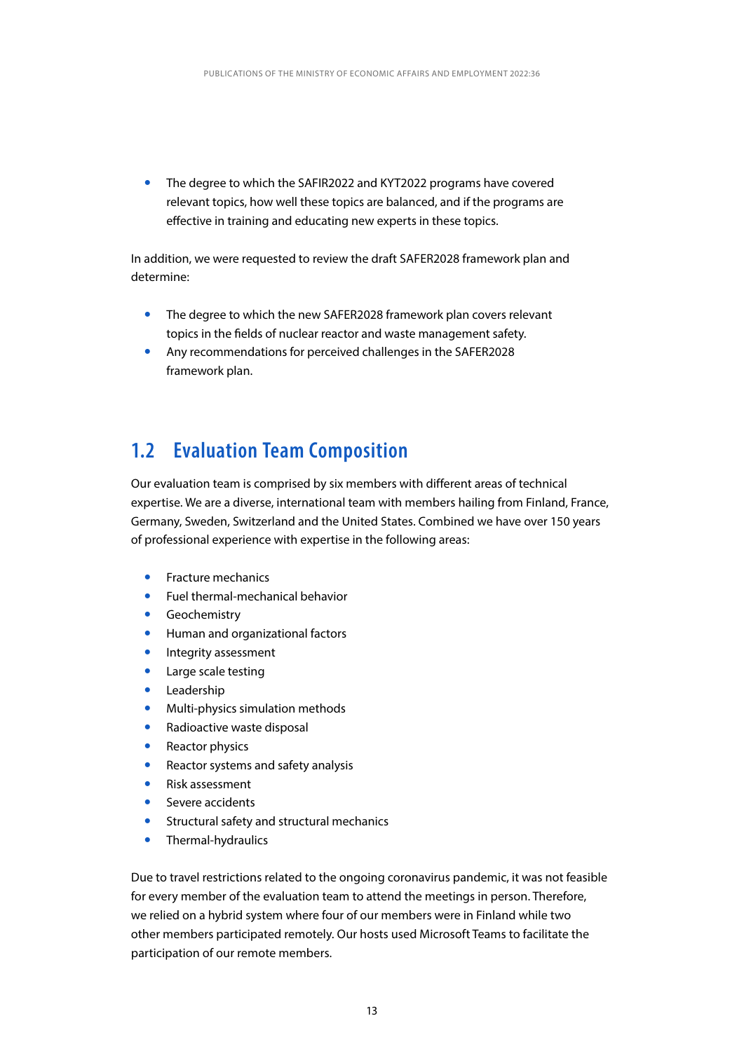- The degree to which the SAFIR2022 and KYT2022 programs have covered relevant topics, how well these topics are balanced, and if the programs are effective in training and educating new experts in these topics.

In addition, we were requested to review the draft SAFER2028 framework plan and determine:

- The degree to which the new SAFER2028 framework plan covers relevant topics in the fields of nuclear reactor and waste management safety.
- Any recommendations for perceived challenges in the SAFER2028 framework plan.

## 1.2 Evaluation Team Composition

Our evaluation team is comprised by six members with different areas of technical expertise. We are a diverse, international team with members hailing from Finland, France, Germany, Sweden, Switzerland and the United States. Combined we have over 150 years of professional experience with expertise in the following areas:

- Fracture mechanics
- Fuel thermal-mechanical behavior
- Geochemistry
- Human and organizational factors
- Integrity assessment
- Large scale testing
- Leadership
- Multi-physics simulation methods
- Radioactive waste disposal
- Reactor physics
- Reactor systems and safety analysis
- Risk assessment
- Severe accidents
- Structural safety and structural mechanics
- Thermal-hydraulics

Due to travel restrictions related to the ongoing coronavirus pandemic, it was not feasible for every member of the evaluation team to attend the meetings in person. Therefore, we relied on a hybrid system where four of our members were in Finland while two other members participated remotely. Our hosts used Microsoft Teams to facilitate the participation of our remote members.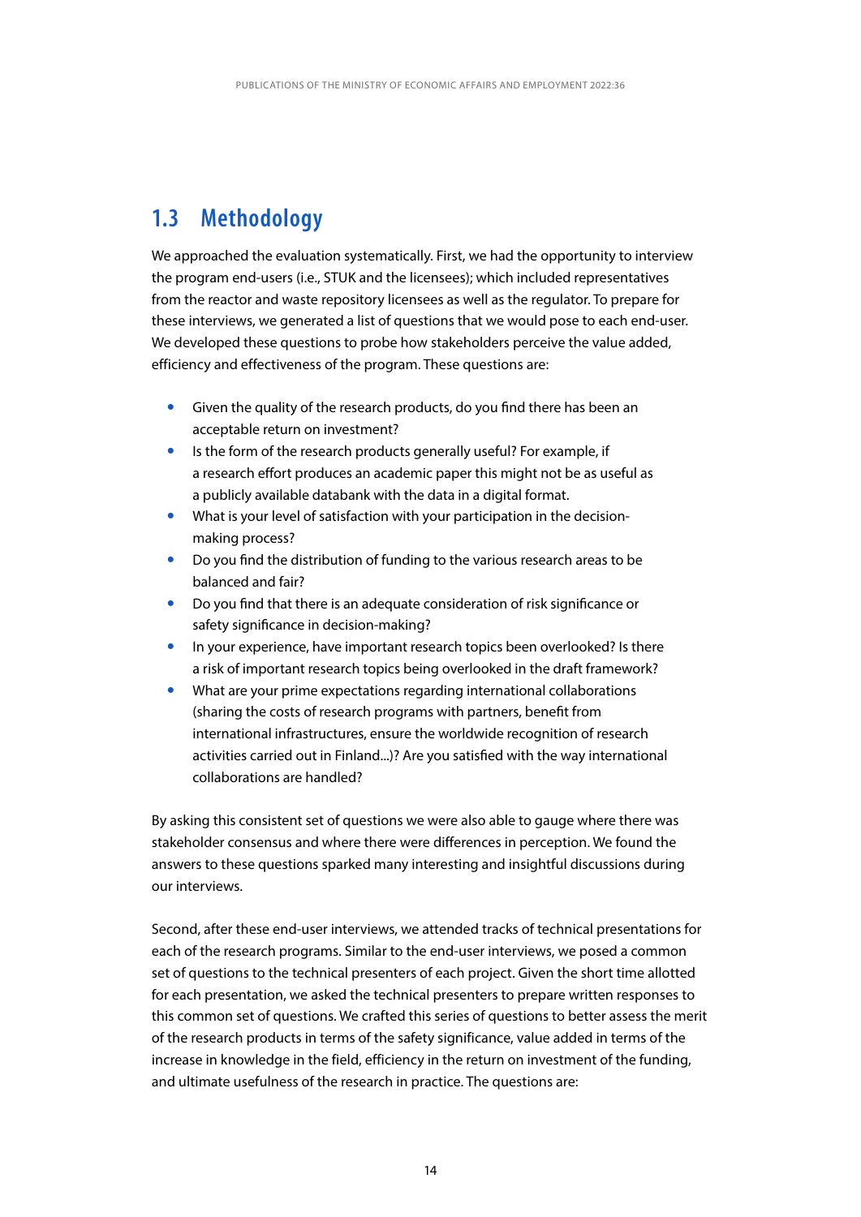## 1.3 Methodology

We approached the evaluation systematically. First, we had the opportunity to interview the program end-users (i.e., STUK and the licensees); which included representatives from the reactor and waste repository licensees as well as the regulator. To prepare for these interviews, we generated a list of questions that we would pose to each end-user. We developed these questions to probe how stakeholders perceive the value added, efficiency and effectiveness of the program. These questions are:

- Given the quality of the research products, do you find there has been an acceptable return on investment?
- Is the form of the research products generally useful? For example, if a research effort produces an academic paper this might not be as useful as a publicly available databank with the data in a digital format.
- What is your level of satisfaction with your participation in the decision-making process?
- Do you find the distribution of funding to the various research areas to be balanced and fair?
- Do you find that there is an adequate consideration of risk significance or safety significance in decision-making?
- In your experience, have important research topics been overlooked? Is there a risk of important research topics being overlooked in the draft framework?
- What are your prime expectations regarding international collaborations (sharing the costs of research programs with partners, benefit from international infrastructures, ensure the worldwide recognition of research activities carried out in Finland...)? Are you satisfied with the way international collaborations are handled?

By asking this consistent set of questions we were also able to gauge where there was stakeholder consensus and where there were differences in perception. We found the answers to these questions sparked many interesting and insightful discussions during our interviews.

Second, after these end-user interviews, we attended tracks of technical presentations for each of the research programs. Similar to the end-user interviews, we posed a common set of questions to the technical presenters of each project. Given the short time allotted for each presentation, we asked the technical presenters to prepare written responses to this common set of questions. We crafted this series of questions to better assess the merit of the research products in terms of the safety significance, value added in terms of the increase in knowledge in the field, efficiency in the return on investment of the funding, and ultimate usefulness of the research in practice. The questions are: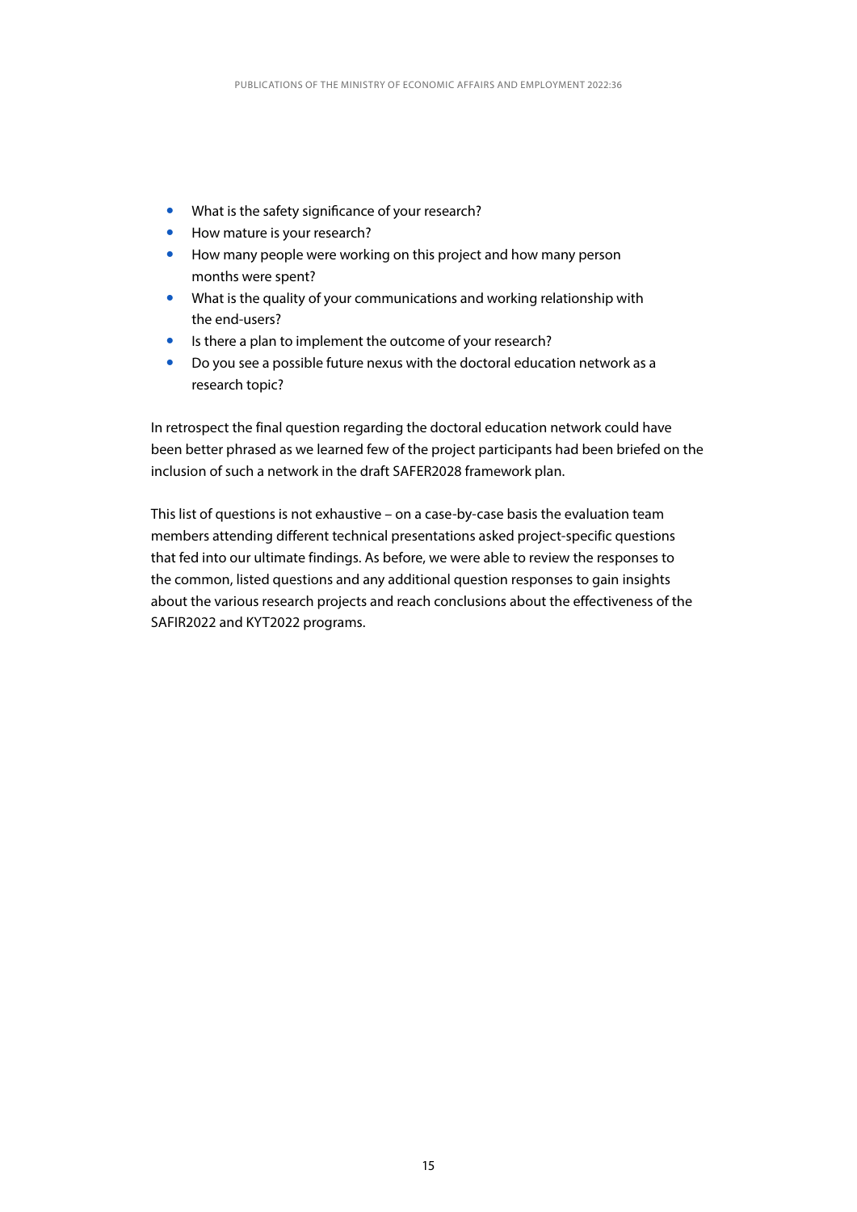- What is the safety significance of your research?
- How mature is your research?
- How many people were working on this project and how many person months were spent?
- What is the quality of your communications and working relationship with the end-users?
- Is there a plan to implement the outcome of your research?
- Do you see a possible future nexus with the doctoral education network as a research topic?

In retrospect the final question regarding the doctoral education network could have been better phrased as we learned few of the project participants had been briefed on the inclusion of such a network in the draft SAFER2028 framework plan.

This list of questions is not exhaustive – on a case-by-case basis the evaluation team members attending different technical presentations asked project-specific questions that fed into our ultimate findings. As before, we were able to review the responses to the common, listed questions and any additional question responses to gain insights about the various research projects and reach conclusions about the effectiveness of the SAFIR2022 and KYT2022 programs.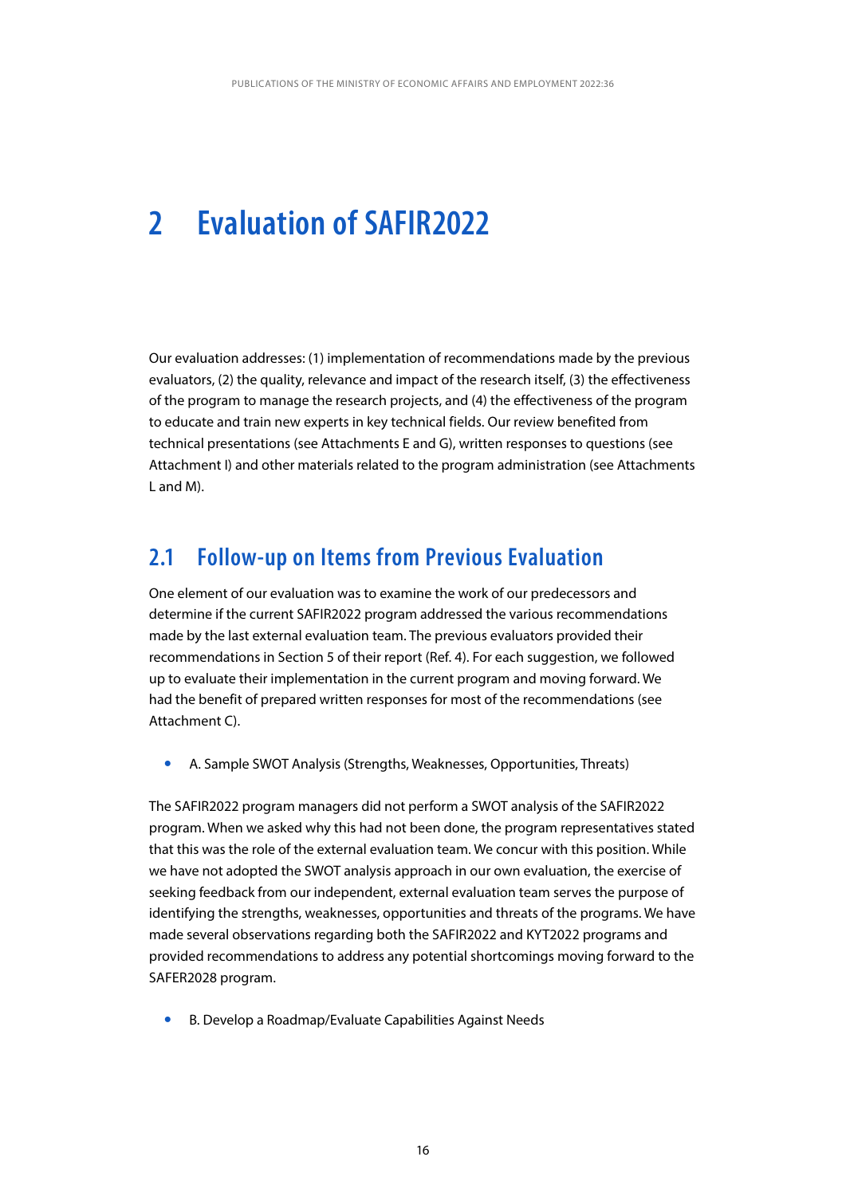# 2 Evaluation of SAFIR2022

Our evaluation addresses: (1) implementation of recommendations made by the previous evaluators, (2) the quality, relevance and impact of the research itself, (3) the effectiveness of the program to manage the research projects, and (4) the effectiveness of the program to educate and train new experts in key technical fields. Our review benefited from technical presentations (see Attachments E and G), written responses to questions (see Attachment I) and other materials related to the program administration (see Attachments L and M).

## 2.1 Follow-up on Items from Previous Evaluation

One element of our evaluation was to examine the work of our predecessors and determine if the current SAFIR2022 program addressed the various recommendations made by the last external evaluation team. The previous evaluators provided their recommendations in Section 5 of their report (Ref. 4). For each suggestion, we followed up to evaluate their implementation in the current program and moving forward. We had the benefit of prepared written responses for most of the recommendations (see Attachment C).

- A. Sample SWOT Analysis (Strengths, Weaknesses, Opportunities, Threats)

The SAFIR2022 program managers did not perform a SWOT analysis of the SAFIR2022 program. When we asked why this had not been done, the program representatives stated that this was the role of the external evaluation team. We concur with this position. While we have not adopted the SWOT analysis approach in our own evaluation, the exercise of seeking feedback from our independent, external evaluation team serves the purpose of identifying the strengths, weaknesses, opportunities and threats of the programs. We have made several observations regarding both the SAFIR2022 and KYT2022 programs and provided recommendations to address any potential shortcomings moving forward to the SAFER2028 program.

- B. Develop a Roadmap/Evaluate Capabilities Against Needs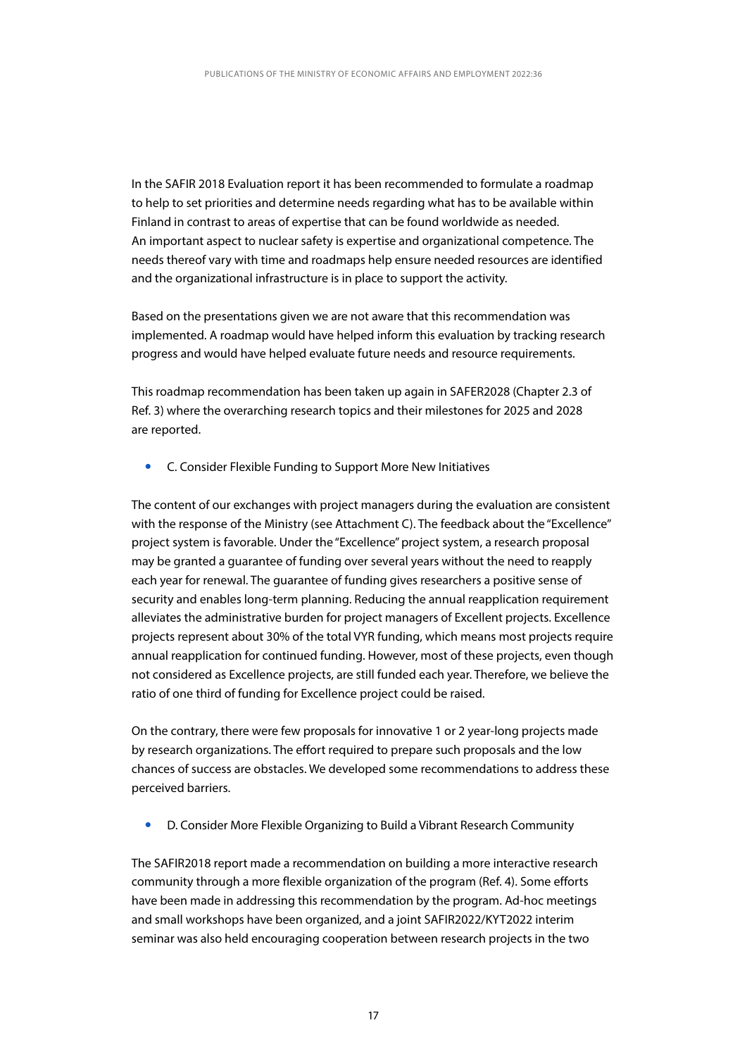In the SAFIR 2018 Evaluation report it has been recommended to formulate a roadmap to help to set priorities and determine needs regarding what has to be available within Finland in contrast to areas of expertise that can be found worldwide as needed. An important aspect to nuclear safety is expertise and organizational competence. The needs thereof vary with time and roadmaps help ensure needed resources are identified and the organizational infrastructure is in place to support the activity.

Based on the presentations given we are not aware that this recommendation was implemented. A roadmap would have helped inform this evaluation by tracking research progress and would have helped evaluate future needs and resource requirements.

This roadmap recommendation has been taken up again in SAFER2028 (Chapter 2.3 of Ref. 3) where the overarching research topics and their milestones for 2025 and 2028 are reported.

- C. Consider Flexible Funding to Support More New Initiatives

The content of our exchanges with project managers during the evaluation are consistent with the response of the Ministry (see Attachment C). The feedback about the "Excellence" project system is favorable. Under the "Excellence" project system, a research proposal may be granted a guarantee of funding over several years without the need to reapply each year for renewal. The guarantee of funding gives researchers a positive sense of security and enables long-term planning. Reducing the annual reapplication requirement alleviates the administrative burden for project managers of Excellent projects. Excellence projects represent about 30% of the total VYR funding, which means most projects require annual reapplication for continued funding. However, most of these projects, even though not considered as Excellence projects, are still funded each year. Therefore, we believe the ratio of one third of funding for Excellence project could be raised.

On the contrary, there were few proposals for innovative 1 or 2 year-long projects made by research organizations. The effort required to prepare such proposals and the low chances of success are obstacles. We developed some recommendations to address these perceived barriers.

- D. Consider More Flexible Organizing to Build a Vibrant Research Community

The SAFIR2018 report made a recommendation on building a more interactive research community through a more flexible organization of the program (Ref. 4). Some efforts have been made in addressing this recommendation by the program. Ad-hoc meetings and small workshops have been organized, and a joint SAFIR2022/KYT2022 interim seminar was also held encouraging cooperation between research projects in the two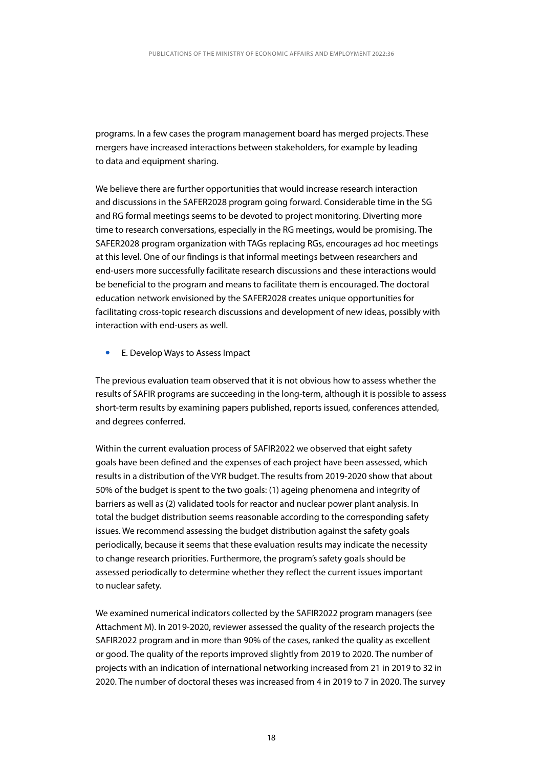programs. In a few cases the program management board has merged projects. These mergers have increased interactions between stakeholders, for example by leading to data and equipment sharing.

We believe there are further opportunities that would increase research interaction and discussions in the SAFER2028 program going forward. Considerable time in the SG and RG formal meetings seems to be devoted to project monitoring. Diverting more time to research conversations, especially in the RG meetings, would be promising. The SAFER2028 program organization with TAGs replacing RGs, encourages ad hoc meetings at this level. One of our findings is that informal meetings between researchers and end-users more successfully facilitate research discussions and these interactions would be beneficial to the program and means to facilitate them is encouraged. The doctoral education network envisioned by the SAFER2028 creates unique opportunities for facilitating cross-topic research discussions and development of new ideas, possibly with interaction with end-users as well.

- E. Develop Ways to Assess Impact

The previous evaluation team observed that it is not obvious how to assess whether the results of SAFIR programs are succeeding in the long-term, although it is possible to assess short-term results by examining papers published, reports issued, conferences attended, and degrees conferred.

Within the current evaluation process of SAFIR2022 we observed that eight safety goals have been defined and the expenses of each project have been assessed, which results in a distribution of the VYR budget. The results from 2019-2020 show that about 50% of the budget is spent to the two goals: (1) ageing phenomena and integrity of barriers as well as (2) validated tools for reactor and nuclear power plant analysis. In total the budget distribution seems reasonable according to the corresponding safety issues. We recommend assessing the budget distribution against the safety goals periodically, because it seems that these evaluation results may indicate the necessity to change research priorities. Furthermore, the program's safety goals should be assessed periodically to determine whether they reflect the current issues important to nuclear safety.

We examined numerical indicators collected by the SAFIR2022 program managers (see Attachment M). In 2019-2020, reviewer assessed the quality of the research projects the SAFIR2022 program and in more than 90% of the cases, ranked the quality as excellent or good. The quality of the reports improved slightly from 2019 to 2020. The number of projects with an indication of international networking increased from 21 in 2019 to 32 in 2020. The number of doctoral theses was increased from 4 in 2019 to 7 in 2020. The survey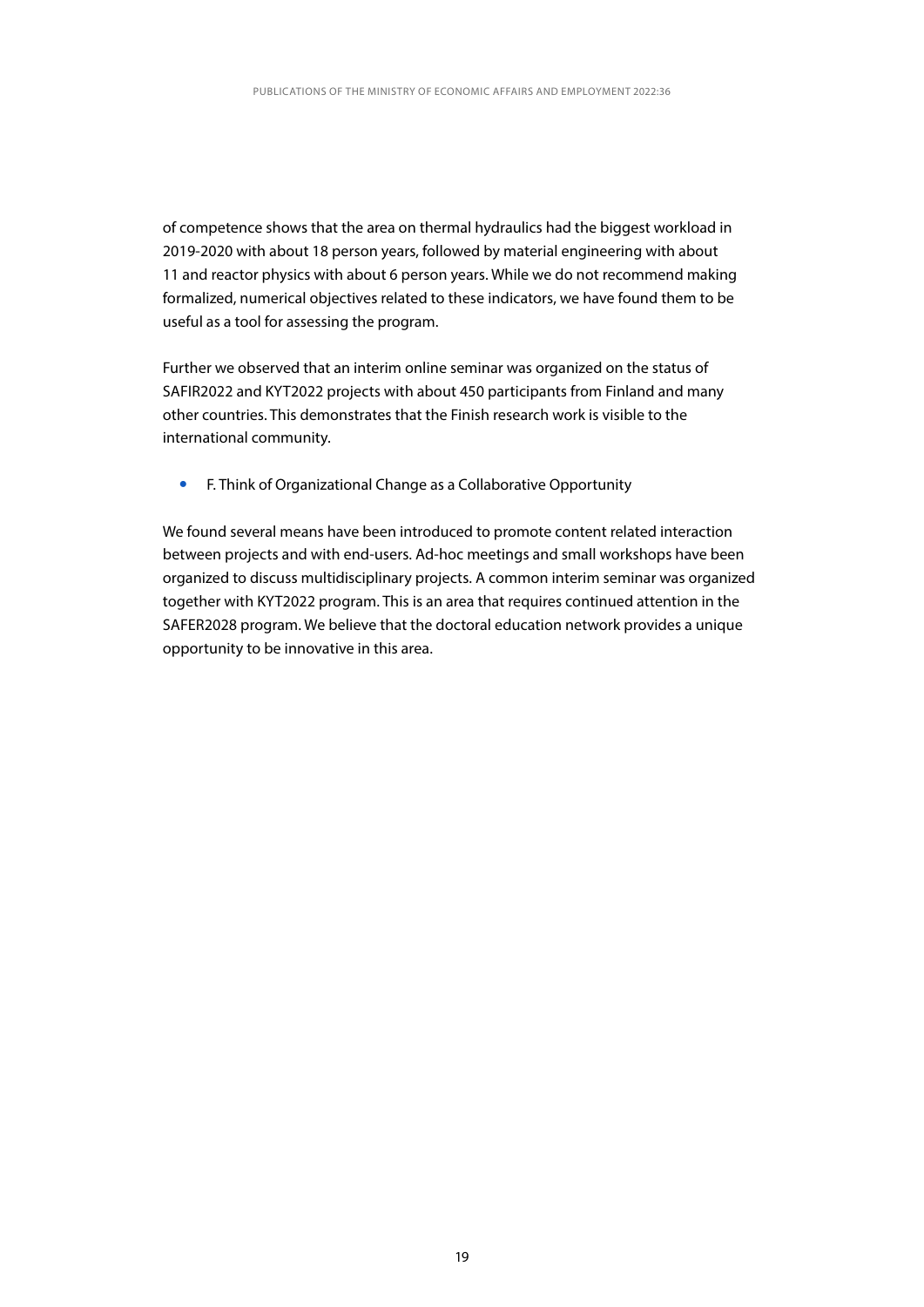of competence shows that the area on thermal hydraulics had the biggest workload in 2019-2020 with about 18 person years, followed by material engineering with about 11 and reactor physics with about 6 person years. While we do not recommend making formalized, numerical objectives related to these indicators, we have found them to be useful as a tool for assessing the program.

Further we observed that an interim online seminar was organized on the status of SAFIR2022 and KYT2022 projects with about 450 participants from Finland and many other countries. This demonstrates that the Finish research work is visible to the international community.

- F. Think of Organizational Change as a Collaborative Opportunity

We found several means have been introduced to promote content related interaction between projects and with end-users. Ad-hoc meetings and small workshops have been organized to discuss multidisciplinary projects. A common interim seminar was organized together with KYT2022 program. This is an area that requires continued attention in the SAFER2028 program. We believe that the doctoral education network provides a unique opportunity to be innovative in this area.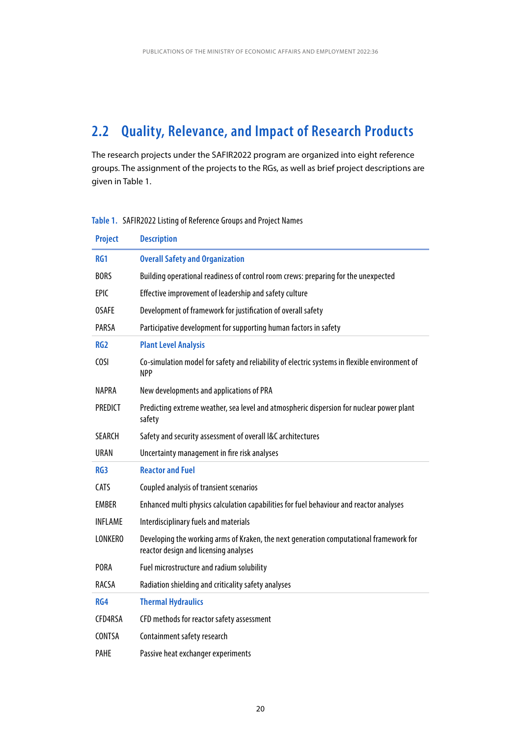## 2.2 Quality, Relevance, and Impact of Research Products

The research projects under the SAFIR2022 program are organized into eight reference groups. The assignment of the projects to the RGs, as well as brief project descriptions are given in Table 1.

Table 1. SAFIR2022 Listing of Reference Groups and Project Names

| Project | Description |
|---|---|
| **RG1** | **Overall Safety and Organization** |
| BORS | Building operational readiness of control room crews: preparing for the unexpected |
| EPIC | Effective improvement of leadership and safety culture |
| OSAFE | Development of framework for justification of overall safety |
| PARSA | Participative development for supporting human factors in safety |
| **RG2** | **Plant Level Analysis** |
| COSI | Co-simulation model for safety and reliability of electric systems in flexible environment of NPP |
| NAPRA | New developments and applications of PRA |
| PREDICT | Predicting extreme weather, sea level and atmospheric dispersion for nuclear power plant safety |
| SEARCH | Safety and security assessment of overall I&C architectures |
| URAN | Uncertainty management in fire risk analyses |
| **RG3** | **Reactor and Fuel** |
| CATS | Coupled analysis of transient scenarios |
| EMBER | Enhanced multi physics calculation capabilities for fuel behaviour and reactor analyses |
| INFLAME | Interdisciplinary fuels and materials |
| LONKERO | Developing the working arms of Kraken, the next generation computational framework for reactor design and licensing analyses |
| PORA | Fuel microstructure and radium solubility |
| RACSA | Radiation shielding and criticality safety analyses |
| **RG4** | **Thermal Hydraulics** |
| CFD4RSA | CFD methods for reactor safety assessment |
| CONTSA | Containment safety research |
| PAHE | Passive heat exchanger experiments |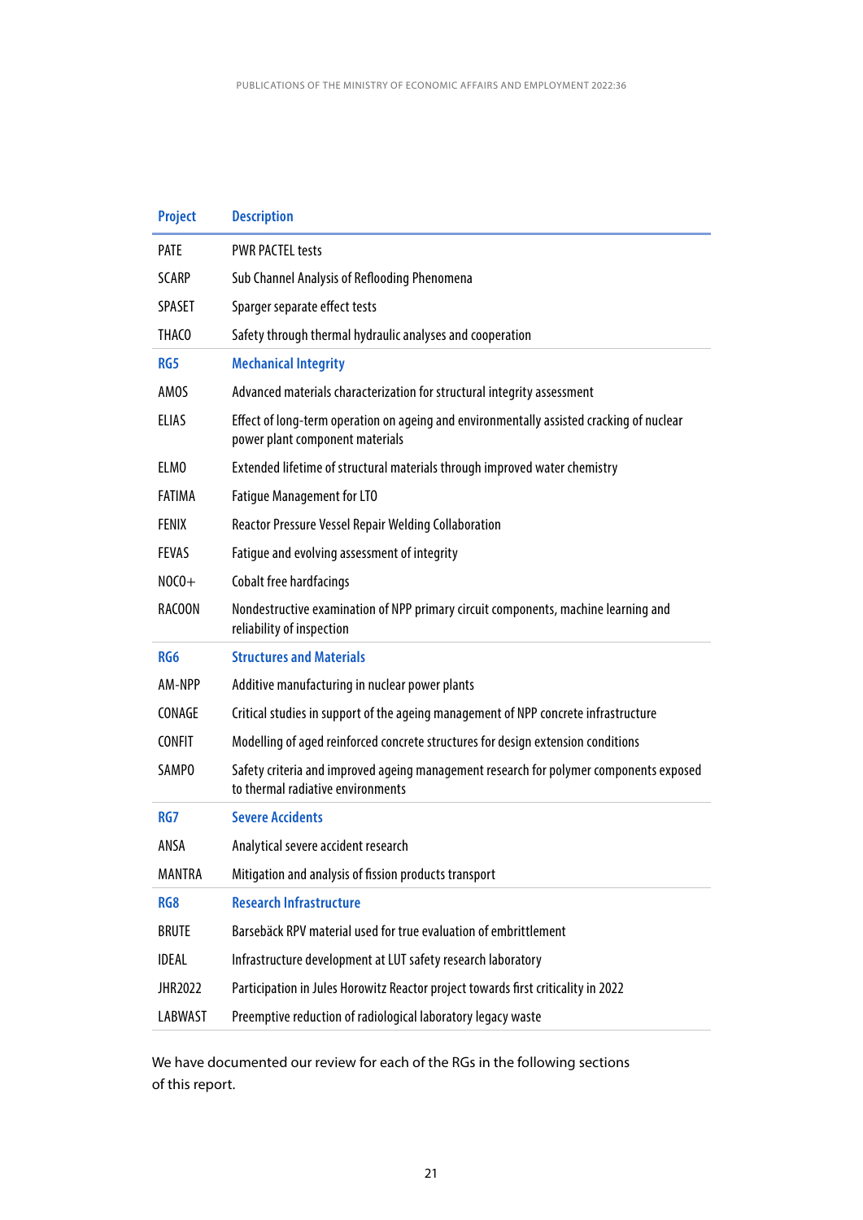| Project | Description |
| --- | --- |
| PATE | PWR PACTEL tests |
| SCARP | Sub Channel Analysis of Reflooding Phenomena |
| SPASET | Sparger separate effect tests |
| THACO | Safety through thermal hydraulic analyses and cooperation |
| **RG5** | **Mechanical Integrity** |
| AMOS | Advanced materials characterization for structural integrity assessment |
| ELIAS | Effect of long-term operation on ageing and environmentally assisted cracking of nuclear power plant component materials |
| ELMO | Extended lifetime of structural materials through improved water chemistry |
| FATIMA | Fatigue Management for LTO |
| FENIX | Reactor Pressure Vessel Repair Welding Collaboration |
| FEVAS | Fatigue and evolving assessment of integrity |
| NOCO+ | Cobalt free hardfacings |
| RACOON | Nondestructive examination of NPP primary circuit components, machine learning and reliability of inspection |
| **RG6** | **Structures and Materials** |
| AM-NPP | Additive manufacturing in nuclear power plants |
| CONAGE | Critical studies in support of the ageing management of NPP concrete infrastructure |
| CONFIT | Modelling of aged reinforced concrete structures for design extension conditions |
| SAMPO | Safety criteria and improved ageing management research for polymer components exposed to thermal radiative environments |
| **RG7** | **Severe Accidents** |
| ANSA | Analytical severe accident research |
| MANTRA | Mitigation and analysis of fission products transport |
| **RG8** | **Research Infrastructure** |
| BRUTE | Barsebäck RPV material used for true evaluation of embrittlement |
| IDEAL | Infrastructure development at LUT safety research laboratory |
| JHR2022 | Participation in Jules Horowitz Reactor project towards first criticality in 2022 |
| LABWAST | Preemptive reduction of radiological laboratory legacy waste |

We have documented our review for each of the RGs in the following sections of this report.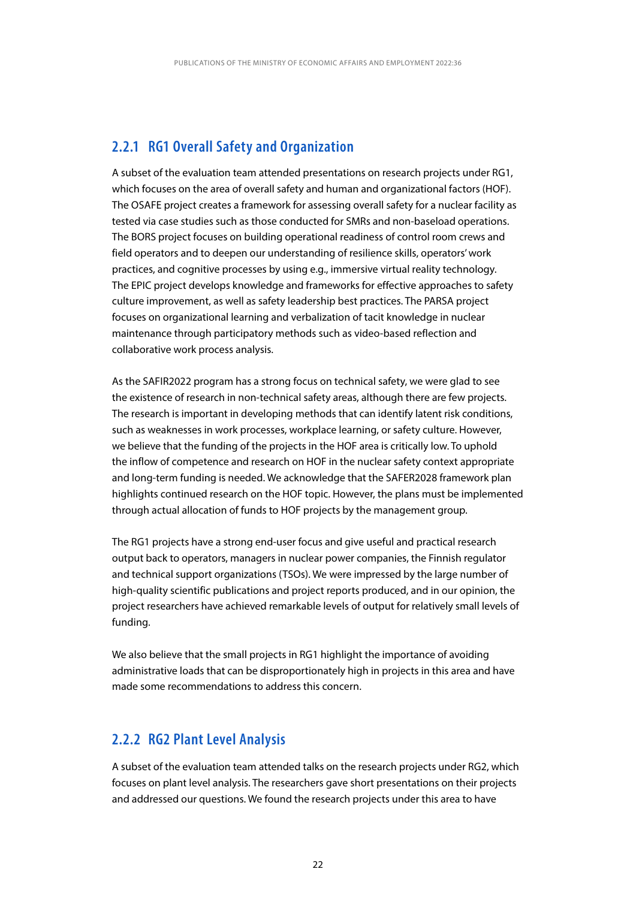### 2.2.1 RG1 Overall Safety and Organization

A subset of the evaluation team attended presentations on research projects under RG1, which focuses on the area of overall safety and human and organizational factors (HOF). The OSAFE project creates a framework for assessing overall safety for a nuclear facility as tested via case studies such as those conducted for SMRs and non-baseload operations. The BORS project focuses on building operational readiness of control room crews and field operators and to deepen our understanding of resilience skills, operators' work practices, and cognitive processes by using e.g., immersive virtual reality technology. The EPIC project develops knowledge and frameworks for effective approaches to safety culture improvement, as well as safety leadership best practices. The PARSA project focuses on organizational learning and verbalization of tacit knowledge in nuclear maintenance through participatory methods such as video-based reflection and collaborative work process analysis.

As the SAFIR2022 program has a strong focus on technical safety, we were glad to see the existence of research in non-technical safety areas, although there are few projects. The research is important in developing methods that can identify latent risk conditions, such as weaknesses in work processes, workplace learning, or safety culture. However, we believe that the funding of the projects in the HOF area is critically low. To uphold the inflow of competence and research on HOF in the nuclear safety context appropriate and long-term funding is needed. We acknowledge that the SAFER2028 framework plan highlights continued research on the HOF topic. However, the plans must be implemented through actual allocation of funds to HOF projects by the management group.

The RG1 projects have a strong end-user focus and give useful and practical research output back to operators, managers in nuclear power companies, the Finnish regulator and technical support organizations (TSOs). We were impressed by the large number of high-quality scientific publications and project reports produced, and in our opinion, the project researchers have achieved remarkable levels of output for relatively small levels of funding.

We also believe that the small projects in RG1 highlight the importance of avoiding administrative loads that can be disproportionately high in projects in this area and have made some recommendations to address this concern.

### 2.2.2 RG2 Plant Level Analysis

A subset of the evaluation team attended talks on the research projects under RG2, which focuses on plant level analysis. The researchers gave short presentations on their projects and addressed our questions. We found the research projects under this area to have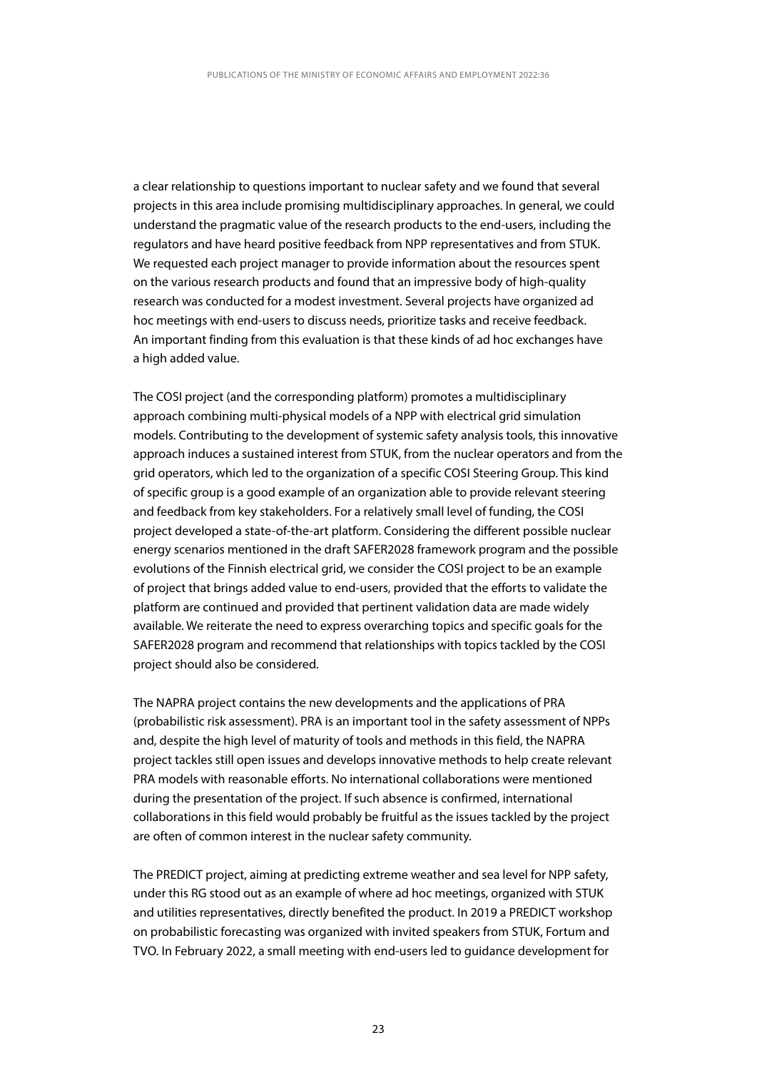a clear relationship to questions important to nuclear safety and we found that several projects in this area include promising multidisciplinary approaches. In general, we could understand the pragmatic value of the research products to the end-users, including the regulators and have heard positive feedback from NPP representatives and from STUK. We requested each project manager to provide information about the resources spent on the various research products and found that an impressive body of high-quality research was conducted for a modest investment. Several projects have organized ad hoc meetings with end-users to discuss needs, prioritize tasks and receive feedback. An important finding from this evaluation is that these kinds of ad hoc exchanges have a high added value.

The COSI project (and the corresponding platform) promotes a multidisciplinary approach combining multi-physical models of a NPP with electrical grid simulation models. Contributing to the development of systemic safety analysis tools, this innovative approach induces a sustained interest from STUK, from the nuclear operators and from the grid operators, which led to the organization of a specific COSI Steering Group. This kind of specific group is a good example of an organization able to provide relevant steering and feedback from key stakeholders. For a relatively small level of funding, the COSI project developed a state-of-the-art platform. Considering the different possible nuclear energy scenarios mentioned in the draft SAFER2028 framework program and the possible evolutions of the Finnish electrical grid, we consider the COSI project to be an example of project that brings added value to end-users, provided that the efforts to validate the platform are continued and provided that pertinent validation data are made widely available. We reiterate the need to express overarching topics and specific goals for the SAFER2028 program and recommend that relationships with topics tackled by the COSI project should also be considered.

The NAPRA project contains the new developments and the applications of PRA (probabilistic risk assessment). PRA is an important tool in the safety assessment of NPPs and, despite the high level of maturity of tools and methods in this field, the NAPRA project tackles still open issues and develops innovative methods to help create relevant PRA models with reasonable efforts. No international collaborations were mentioned during the presentation of the project. If such absence is confirmed, international collaborations in this field would probably be fruitful as the issues tackled by the project are often of common interest in the nuclear safety community.

The PREDICT project, aiming at predicting extreme weather and sea level for NPP safety, under this RG stood out as an example of where ad hoc meetings, organized with STUK and utilities representatives, directly benefited the product. In 2019 a PREDICT workshop on probabilistic forecasting was organized with invited speakers from STUK, Fortum and TVO. In February 2022, a small meeting with end-users led to guidance development for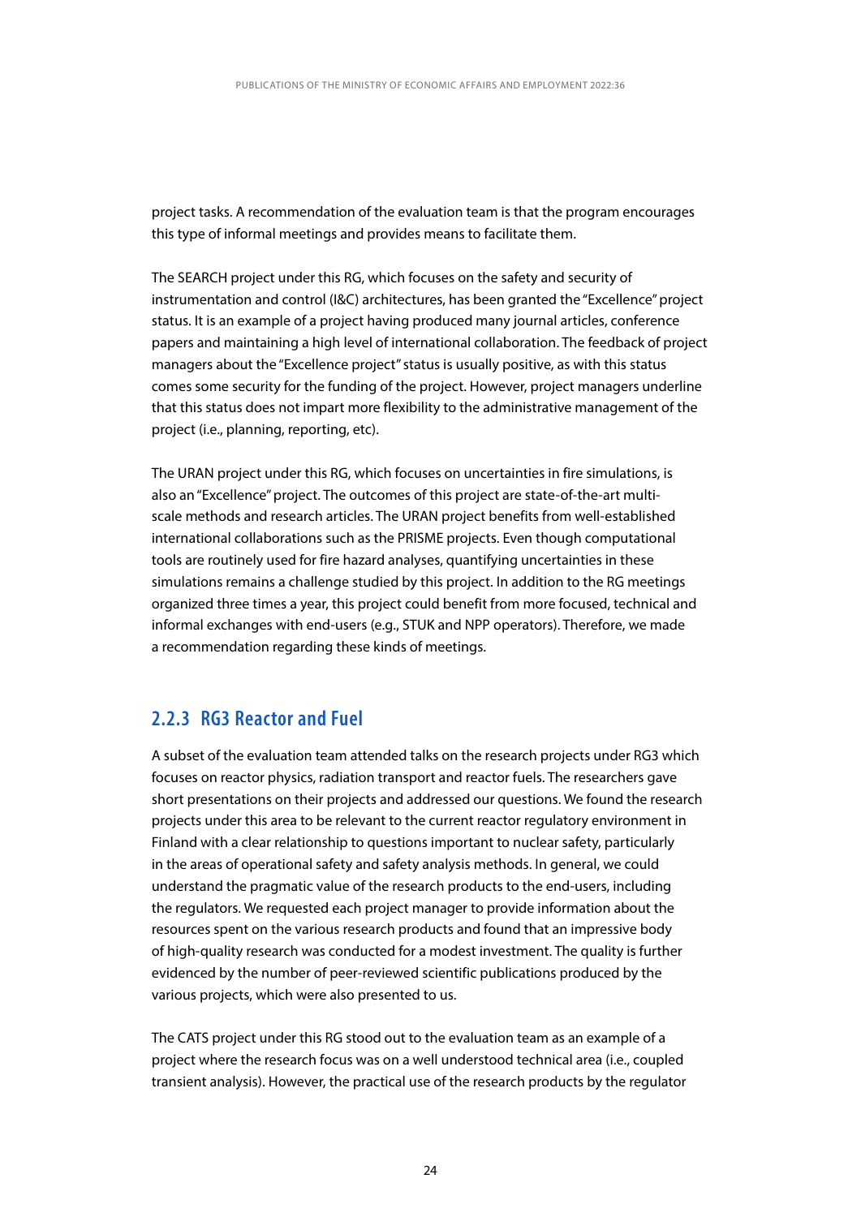project tasks. A recommendation of the evaluation team is that the program encourages this type of informal meetings and provides means to facilitate them.

The SEARCH project under this RG, which focuses on the safety and security of instrumentation and control (I&C) architectures, has been granted the "Excellence" project status. It is an example of a project having produced many journal articles, conference papers and maintaining a high level of international collaboration. The feedback of project managers about the "Excellence project" status is usually positive, as with this status comes some security for the funding of the project. However, project managers underline that this status does not impart more flexibility to the administrative management of the project (i.e., planning, reporting, etc).

The URAN project under this RG, which focuses on uncertainties in fire simulations, is also an "Excellence" project. The outcomes of this project are state-of-the-art multi-scale methods and research articles. The URAN project benefits from well-established international collaborations such as the PRISME projects. Even though computational tools are routinely used for fire hazard analyses, quantifying uncertainties in these simulations remains a challenge studied by this project. In addition to the RG meetings organized three times a year, this project could benefit from more focused, technical and informal exchanges with end-users (e.g., STUK and NPP operators). Therefore, we made a recommendation regarding these kinds of meetings.

### 2.2.3 RG3 Reactor and Fuel

A subset of the evaluation team attended talks on the research projects under RG3 which focuses on reactor physics, radiation transport and reactor fuels. The researchers gave short presentations on their projects and addressed our questions. We found the research projects under this area to be relevant to the current reactor regulatory environment in Finland with a clear relationship to questions important to nuclear safety, particularly in the areas of operational safety and safety analysis methods. In general, we could understand the pragmatic value of the research products to the end-users, including the regulators. We requested each project manager to provide information about the resources spent on the various research products and found that an impressive body of high-quality research was conducted for a modest investment. The quality is further evidenced by the number of peer-reviewed scientific publications produced by the various projects, which were also presented to us.

The CATS project under this RG stood out to the evaluation team as an example of a project where the research focus was on a well understood technical area (i.e., coupled transient analysis). However, the practical use of the research products by the regulator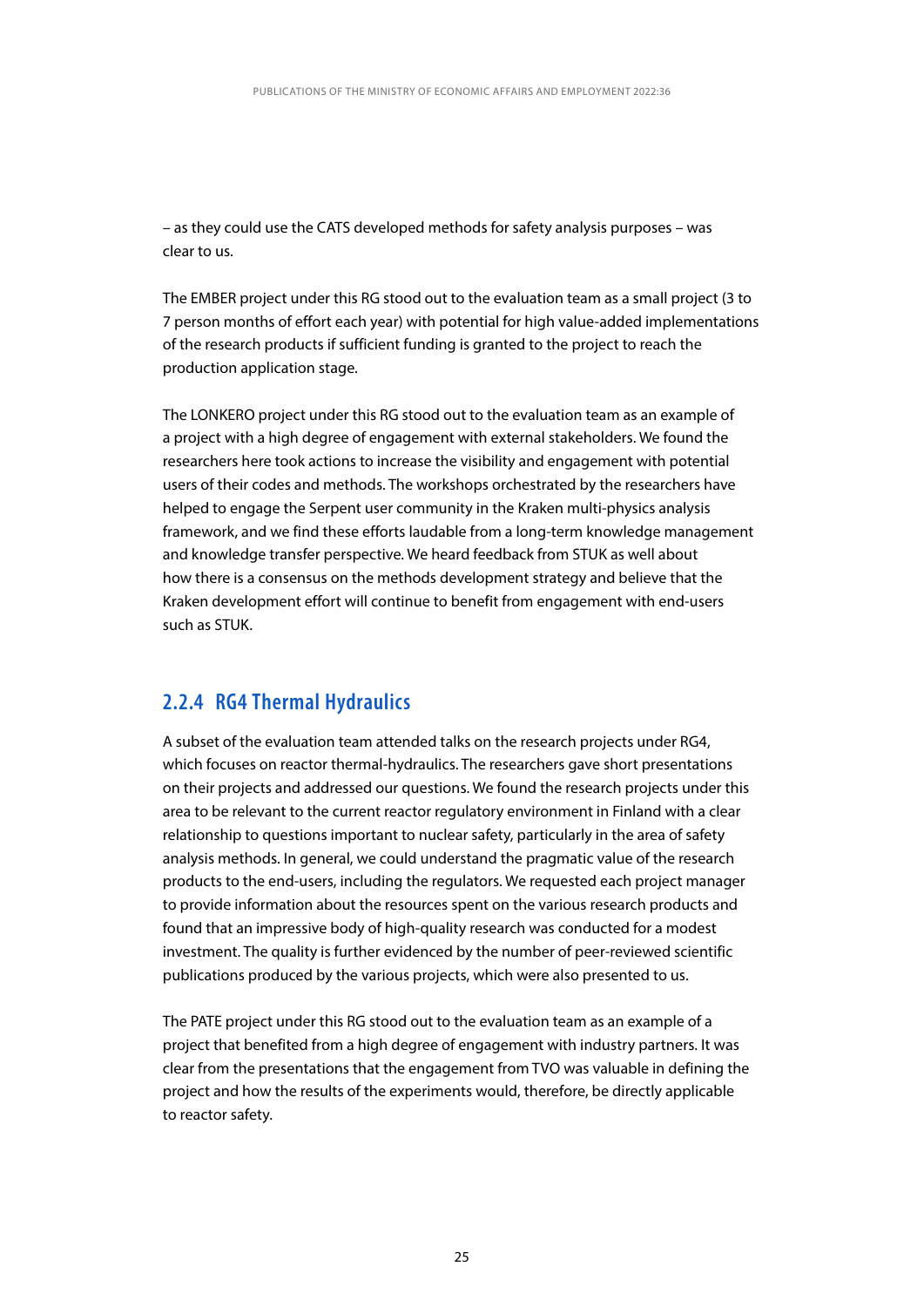– as they could use the CATS developed methods for safety analysis purposes – was clear to us.

The EMBER project under this RG stood out to the evaluation team as a small project (3 to 7 person months of effort each year) with potential for high value-added implementations of the research products if sufficient funding is granted to the project to reach the production application stage.

The LONKERO project under this RG stood out to the evaluation team as an example of a project with a high degree of engagement with external stakeholders. We found the researchers here took actions to increase the visibility and engagement with potential users of their codes and methods. The workshops orchestrated by the researchers have helped to engage the Serpent user community in the Kraken multi-physics analysis framework, and we find these efforts laudable from a long-term knowledge management and knowledge transfer perspective. We heard feedback from STUK as well about how there is a consensus on the methods development strategy and believe that the Kraken development effort will continue to benefit from engagement with end-users such as STUK.

### 2.2.4 RG4 Thermal Hydraulics

A subset of the evaluation team attended talks on the research projects under RG4, which focuses on reactor thermal-hydraulics. The researchers gave short presentations on their projects and addressed our questions. We found the research projects under this area to be relevant to the current reactor regulatory environment in Finland with a clear relationship to questions important to nuclear safety, particularly in the area of safety analysis methods. In general, we could understand the pragmatic value of the research products to the end-users, including the regulators. We requested each project manager to provide information about the resources spent on the various research products and found that an impressive body of high-quality research was conducted for a modest investment. The quality is further evidenced by the number of peer-reviewed scientific publications produced by the various projects, which were also presented to us.

The PATE project under this RG stood out to the evaluation team as an example of a project that benefited from a high degree of engagement with industry partners. It was clear from the presentations that the engagement from TVO was valuable in defining the project and how the results of the experiments would, therefore, be directly applicable to reactor safety.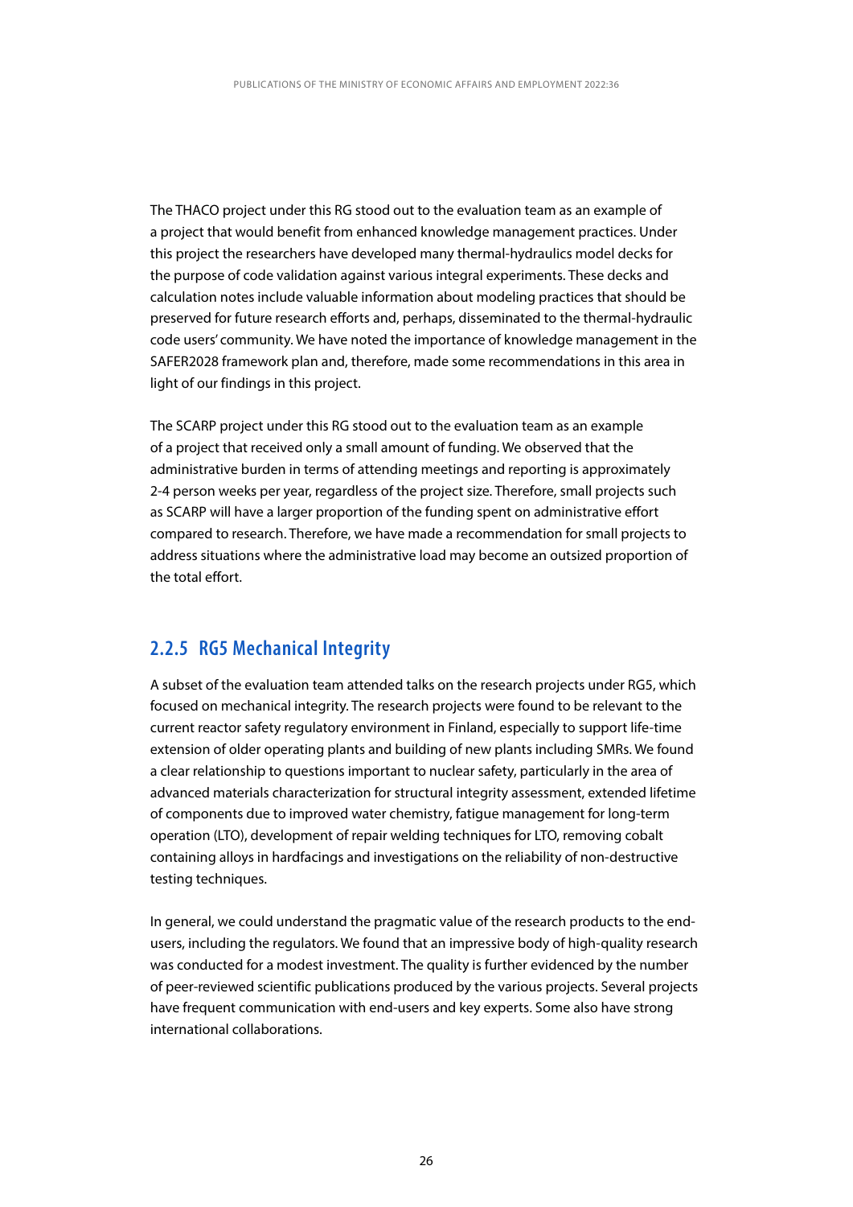The THACO project under this RG stood out to the evaluation team as an example of a project that would benefit from enhanced knowledge management practices. Under this project the researchers have developed many thermal-hydraulics model decks for the purpose of code validation against various integral experiments. These decks and calculation notes include valuable information about modeling practices that should be preserved for future research efforts and, perhaps, disseminated to the thermal-hydraulic code users' community. We have noted the importance of knowledge management in the SAFER2028 framework plan and, therefore, made some recommendations in this area in light of our findings in this project.

The SCARP project under this RG stood out to the evaluation team as an example of a project that received only a small amount of funding. We observed that the administrative burden in terms of attending meetings and reporting is approximately 2-4 person weeks per year, regardless of the project size. Therefore, small projects such as SCARP will have a larger proportion of the funding spent on administrative effort compared to research. Therefore, we have made a recommendation for small projects to address situations where the administrative load may become an outsized proportion of the total effort.

### 2.2.5 RG5 Mechanical Integrity

A subset of the evaluation team attended talks on the research projects under RG5, which focused on mechanical integrity. The research projects were found to be relevant to the current reactor safety regulatory environment in Finland, especially to support life-time extension of older operating plants and building of new plants including SMRs. We found a clear relationship to questions important to nuclear safety, particularly in the area of advanced materials characterization for structural integrity assessment, extended lifetime of components due to improved water chemistry, fatigue management for long-term operation (LTO), development of repair welding techniques for LTO, removing cobalt containing alloys in hardfacings and investigations on the reliability of non-destructive testing techniques.

In general, we could understand the pragmatic value of the research products to the end-users, including the regulators. We found that an impressive body of high-quality research was conducted for a modest investment. The quality is further evidenced by the number of peer-reviewed scientific publications produced by the various projects. Several projects have frequent communication with end-users and key experts. Some also have strong international collaborations.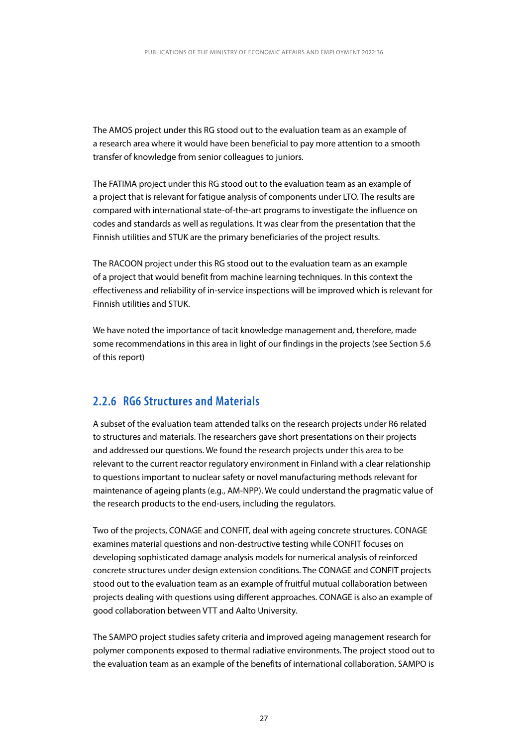The AMOS project under this RG stood out to the evaluation team as an example of a research area where it would have been beneficial to pay more attention to a smooth transfer of knowledge from senior colleagues to juniors.

The FATIMA project under this RG stood out to the evaluation team as an example of a project that is relevant for fatigue analysis of components under LTO. The results are compared with international state-of-the-art programs to investigate the influence on codes and standards as well as regulations. It was clear from the presentation that the Finnish utilities and STUK are the primary beneficiaries of the project results.

The RACOON project under this RG stood out to the evaluation team as an example of a project that would benefit from machine learning techniques. In this context the effectiveness and reliability of in-service inspections will be improved which is relevant for Finnish utilities and STUK.

We have noted the importance of tacit knowledge management and, therefore, made some recommendations in this area in light of our findings in the projects (see Section 5.6 of this report)

### 2.2.6 RG6 Structures and Materials

A subset of the evaluation team attended talks on the research projects under R6 related to structures and materials. The researchers gave short presentations on their projects and addressed our questions. We found the research projects under this area to be relevant to the current reactor regulatory environment in Finland with a clear relationship to questions important to nuclear safety or novel manufacturing methods relevant for maintenance of ageing plants (e.g., AM-NPP). We could understand the pragmatic value of the research products to the end-users, including the regulators.

Two of the projects, CONAGE and CONFIT, deal with ageing concrete structures. CONAGE examines material questions and non-destructive testing while CONFIT focuses on developing sophisticated damage analysis models for numerical analysis of reinforced concrete structures under design extension conditions. The CONAGE and CONFIT projects stood out to the evaluation team as an example of fruitful mutual collaboration between projects dealing with questions using different approaches. CONAGE is also an example of good collaboration between VTT and Aalto University.

The SAMPO project studies safety criteria and improved ageing management research for polymer components exposed to thermal radiative environments. The project stood out to the evaluation team as an example of the benefits of international collaboration. SAMPO is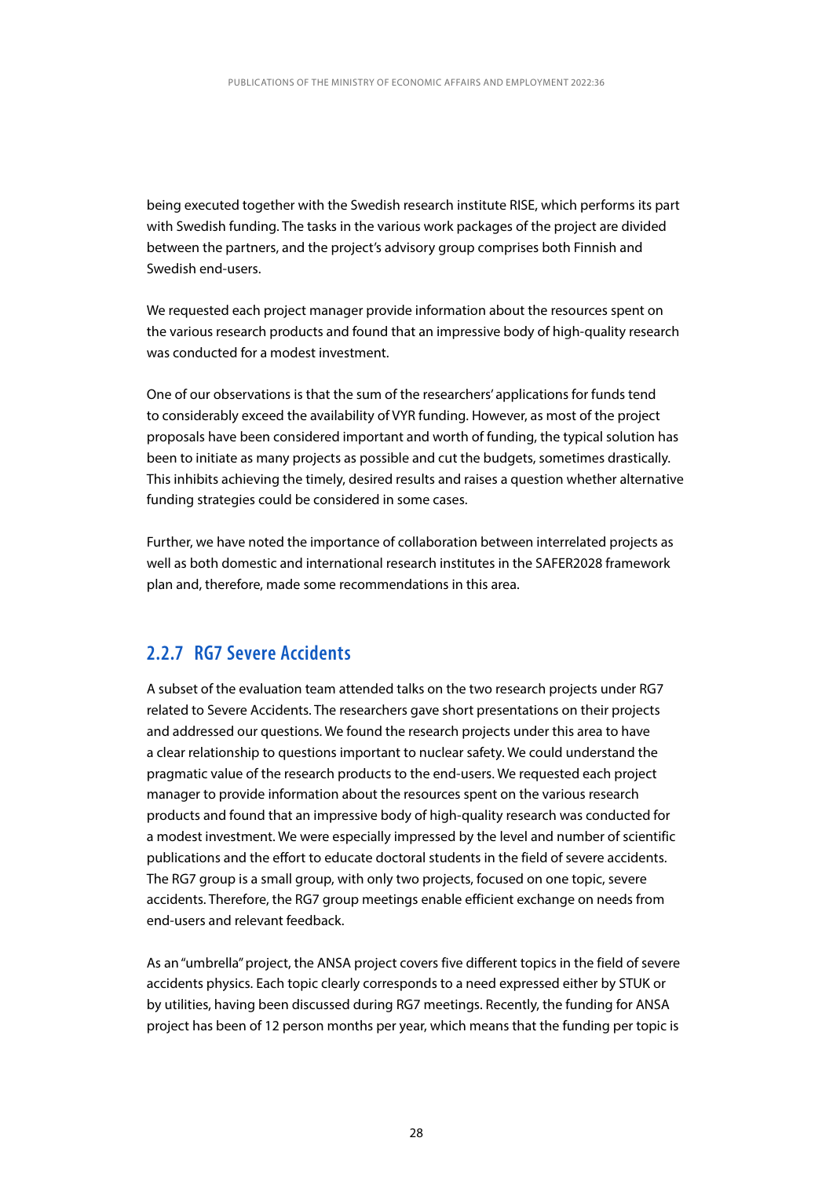being executed together with the Swedish research institute RISE, which performs its part with Swedish funding. The tasks in the various work packages of the project are divided between the partners, and the project's advisory group comprises both Finnish and Swedish end-users.

We requested each project manager provide information about the resources spent on the various research products and found that an impressive body of high-quality research was conducted for a modest investment.

One of our observations is that the sum of the researchers' applications for funds tend to considerably exceed the availability of VYR funding. However, as most of the project proposals have been considered important and worth of funding, the typical solution has been to initiate as many projects as possible and cut the budgets, sometimes drastically. This inhibits achieving the timely, desired results and raises a question whether alternative funding strategies could be considered in some cases.

Further, we have noted the importance of collaboration between interrelated projects as well as both domestic and international research institutes in the SAFER2028 framework plan and, therefore, made some recommendations in this area.

### 2.2.7 RG7 Severe Accidents

A subset of the evaluation team attended talks on the two research projects under RG7 related to Severe Accidents. The researchers gave short presentations on their projects and addressed our questions. We found the research projects under this area to have a clear relationship to questions important to nuclear safety. We could understand the pragmatic value of the research products to the end-users. We requested each project manager to provide information about the resources spent on the various research products and found that an impressive body of high-quality research was conducted for a modest investment. We were especially impressed by the level and number of scientific publications and the effort to educate doctoral students in the field of severe accidents. The RG7 group is a small group, with only two projects, focused on one topic, severe accidents. Therefore, the RG7 group meetings enable efficient exchange on needs from end-users and relevant feedback.

As an "umbrella" project, the ANSA project covers five different topics in the field of severe accidents physics. Each topic clearly corresponds to a need expressed either by STUK or by utilities, having been discussed during RG7 meetings. Recently, the funding for ANSA project has been of 12 person months per year, which means that the funding per topic is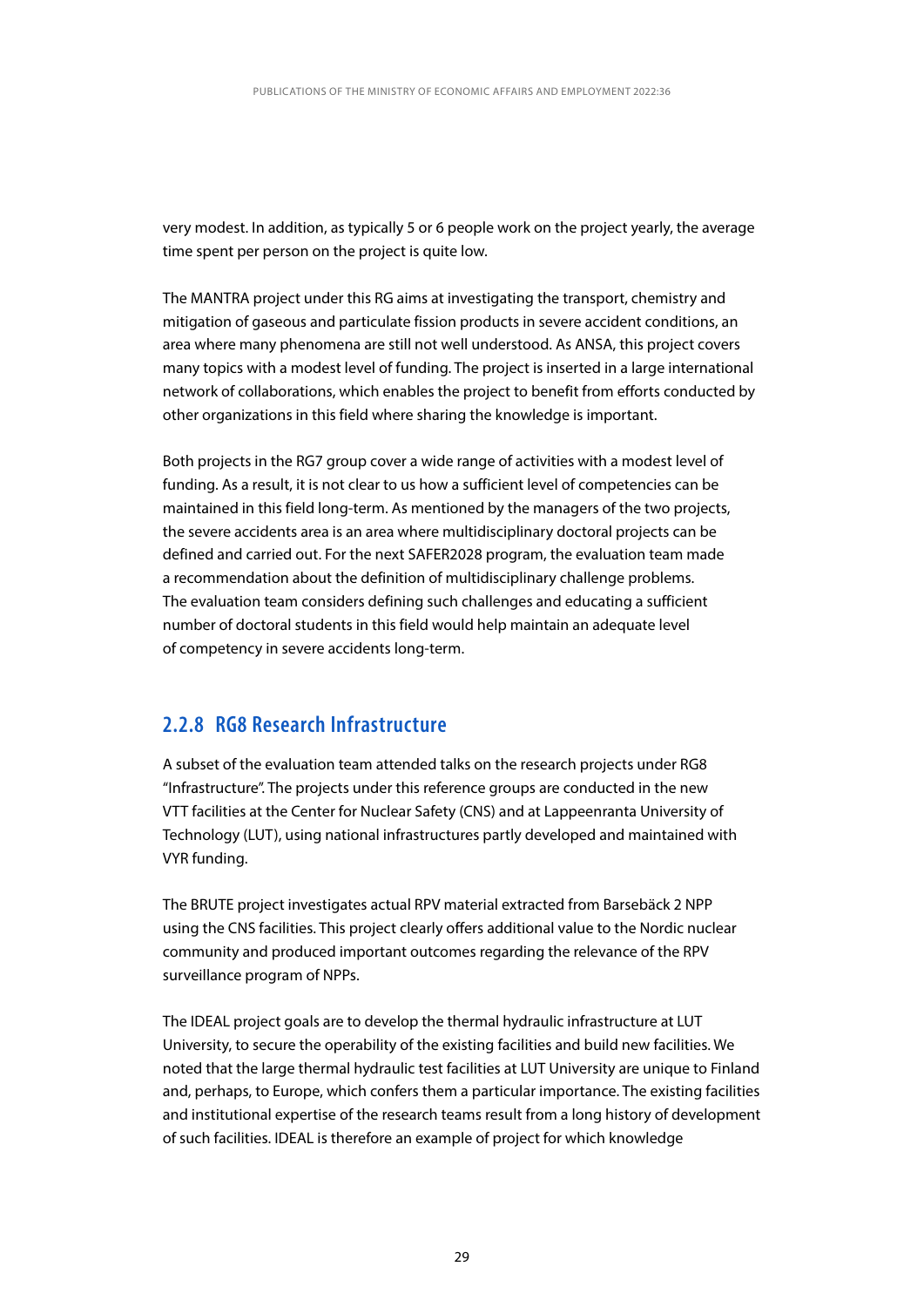very modest. In addition, as typically 5 or 6 people work on the project yearly, the average time spent per person on the project is quite low.

The MANTRA project under this RG aims at investigating the transport, chemistry and mitigation of gaseous and particulate fission products in severe accident conditions, an area where many phenomena are still not well understood. As ANSA, this project covers many topics with a modest level of funding. The project is inserted in a large international network of collaborations, which enables the project to benefit from efforts conducted by other organizations in this field where sharing the knowledge is important.

Both projects in the RG7 group cover a wide range of activities with a modest level of funding. As a result, it is not clear to us how a sufficient level of competencies can be maintained in this field long-term. As mentioned by the managers of the two projects, the severe accidents area is an area where multidisciplinary doctoral projects can be defined and carried out. For the next SAFER2028 program, the evaluation team made a recommendation about the definition of multidisciplinary challenge problems. The evaluation team considers defining such challenges and educating a sufficient number of doctoral students in this field would help maintain an adequate level of competency in severe accidents long-term.

### 2.2.8 RG8 Research Infrastructure

A subset of the evaluation team attended talks on the research projects under RG8 "Infrastructure". The projects under this reference groups are conducted in the new VTT facilities at the Center for Nuclear Safety (CNS) and at Lappeenranta University of Technology (LUT), using national infrastructures partly developed and maintained with VYR funding.

The BRUTE project investigates actual RPV material extracted from Barsebäck 2 NPP using the CNS facilities. This project clearly offers additional value to the Nordic nuclear community and produced important outcomes regarding the relevance of the RPV surveillance program of NPPs.

The IDEAL project goals are to develop the thermal hydraulic infrastructure at LUT University, to secure the operability of the existing facilities and build new facilities. We noted that the large thermal hydraulic test facilities at LUT University are unique to Finland and, perhaps, to Europe, which confers them a particular importance. The existing facilities and institutional expertise of the research teams result from a long history of development of such facilities. IDEAL is therefore an example of project for which knowledge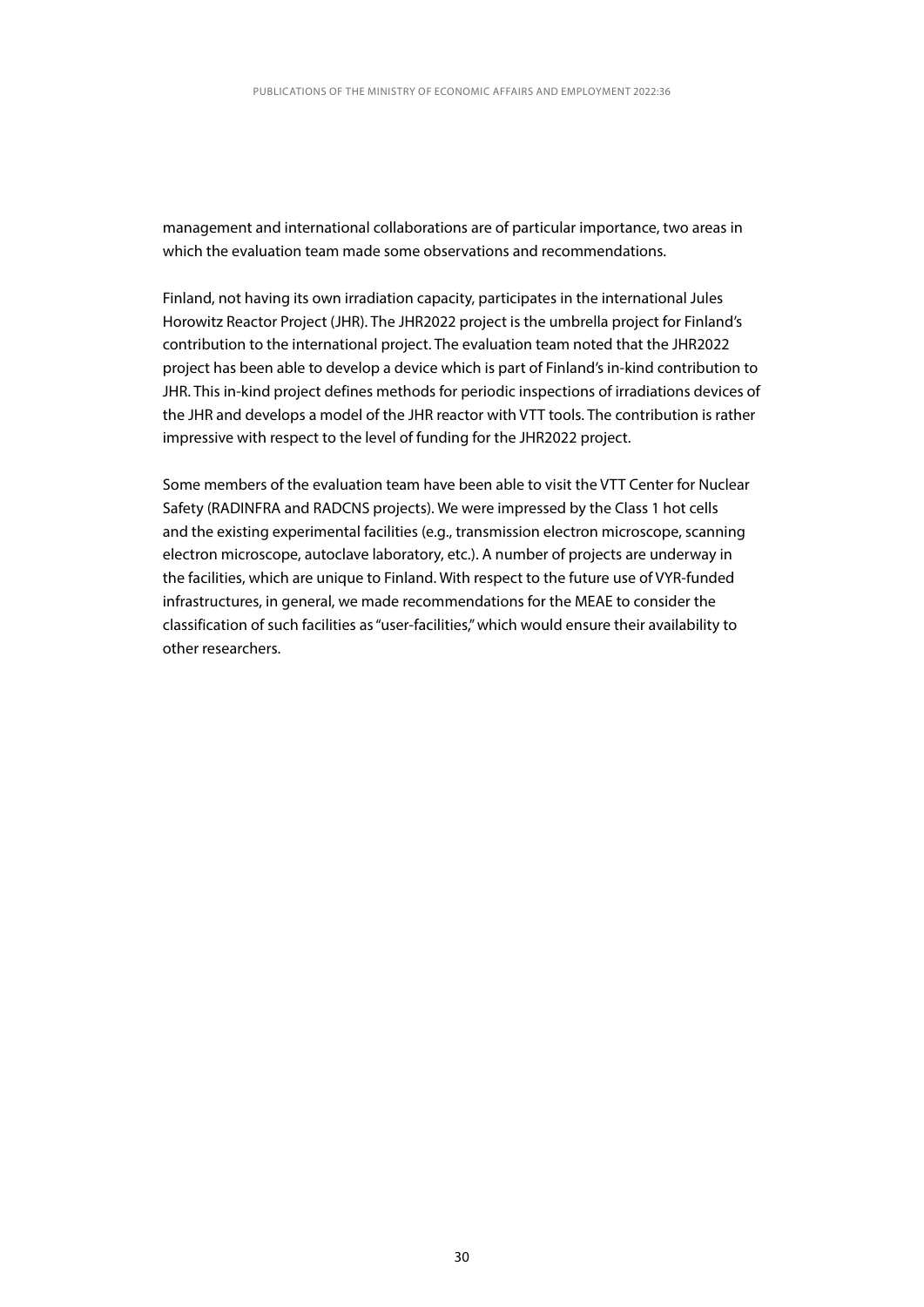management and international collaborations are of particular importance, two areas in which the evaluation team made some observations and recommendations.

Finland, not having its own irradiation capacity, participates in the international Jules Horowitz Reactor Project (JHR). The JHR2022 project is the umbrella project for Finland's contribution to the international project. The evaluation team noted that the JHR2022 project has been able to develop a device which is part of Finland's in-kind contribution to JHR. This in-kind project defines methods for periodic inspections of irradiations devices of the JHR and develops a model of the JHR reactor with VTT tools. The contribution is rather impressive with respect to the level of funding for the JHR2022 project.

Some members of the evaluation team have been able to visit the VTT Center for Nuclear Safety (RADINFRA and RADCNS projects). We were impressed by the Class 1 hot cells and the existing experimental facilities (e.g., transmission electron microscope, scanning electron microscope, autoclave laboratory, etc.). A number of projects are underway in the facilities, which are unique to Finland. With respect to the future use of VYR-funded infrastructures, in general, we made recommendations for the MEAE to consider the classification of such facilities as "user-facilities," which would ensure their availability to other researchers.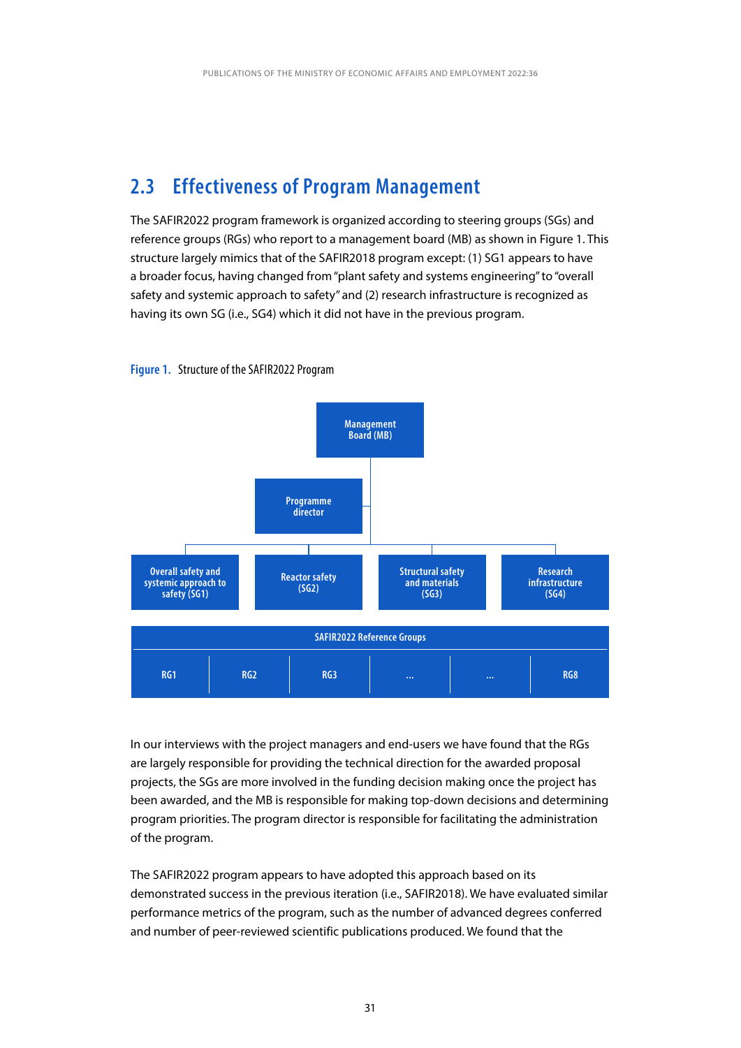## 2.3 Effectiveness of Program Management

The SAFIR2022 program framework is organized according to steering groups (SGs) and reference groups (RGs) who report to a management board (MB) as shown in Figure 1. This structure largely mimics that of the SAFIR2018 program except: (1) SG1 appears to have a broader focus, having changed from "plant safety and systems engineering" to "overall safety and systemic approach to safety" and (2) research infrastructure is recognized as having its own SG (i.e., SG4) which it did not have in the previous program.

**Figure 1.** Structure of the SAFIR2022 Program

Management Board (MB)

Programme director

Overall safety and systemic approach to safety (SG1) | Reactor safety (SG2) | Structural safety and materials (SG3) | Research infrastructure (SG4)

SAFIR2022 Reference Groups

RG1 | RG2 | RG3 | ... | ... | RG8

In our interviews with the project managers and end-users we have found that the RGs are largely responsible for providing the technical direction for the awarded proposal projects, the SGs are more involved in the funding decision making once the project has been awarded, and the MB is responsible for making top-down decisions and determining program priorities. The program director is responsible for facilitating the administration of the program.

The SAFIR2022 program appears to have adopted this approach based on its demonstrated success in the previous iteration (i.e., SAFIR2018). We have evaluated similar performance metrics of the program, such as the number of advanced degrees conferred and number of peer-reviewed scientific publications produced. We found that the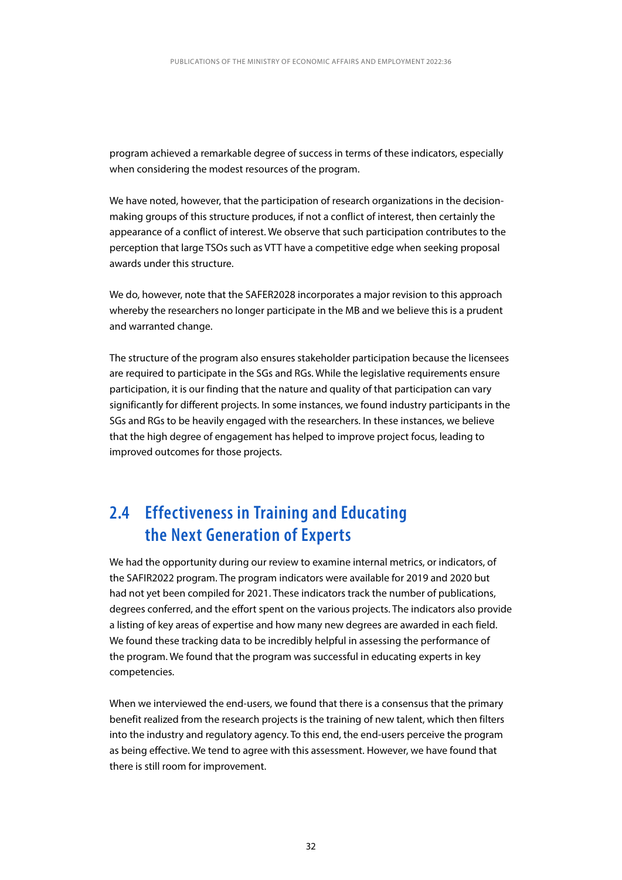program achieved a remarkable degree of success in terms of these indicators, especially when considering the modest resources of the program.

We have noted, however, that the participation of research organizations in the decision-making groups of this structure produces, if not a conflict of interest, then certainly the appearance of a conflict of interest. We observe that such participation contributes to the perception that large TSOs such as VTT have a competitive edge when seeking proposal awards under this structure.

We do, however, note that the SAFER2028 incorporates a major revision to this approach whereby the researchers no longer participate in the MB and we believe this is a prudent and warranted change.

The structure of the program also ensures stakeholder participation because the licensees are required to participate in the SGs and RGs. While the legislative requirements ensure participation, it is our finding that the nature and quality of that participation can vary significantly for different projects. In some instances, we found industry participants in the SGs and RGs to be heavily engaged with the researchers. In these instances, we believe that the high degree of engagement has helped to improve project focus, leading to improved outcomes for those projects.

## 2.4 Effectiveness in Training and Educating the Next Generation of Experts

We had the opportunity during our review to examine internal metrics, or indicators, of the SAFIR2022 program. The program indicators were available for 2019 and 2020 but had not yet been compiled for 2021. These indicators track the number of publications, degrees conferred, and the effort spent on the various projects. The indicators also provide a listing of key areas of expertise and how many new degrees are awarded in each field. We found these tracking data to be incredibly helpful in assessing the performance of the program. We found that the program was successful in educating experts in key competencies.

When we interviewed the end-users, we found that there is a consensus that the primary benefit realized from the research projects is the training of new talent, which then filters into the industry and regulatory agency. To this end, the end-users perceive the program as being effective. We tend to agree with this assessment. However, we have found that there is still room for improvement.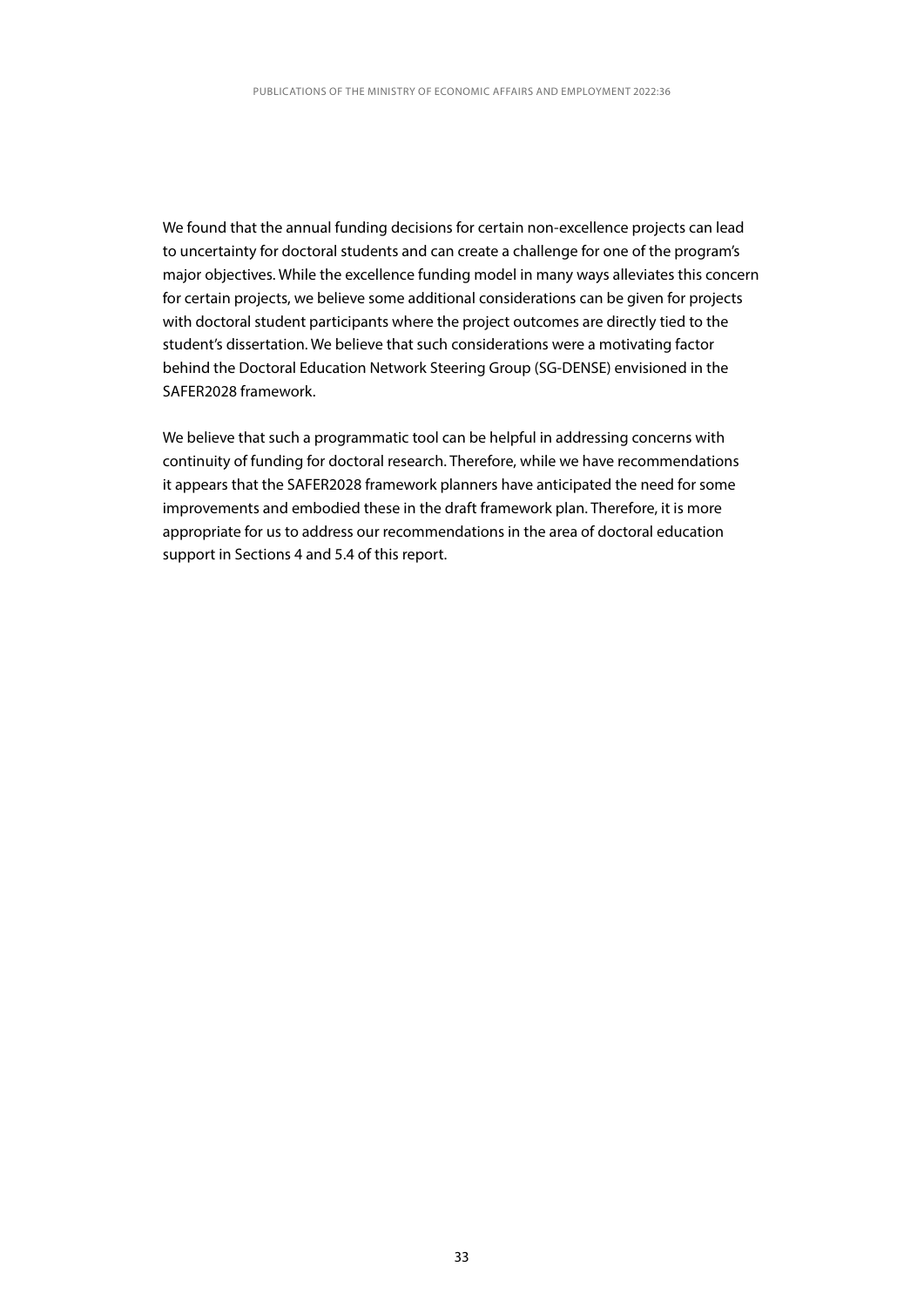We found that the annual funding decisions for certain non-excellence projects can lead to uncertainty for doctoral students and can create a challenge for one of the program's major objectives. While the excellence funding model in many ways alleviates this concern for certain projects, we believe some additional considerations can be given for projects with doctoral student participants where the project outcomes are directly tied to the student's dissertation. We believe that such considerations were a motivating factor behind the Doctoral Education Network Steering Group (SG-DENSE) envisioned in the SAFER2028 framework.

We believe that such a programmatic tool can be helpful in addressing concerns with continuity of funding for doctoral research. Therefore, while we have recommendations it appears that the SAFER2028 framework planners have anticipated the need for some improvements and embodied these in the draft framework plan. Therefore, it is more appropriate for us to address our recommendations in the area of doctoral education support in Sections 4 and 5.4 of this report.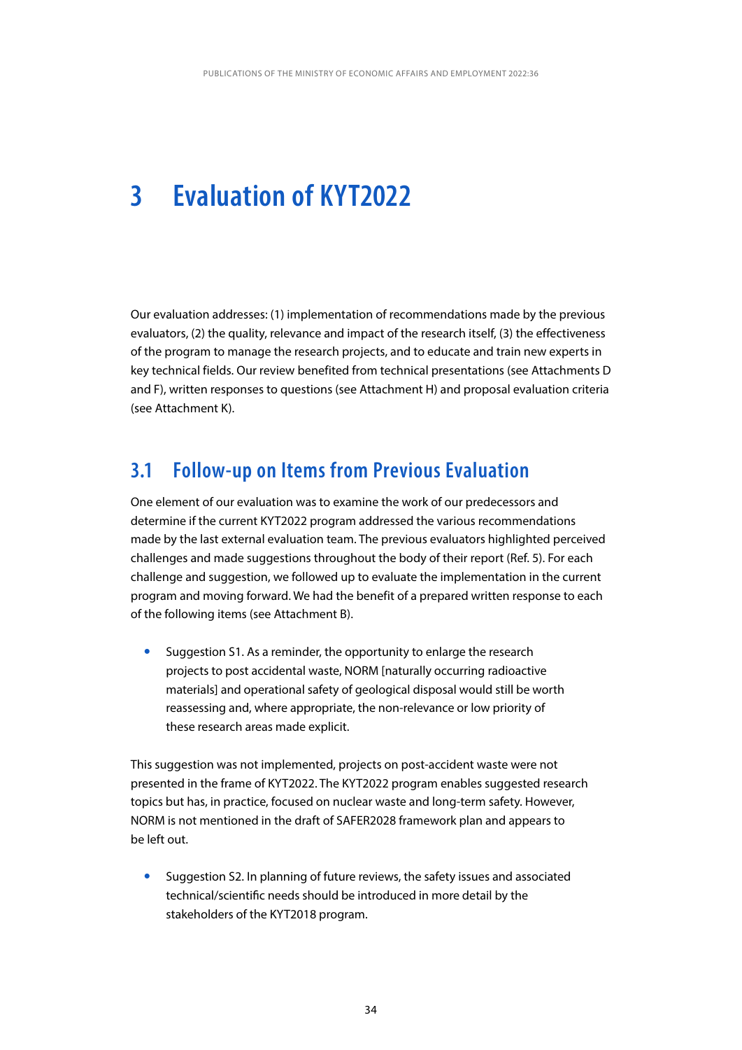# 3 Evaluation of KYT2022

Our evaluation addresses: (1) implementation of recommendations made by the previous evaluators, (2) the quality, relevance and impact of the research itself, (3) the effectiveness of the program to manage the research projects, and to educate and train new experts in key technical fields. Our review benefited from technical presentations (see Attachments D and F), written responses to questions (see Attachment H) and proposal evaluation criteria (see Attachment K).

## 3.1 Follow-up on Items from Previous Evaluation

One element of our evaluation was to examine the work of our predecessors and determine if the current KYT2022 program addressed the various recommendations made by the last external evaluation team. The previous evaluators highlighted perceived challenges and made suggestions throughout the body of their report (Ref. 5). For each challenge and suggestion, we followed up to evaluate the implementation in the current program and moving forward. We had the benefit of a prepared written response to each of the following items (see Attachment B).

- Suggestion S1. As a reminder, the opportunity to enlarge the research projects to post accidental waste, NORM [naturally occurring radioactive materials] and operational safety of geological disposal would still be worth reassessing and, where appropriate, the non-relevance or low priority of these research areas made explicit.

This suggestion was not implemented, projects on post-accident waste were not presented in the frame of KYT2022. The KYT2022 program enables suggested research topics but has, in practice, focused on nuclear waste and long-term safety. However, NORM is not mentioned in the draft of SAFER2028 framework plan and appears to be left out.

- Suggestion S2. In planning of future reviews, the safety issues and associated technical/scientific needs should be introduced in more detail by the stakeholders of the KYT2018 program.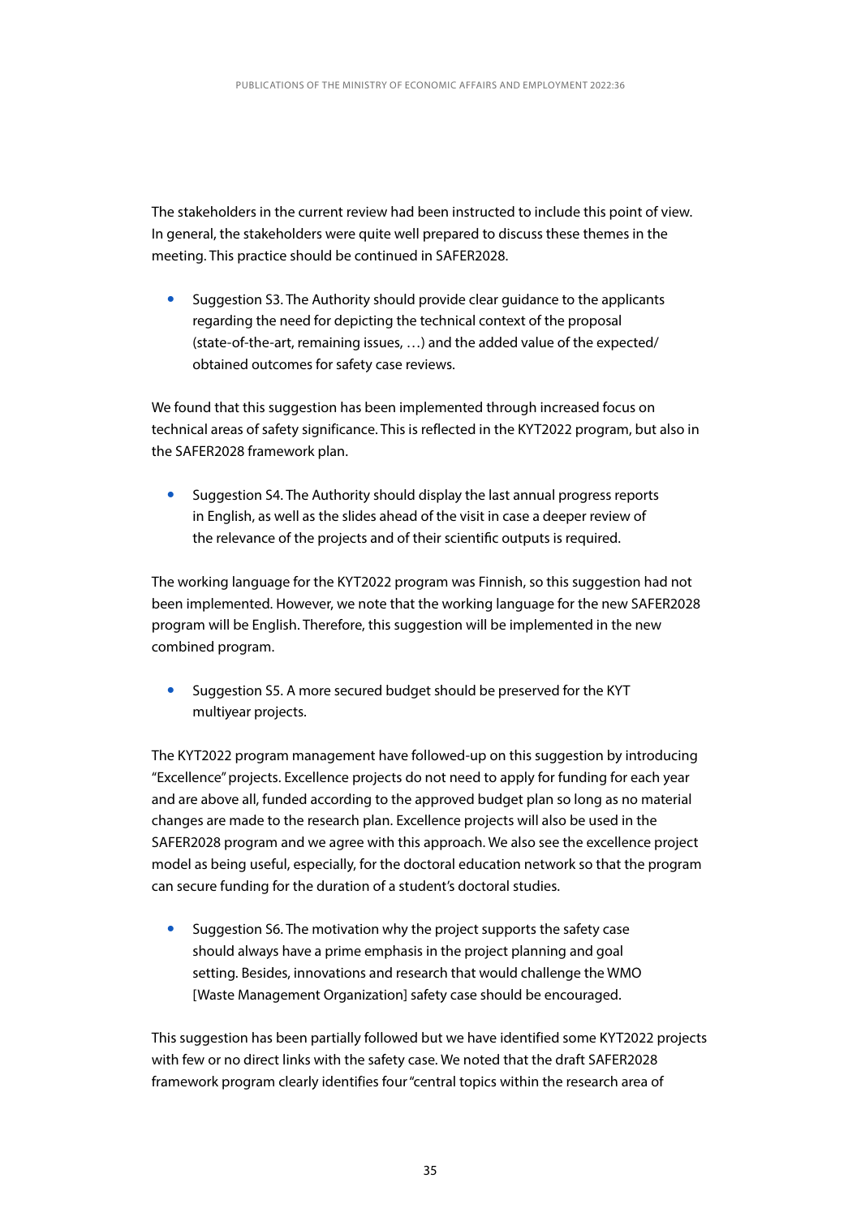The stakeholders in the current review had been instructed to include this point of view. In general, the stakeholders were quite well prepared to discuss these themes in the meeting. This practice should be continued in SAFER2028.

- Suggestion S3. The Authority should provide clear guidance to the applicants regarding the need for depicting the technical context of the proposal (state-of-the-art, remaining issues, …) and the added value of the expected/obtained outcomes for safety case reviews.

We found that this suggestion has been implemented through increased focus on technical areas of safety significance. This is reflected in the KYT2022 program, but also in the SAFER2028 framework plan.

- Suggestion S4. The Authority should display the last annual progress reports in English, as well as the slides ahead of the visit in case a deeper review of the relevance of the projects and of their scientific outputs is required.

The working language for the KYT2022 program was Finnish, so this suggestion had not been implemented. However, we note that the working language for the new SAFER2028 program will be English. Therefore, this suggestion will be implemented in the new combined program.

- Suggestion S5. A more secured budget should be preserved for the KYT multiyear projects.

The KYT2022 program management have followed-up on this suggestion by introducing "Excellence" projects. Excellence projects do not need to apply for funding for each year and are above all, funded according to the approved budget plan so long as no material changes are made to the research plan. Excellence projects will also be used in the SAFER2028 program and we agree with this approach. We also see the excellence project model as being useful, especially, for the doctoral education network so that the program can secure funding for the duration of a student's doctoral studies.

- Suggestion S6. The motivation why the project supports the safety case should always have a prime emphasis in the project planning and goal setting. Besides, innovations and research that would challenge the WMO [Waste Management Organization] safety case should be encouraged.

This suggestion has been partially followed but we have identified some KYT2022 projects with few or no direct links with the safety case. We noted that the draft SAFER2028 framework program clearly identifies four "central topics within the research area of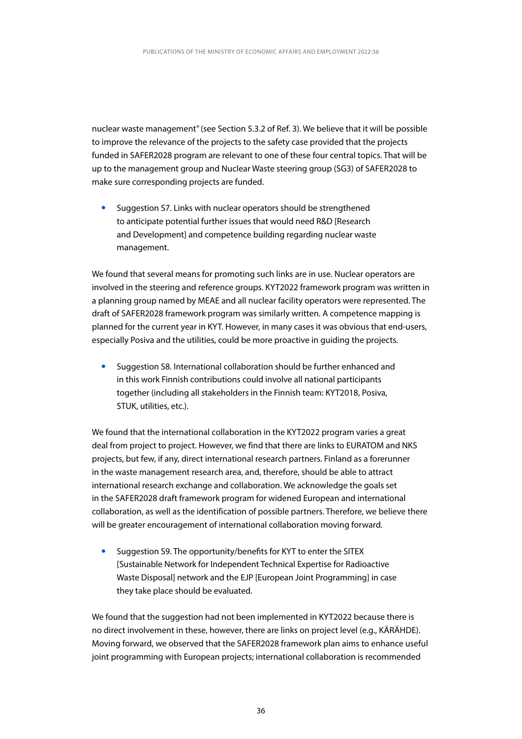nuclear waste management" (see Section 5.3.2 of Ref. 3). We believe that it will be possible to improve the relevance of the projects to the safety case provided that the projects funded in SAFER2028 program are relevant to one of these four central topics. That will be up to the management group and Nuclear Waste steering group (SG3) of SAFER2028 to make sure corresponding projects are funded.

- Suggestion S7. Links with nuclear operators should be strengthened to anticipate potential further issues that would need R&D [Research and Development] and competence building regarding nuclear waste management.

We found that several means for promoting such links are in use. Nuclear operators are involved in the steering and reference groups. KYT2022 framework program was written in a planning group named by MEAE and all nuclear facility operators were represented. The draft of SAFER2028 framework program was similarly written. A competence mapping is planned for the current year in KYT. However, in many cases it was obvious that end-users, especially Posiva and the utilities, could be more proactive in guiding the projects.

- Suggestion S8. International collaboration should be further enhanced and in this work Finnish contributions could involve all national participants together (including all stakeholders in the Finnish team: KYT2018, Posiva, STUK, utilities, etc.).

We found that the international collaboration in the KYT2022 program varies a great deal from project to project. However, we find that there are links to EURATOM and NKS projects, but few, if any, direct international research partners. Finland as a forerunner in the waste management research area, and, therefore, should be able to attract international research exchange and collaboration. We acknowledge the goals set in the SAFER2028 draft framework program for widened European and international collaboration, as well as the identification of possible partners. Therefore, we believe there will be greater encouragement of international collaboration moving forward.

- Suggestion S9. The opportunity/benefits for KYT to enter the SITEX [Sustainable Network for Independent Technical Expertise for Radioactive Waste Disposal] network and the EJP [European Joint Programming] in case they take place should be evaluated.

We found that the suggestion had not been implemented in KYT2022 because there is no direct involvement in these, however, there are links on project level (e.g., KÄRÄHDE). Moving forward, we observed that the SAFER2028 framework plan aims to enhance useful joint programming with European projects; international collaboration is recommended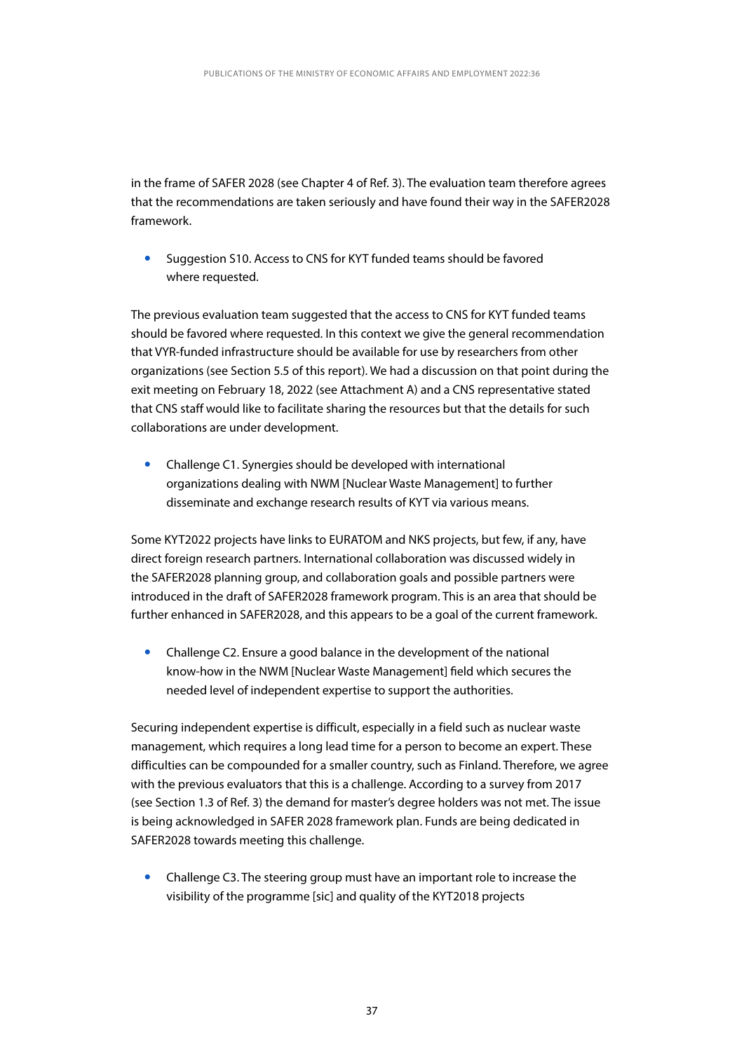in the frame of SAFER 2028 (see Chapter 4 of Ref. 3). The evaluation team therefore agrees that the recommendations are taken seriously and have found their way in the SAFER2028 framework.

- Suggestion S10. Access to CNS for KYT funded teams should be favored where requested.

The previous evaluation team suggested that the access to CNS for KYT funded teams should be favored where requested. In this context we give the general recommendation that VYR-funded infrastructure should be available for use by researchers from other organizations (see Section 5.5 of this report). We had a discussion on that point during the exit meeting on February 18, 2022 (see Attachment A) and a CNS representative stated that CNS staff would like to facilitate sharing the resources but that the details for such collaborations are under development.

- Challenge C1. Synergies should be developed with international organizations dealing with NWM [Nuclear Waste Management] to further disseminate and exchange research results of KYT via various means.

Some KYT2022 projects have links to EURATOM and NKS projects, but few, if any, have direct foreign research partners. International collaboration was discussed widely in the SAFER2028 planning group, and collaboration goals and possible partners were introduced in the draft of SAFER2028 framework program. This is an area that should be further enhanced in SAFER2028, and this appears to be a goal of the current framework.

- Challenge C2. Ensure a good balance in the development of the national know-how in the NWM [Nuclear Waste Management] field which secures the needed level of independent expertise to support the authorities.

Securing independent expertise is difficult, especially in a field such as nuclear waste management, which requires a long lead time for a person to become an expert. These difficulties can be compounded for a smaller country, such as Finland. Therefore, we agree with the previous evaluators that this is a challenge. According to a survey from 2017 (see Section 1.3 of Ref. 3) the demand for master's degree holders was not met. The issue is being acknowledged in SAFER 2028 framework plan. Funds are being dedicated in SAFER2028 towards meeting this challenge.

- Challenge C3. The steering group must have an important role to increase the visibility of the programme [sic] and quality of the KYT2018 projects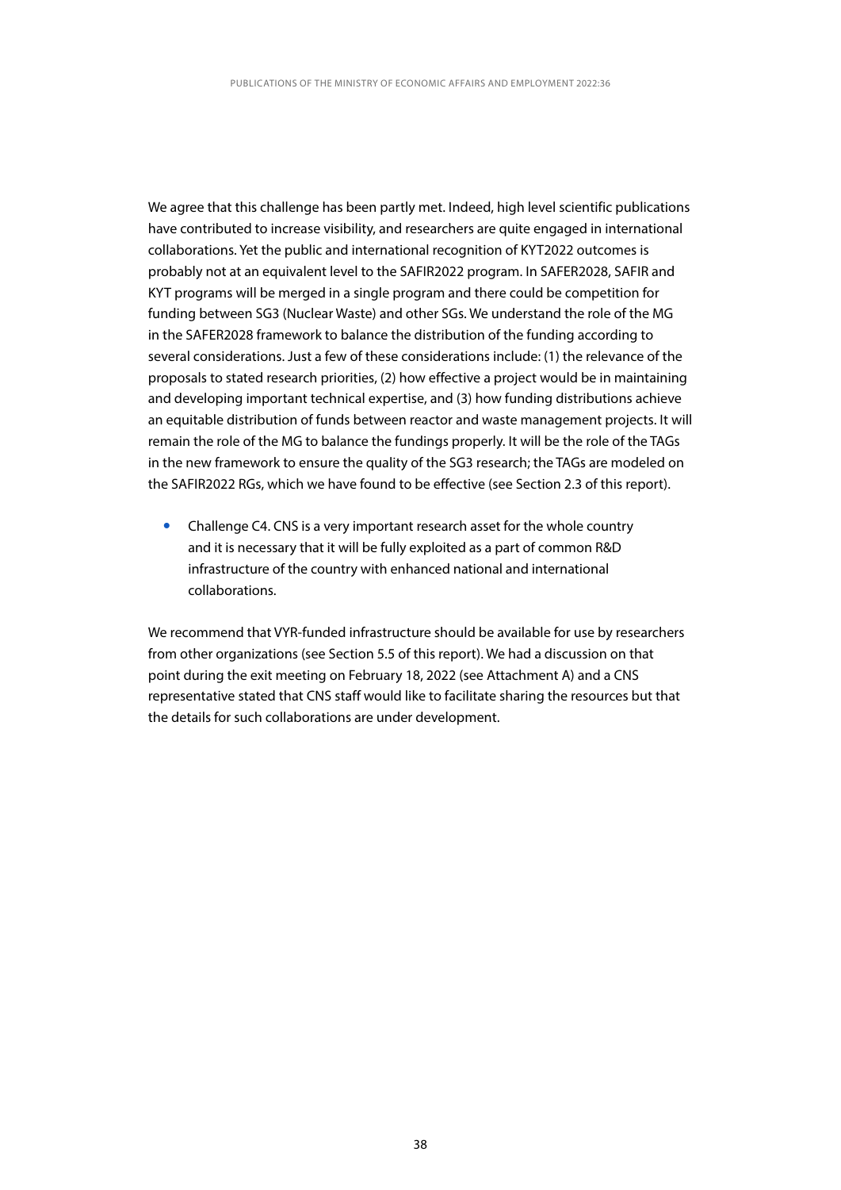We agree that this challenge has been partly met. Indeed, high level scientific publications have contributed to increase visibility, and researchers are quite engaged in international collaborations. Yet the public and international recognition of KYT2022 outcomes is probably not at an equivalent level to the SAFIR2022 program. In SAFER2028, SAFIR and KYT programs will be merged in a single program and there could be competition for funding between SG3 (Nuclear Waste) and other SGs. We understand the role of the MG in the SAFER2028 framework to balance the distribution of the funding according to several considerations. Just a few of these considerations include: (1) the relevance of the proposals to stated research priorities, (2) how effective a project would be in maintaining and developing important technical expertise, and (3) how funding distributions achieve an equitable distribution of funds between reactor and waste management projects. It will remain the role of the MG to balance the fundings properly. It will be the role of the TAGs in the new framework to ensure the quality of the SG3 research; the TAGs are modeled on the SAFIR2022 RGs, which we have found to be effective (see Section 2.3 of this report).

- Challenge C4. CNS is a very important research asset for the whole country and it is necessary that it will be fully exploited as a part of common R&D infrastructure of the country with enhanced national and international collaborations.

We recommend that VYR-funded infrastructure should be available for use by researchers from other organizations (see Section 5.5 of this report). We had a discussion on that point during the exit meeting on February 18, 2022 (see Attachment A) and a CNS representative stated that CNS staff would like to facilitate sharing the resources but that the details for such collaborations are under development.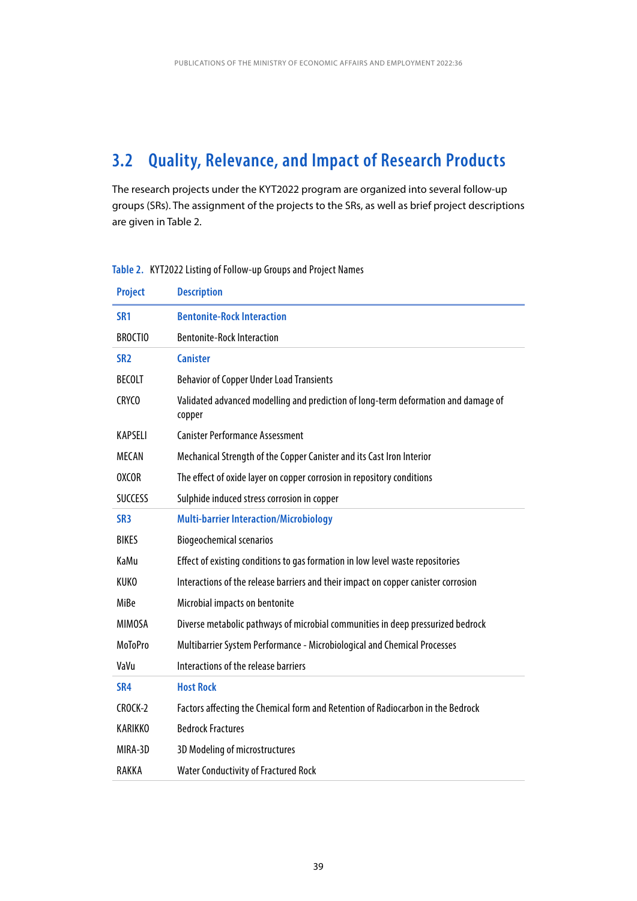## 3.2 Quality, Relevance, and Impact of Research Products

The research projects under the KYT2022 program are organized into several follow-up groups (SRs). The assignment of the projects to the SRs, as well as brief project descriptions are given in Table 2.

Table 2. KYT2022 Listing of Follow-up Groups and Project Names

| Project | Description |
|---|---|
| **SR1** | **Bentonite-Rock Interaction** |
| BROCTIO | Bentonite-Rock Interaction |
| **SR2** | **Canister** |
| BECOLT | Behavior of Copper Under Load Transients |
| CRYCO | Validated advanced modelling and prediction of long-term deformation and damage of copper |
| KAPSELI | Canister Performance Assessment |
| MECAN | Mechanical Strength of the Copper Canister and its Cast Iron Interior |
| OXCOR | The effect of oxide layer on copper corrosion in repository conditions |
| SUCCESS | Sulphide induced stress corrosion in copper |
| **SR3** | **Multi-barrier Interaction/Microbiology** |
| BIKES | Biogeochemical scenarios |
| KaMu | Effect of existing conditions to gas formation in low level waste repositories |
| KUKO | Interactions of the release barriers and their impact on copper canister corrosion |
| MiBe | Microbial impacts on bentonite |
| MIMOSA | Diverse metabolic pathways of microbial communities in deep pressurized bedrock |
| MoToPro | Multibarrier System Performance - Microbiological and Chemical Processes |
| VaVu | Interactions of the release barriers |
| **SR4** | **Host Rock** |
| CROCK-2 | Factors affecting the Chemical form and Retention of Radiocarbon in the Bedrock |
| KARIKKO | Bedrock Fractures |
| MIRA-3D | 3D Modeling of microstructures |
| RAKKA | Water Conductivity of Fractured Rock |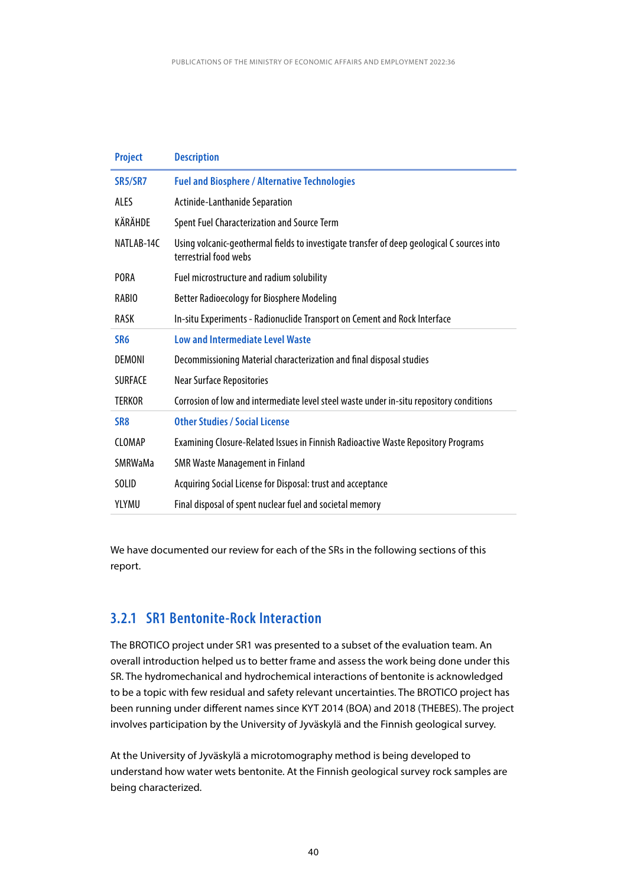| Project | Description |
|---|---|
| **SR5/SR7** | **Fuel and Biosphere / Alternative Technologies** |
| ALES | Actinide-Lanthanide Separation |
| KÄRÄHDE | Spent Fuel Characterization and Source Term |
| NATLAB-14C | Using volcanic-geothermal fields to investigate transfer of deep geological C sources into terrestrial food webs |
| PORA | Fuel microstructure and radium solubility |
| RABIO | Better Radioecology for Biosphere Modeling |
| RASK | In-situ Experiments - Radionuclide Transport on Cement and Rock Interface |
| **SR6** | **Low and Intermediate Level Waste** |
| DEMONI | Decommissioning Material characterization and final disposal studies |
| SURFACE | Near Surface Repositories |
| TERKOR | Corrosion of low and intermediate level steel waste under in-situ repository conditions |
| **SR8** | **Other Studies / Social License** |
| CLOMAP | Examining Closure-Related Issues in Finnish Radioactive Waste Repository Programs |
| SMRWaMa | SMR Waste Management in Finland |
| SOLID | Acquiring Social License for Disposal: trust and acceptance |
| YLYMU | Final disposal of spent nuclear fuel and societal memory |

We have documented our review for each of the SRs in the following sections of this report.

### 3.2.1 SR1 Bentonite-Rock Interaction

The BROTICO project under SR1 was presented to a subset of the evaluation team. An overall introduction helped us to better frame and assess the work being done under this SR. The hydromechanical and hydrochemical interactions of bentonite is acknowledged to be a topic with few residual and safety relevant uncertainties. The BROTICO project has been running under different names since KYT 2014 (BOA) and 2018 (THEBES). The project involves participation by the University of Jyväskylä and the Finnish geological survey.

At the University of Jyväskylä a microtomography method is being developed to understand how water wets bentonite. At the Finnish geological survey rock samples are being characterized.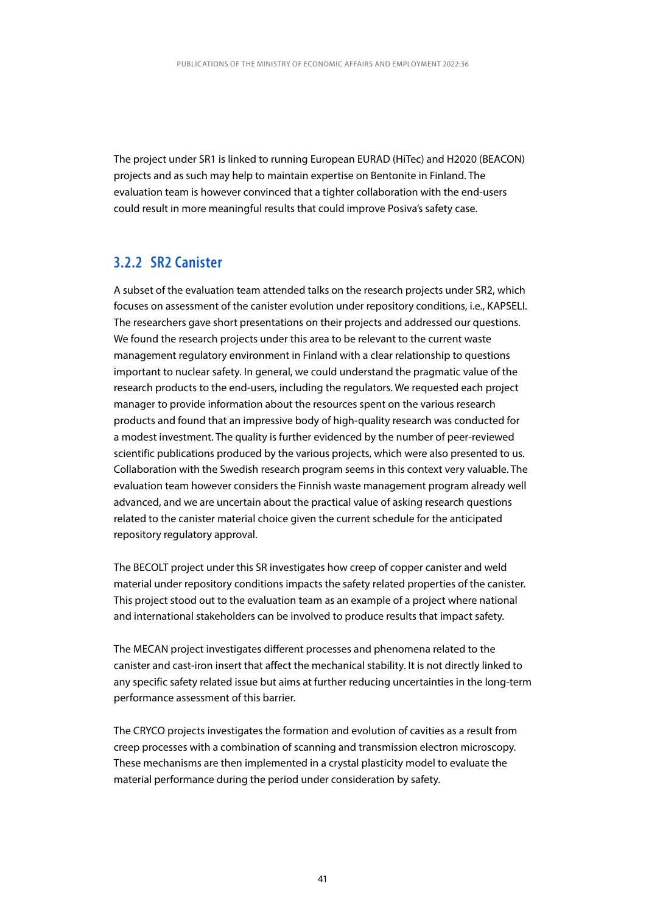The project under SR1 is linked to running European EURAD (HiTec) and H2020 (BEACON) projects and as such may help to maintain expertise on Bentonite in Finland. The evaluation team is however convinced that a tighter collaboration with the end-users could result in more meaningful results that could improve Posiva's safety case.

### 3.2.2 SR2 Canister

A subset of the evaluation team attended talks on the research projects under SR2, which focuses on assessment of the canister evolution under repository conditions, i.e., KAPSELI. The researchers gave short presentations on their projects and addressed our questions. We found the research projects under this area to be relevant to the current waste management regulatory environment in Finland with a clear relationship to questions important to nuclear safety. In general, we could understand the pragmatic value of the research products to the end-users, including the regulators. We requested each project manager to provide information about the resources spent on the various research products and found that an impressive body of high-quality research was conducted for a modest investment. The quality is further evidenced by the number of peer-reviewed scientific publications produced by the various projects, which were also presented to us. Collaboration with the Swedish research program seems in this context very valuable. The evaluation team however considers the Finnish waste management program already well advanced, and we are uncertain about the practical value of asking research questions related to the canister material choice given the current schedule for the anticipated repository regulatory approval.

The BECOLT project under this SR investigates how creep of copper canister and weld material under repository conditions impacts the safety related properties of the canister. This project stood out to the evaluation team as an example of a project where national and international stakeholders can be involved to produce results that impact safety.

The MECAN project investigates different processes and phenomena related to the canister and cast-iron insert that affect the mechanical stability. It is not directly linked to any specific safety related issue but aims at further reducing uncertainties in the long-term performance assessment of this barrier.

The CRYCO projects investigates the formation and evolution of cavities as a result from creep processes with a combination of scanning and transmission electron microscopy. These mechanisms are then implemented in a crystal plasticity model to evaluate the material performance during the period under consideration by safety.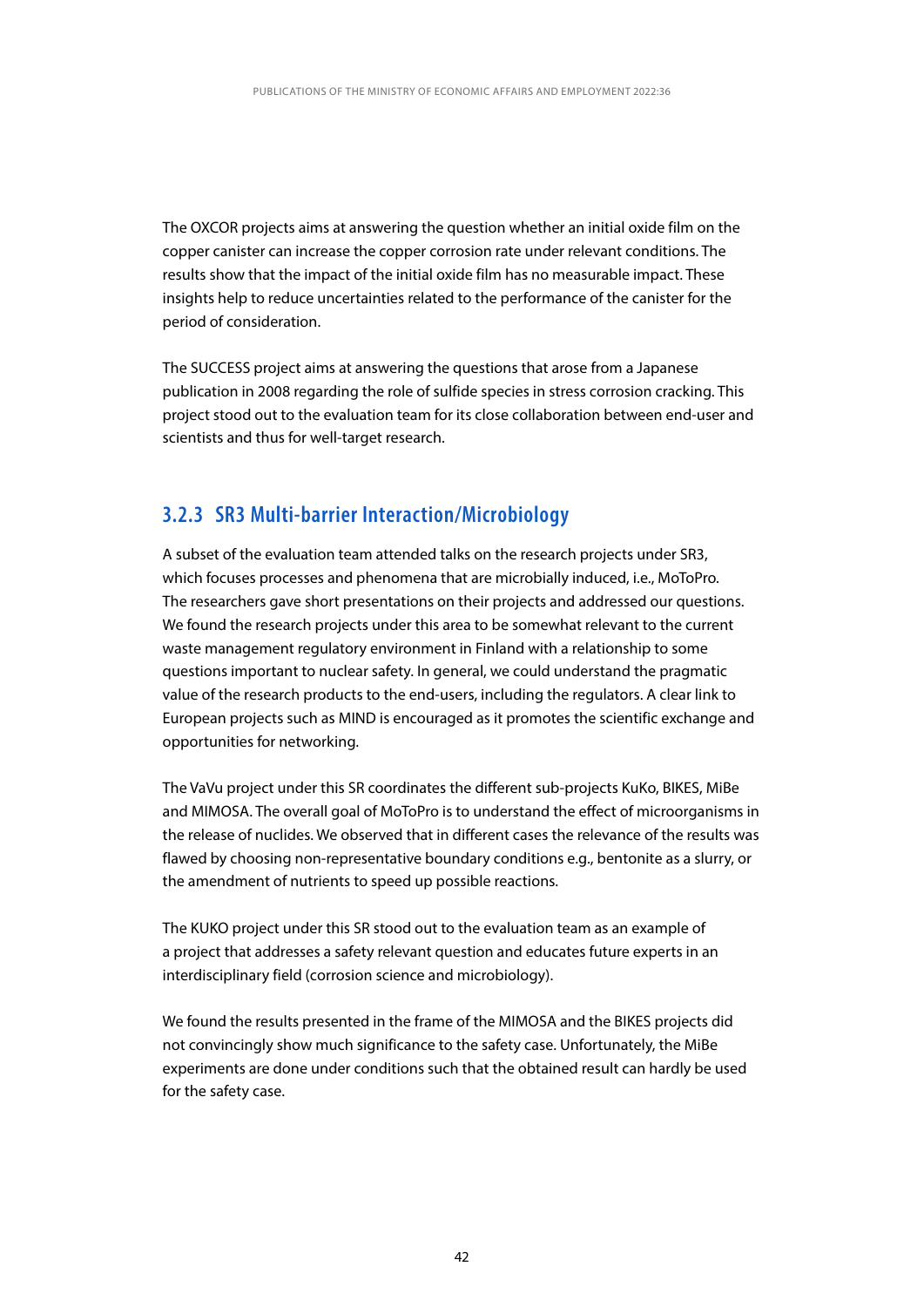The OXCOR projects aims at answering the question whether an initial oxide film on the copper canister can increase the copper corrosion rate under relevant conditions. The results show that the impact of the initial oxide film has no measurable impact. These insights help to reduce uncertainties related to the performance of the canister for the period of consideration.

The SUCCESS project aims at answering the questions that arose from a Japanese publication in 2008 regarding the role of sulfide species in stress corrosion cracking. This project stood out to the evaluation team for its close collaboration between end-user and scientists and thus for well-target research.

### 3.2.3 SR3 Multi-barrier Interaction/Microbiology

A subset of the evaluation team attended talks on the research projects under SR3, which focuses processes and phenomena that are microbially induced, i.e., MoToPro. The researchers gave short presentations on their projects and addressed our questions. We found the research projects under this area to be somewhat relevant to the current waste management regulatory environment in Finland with a relationship to some questions important to nuclear safety. In general, we could understand the pragmatic value of the research products to the end-users, including the regulators. A clear link to European projects such as MIND is encouraged as it promotes the scientific exchange and opportunities for networking.

The VaVu project under this SR coordinates the different sub-projects KuKo, BIKES, MiBe and MIMOSA. The overall goal of MoToPro is to understand the effect of microorganisms in the release of nuclides. We observed that in different cases the relevance of the results was flawed by choosing non-representative boundary conditions e.g., bentonite as a slurry, or the amendment of nutrients to speed up possible reactions.

The KUKO project under this SR stood out to the evaluation team as an example of a project that addresses a safety relevant question and educates future experts in an interdisciplinary field (corrosion science and microbiology).

We found the results presented in the frame of the MIMOSA and the BIKES projects did not convincingly show much significance to the safety case. Unfortunately, the MiBe experiments are done under conditions such that the obtained result can hardly be used for the safety case.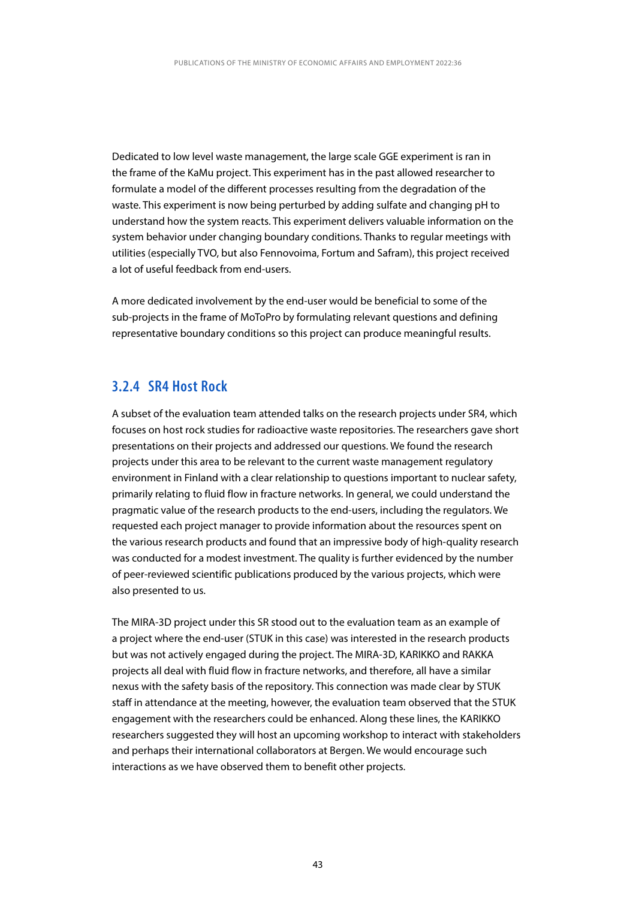Dedicated to low level waste management, the large scale GGE experiment is ran in the frame of the KaMu project. This experiment has in the past allowed researcher to formulate a model of the different processes resulting from the degradation of the waste. This experiment is now being perturbed by adding sulfate and changing pH to understand how the system reacts. This experiment delivers valuable information on the system behavior under changing boundary conditions. Thanks to regular meetings with utilities (especially TVO, but also Fennovoima, Fortum and Safram), this project received a lot of useful feedback from end-users.

A more dedicated involvement by the end-user would be beneficial to some of the sub-projects in the frame of MoToPro by formulating relevant questions and defining representative boundary conditions so this project can produce meaningful results.

### 3.2.4 SR4 Host Rock

A subset of the evaluation team attended talks on the research projects under SR4, which focuses on host rock studies for radioactive waste repositories. The researchers gave short presentations on their projects and addressed our questions. We found the research projects under this area to be relevant to the current waste management regulatory environment in Finland with a clear relationship to questions important to nuclear safety, primarily relating to fluid flow in fracture networks. In general, we could understand the pragmatic value of the research products to the end-users, including the regulators. We requested each project manager to provide information about the resources spent on the various research products and found that an impressive body of high-quality research was conducted for a modest investment. The quality is further evidenced by the number of peer-reviewed scientific publications produced by the various projects, which were also presented to us.

The MIRA-3D project under this SR stood out to the evaluation team as an example of a project where the end-user (STUK in this case) was interested in the research products but was not actively engaged during the project. The MIRA-3D, KARIKKO and RAKKA projects all deal with fluid flow in fracture networks, and therefore, all have a similar nexus with the safety basis of the repository. This connection was made clear by STUK staff in attendance at the meeting, however, the evaluation team observed that the STUK engagement with the researchers could be enhanced. Along these lines, the KARIKKO researchers suggested they will host an upcoming workshop to interact with stakeholders and perhaps their international collaborators at Bergen. We would encourage such interactions as we have observed them to benefit other projects.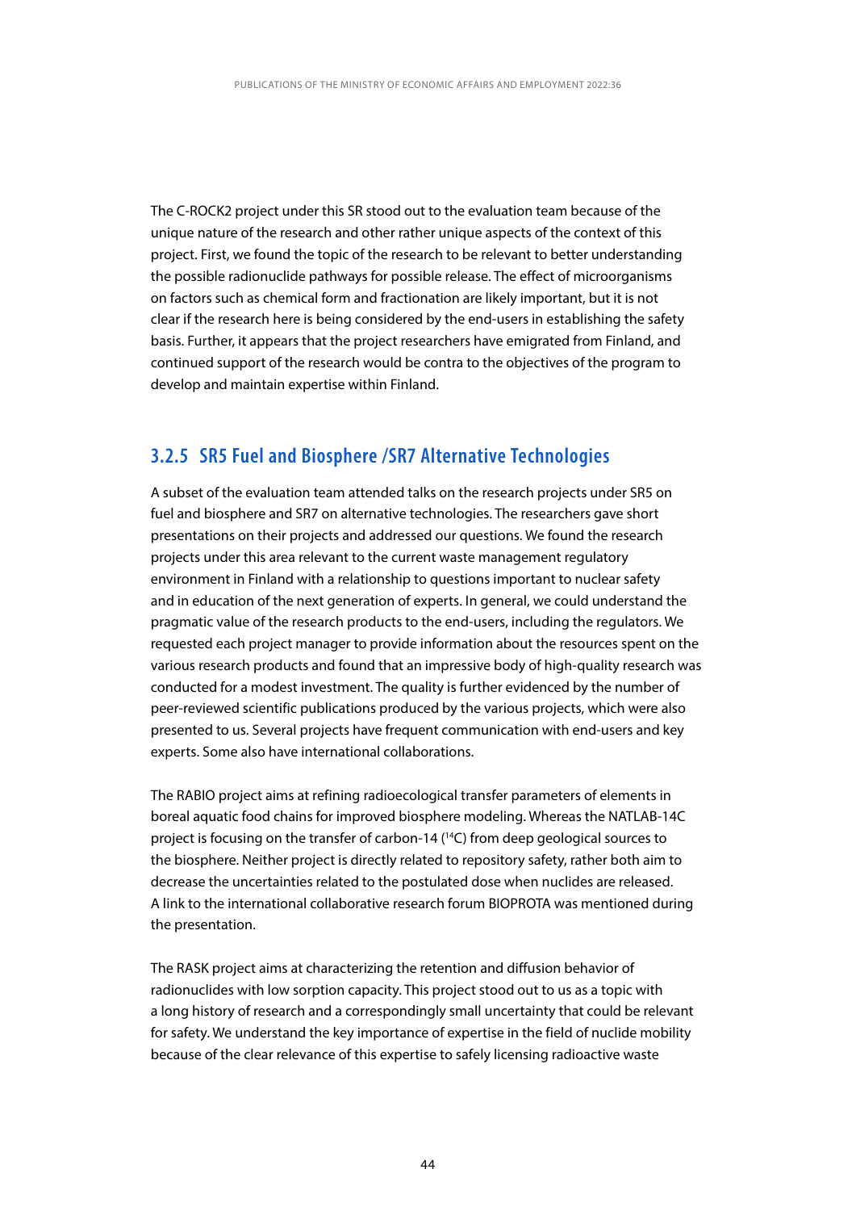The C-ROCK2 project under this SR stood out to the evaluation team because of the unique nature of the research and other rather unique aspects of the context of this project. First, we found the topic of the research to be relevant to better understanding the possible radionuclide pathways for possible release. The effect of microorganisms on factors such as chemical form and fractionation are likely important, but it is not clear if the research here is being considered by the end-users in establishing the safety basis. Further, it appears that the project researchers have emigrated from Finland, and continued support of the research would be contra to the objectives of the program to develop and maintain expertise within Finland.

### 3.2.5 SR5 Fuel and Biosphere /SR7 Alternative Technologies

A subset of the evaluation team attended talks on the research projects under SR5 on fuel and biosphere and SR7 on alternative technologies. The researchers gave short presentations on their projects and addressed our questions. We found the research projects under this area relevant to the current waste management regulatory environment in Finland with a relationship to questions important to nuclear safety and in education of the next generation of experts. In general, we could understand the pragmatic value of the research products to the end-users, including the regulators. We requested each project manager to provide information about the resources spent on the various research products and found that an impressive body of high-quality research was conducted for a modest investment. The quality is further evidenced by the number of peer-reviewed scientific publications produced by the various projects, which were also presented to us. Several projects have frequent communication with end-users and key experts. Some also have international collaborations.

The RABIO project aims at refining radioecological transfer parameters of elements in boreal aquatic food chains for improved biosphere modeling. Whereas the NATLAB-14C project is focusing on the transfer of carbon-14 ($^{14}C$) from deep geological sources to the biosphere. Neither project is directly related to repository safety, rather both aim to decrease the uncertainties related to the postulated dose when nuclides are released. A link to the international collaborative research forum BIOPROTA was mentioned during the presentation.

The RASK project aims at characterizing the retention and diffusion behavior of radionuclides with low sorption capacity. This project stood out to us as a topic with a long history of research and a correspondingly small uncertainty that could be relevant for safety. We understand the key importance of expertise in the field of nuclide mobility because of the clear relevance of this expertise to safely licensing radioactive waste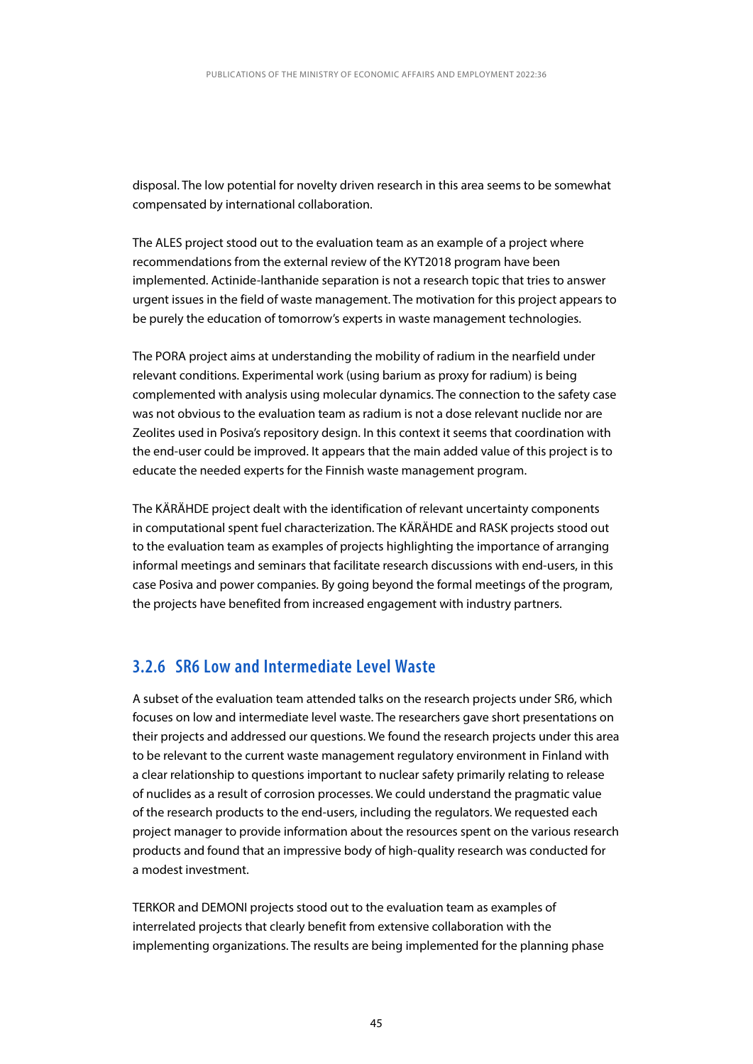disposal. The low potential for novelty driven research in this area seems to be somewhat compensated by international collaboration.

The ALES project stood out to the evaluation team as an example of a project where recommendations from the external review of the KYT2018 program have been implemented. Actinide-lanthanide separation is not a research topic that tries to answer urgent issues in the field of waste management. The motivation for this project appears to be purely the education of tomorrow's experts in waste management technologies.

The PORA project aims at understanding the mobility of radium in the nearfield under relevant conditions. Experimental work (using barium as proxy for radium) is being complemented with analysis using molecular dynamics. The connection to the safety case was not obvious to the evaluation team as radium is not a dose relevant nuclide nor are Zeolites used in Posiva's repository design. In this context it seems that coordination with the end-user could be improved. It appears that the main added value of this project is to educate the needed experts for the Finnish waste management program.

The KÄRÄHDE project dealt with the identification of relevant uncertainty components in computational spent fuel characterization. The KÄRÄHDE and RASK projects stood out to the evaluation team as examples of projects highlighting the importance of arranging informal meetings and seminars that facilitate research discussions with end-users, in this case Posiva and power companies. By going beyond the formal meetings of the program, the projects have benefited from increased engagement with industry partners.

### 3.2.6 SR6 Low and Intermediate Level Waste

A subset of the evaluation team attended talks on the research projects under SR6, which focuses on low and intermediate level waste. The researchers gave short presentations on their projects and addressed our questions. We found the research projects under this area to be relevant to the current waste management regulatory environment in Finland with a clear relationship to questions important to nuclear safety primarily relating to release of nuclides as a result of corrosion processes. We could understand the pragmatic value of the research products to the end-users, including the regulators. We requested each project manager to provide information about the resources spent on the various research products and found that an impressive body of high-quality research was conducted for a modest investment.

TERKOR and DEMONI projects stood out to the evaluation team as examples of interrelated projects that clearly benefit from extensive collaboration with the implementing organizations. The results are being implemented for the planning phase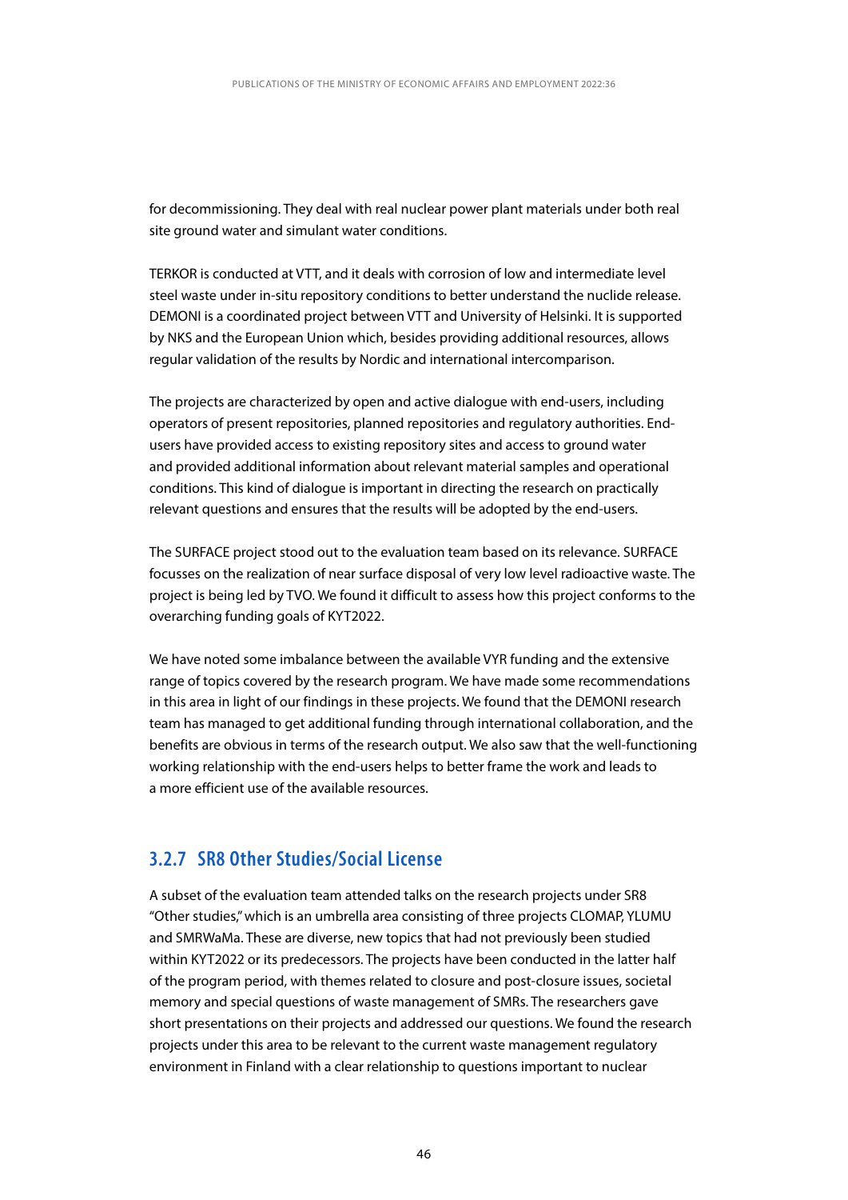for decommissioning. They deal with real nuclear power plant materials under both real site ground water and simulant water conditions.

TERKOR is conducted at VTT, and it deals with corrosion of low and intermediate level steel waste under in-situ repository conditions to better understand the nuclide release. DEMONI is a coordinated project between VTT and University of Helsinki. It is supported by NKS and the European Union which, besides providing additional resources, allows regular validation of the results by Nordic and international intercomparison.

The projects are characterized by open and active dialogue with end-users, including operators of present repositories, planned repositories and regulatory authorities. End-users have provided access to existing repository sites and access to ground water and provided additional information about relevant material samples and operational conditions. This kind of dialogue is important in directing the research on practically relevant questions and ensures that the results will be adopted by the end-users.

The SURFACE project stood out to the evaluation team based on its relevance. SURFACE focusses on the realization of near surface disposal of very low level radioactive waste. The project is being led by TVO. We found it difficult to assess how this project conforms to the overarching funding goals of KYT2022.

We have noted some imbalance between the available VYR funding and the extensive range of topics covered by the research program. We have made some recommendations in this area in light of our findings in these projects. We found that the DEMONI research team has managed to get additional funding through international collaboration, and the benefits are obvious in terms of the research output. We also saw that the well-functioning working relationship with the end-users helps to better frame the work and leads to a more efficient use of the available resources.

### 3.2.7 SR8 Other Studies/Social License

A subset of the evaluation team attended talks on the research projects under SR8 "Other studies," which is an umbrella area consisting of three projects CLOMAP, YLUMU and SMRWaMa. These are diverse, new topics that had not previously been studied within KYT2022 or its predecessors. The projects have been conducted in the latter half of the program period, with themes related to closure and post-closure issues, societal memory and special questions of waste management of SMRs. The researchers gave short presentations on their projects and addressed our questions. We found the research projects under this area to be relevant to the current waste management regulatory environment in Finland with a clear relationship to questions important to nuclear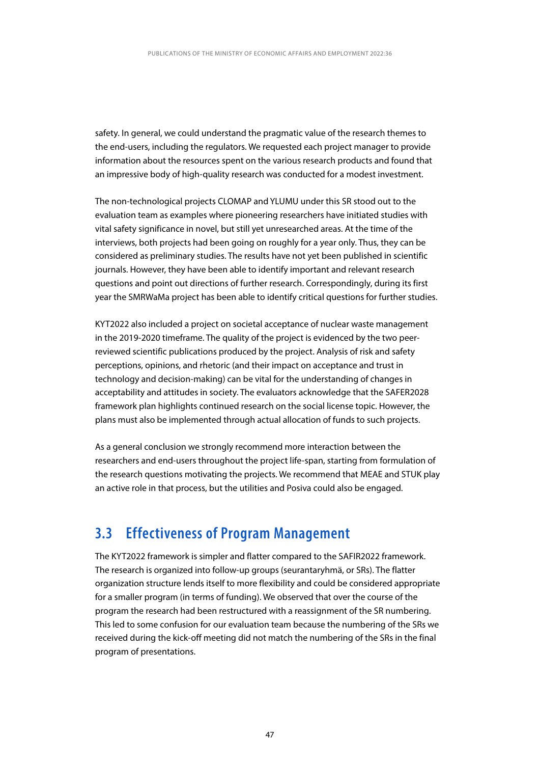safety. In general, we could understand the pragmatic value of the research themes to the end-users, including the regulators. We requested each project manager to provide information about the resources spent on the various research products and found that an impressive body of high-quality research was conducted for a modest investment.

The non-technological projects CLOMAP and YLUMU under this SR stood out to the evaluation team as examples where pioneering researchers have initiated studies with vital safety significance in novel, but still yet unresearched areas. At the time of the interviews, both projects had been going on roughly for a year only. Thus, they can be considered as preliminary studies. The results have not yet been published in scientific journals. However, they have been able to identify important and relevant research questions and point out directions of further research. Correspondingly, during its first year the SMRWaMa project has been able to identify critical questions for further studies.

KYT2022 also included a project on societal acceptance of nuclear waste management in the 2019-2020 timeframe. The quality of the project is evidenced by the two peer-reviewed scientific publications produced by the project. Analysis of risk and safety perceptions, opinions, and rhetoric (and their impact on acceptance and trust in technology and decision-making) can be vital for the understanding of changes in acceptability and attitudes in society. The evaluators acknowledge that the SAFER2028 framework plan highlights continued research on the social license topic. However, the plans must also be implemented through actual allocation of funds to such projects.

As a general conclusion we strongly recommend more interaction between the researchers and end-users throughout the project life-span, starting from formulation of the research questions motivating the projects. We recommend that MEAE and STUK play an active role in that process, but the utilities and Posiva could also be engaged.

## 3.3 Effectiveness of Program Management

The KYT2022 framework is simpler and flatter compared to the SAFIR2022 framework. The research is organized into follow-up groups (seurantaryhmä, or SRs). The flatter organization structure lends itself to more flexibility and could be considered appropriate for a smaller program (in terms of funding). We observed that over the course of the program the research had been restructured with a reassignment of the SR numbering. This led to some confusion for our evaluation team because the numbering of the SRs we received during the kick-off meeting did not match the numbering of the SRs in the final program of presentations.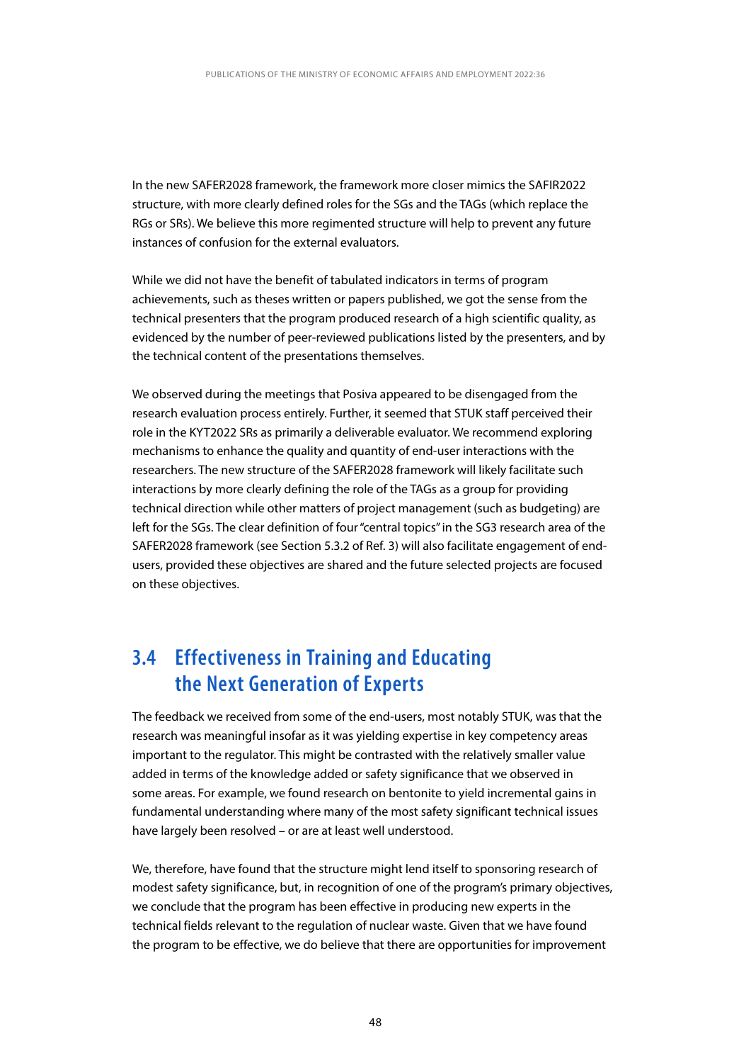In the new SAFER2028 framework, the framework more closer mimics the SAFIR2022 structure, with more clearly defined roles for the SGs and the TAGs (which replace the RGs or SRs). We believe this more regimented structure will help to prevent any future instances of confusion for the external evaluators.

While we did not have the benefit of tabulated indicators in terms of program achievements, such as theses written or papers published, we got the sense from the technical presenters that the program produced research of a high scientific quality, as evidenced by the number of peer-reviewed publications listed by the presenters, and by the technical content of the presentations themselves.

We observed during the meetings that Posiva appeared to be disengaged from the research evaluation process entirely. Further, it seemed that STUK staff perceived their role in the KYT2022 SRs as primarily a deliverable evaluator. We recommend exploring mechanisms to enhance the quality and quantity of end-user interactions with the researchers. The new structure of the SAFER2028 framework will likely facilitate such interactions by more clearly defining the role of the TAGs as a group for providing technical direction while other matters of project management (such as budgeting) are left for the SGs. The clear definition of four "central topics" in the SG3 research area of the SAFER2028 framework (see Section 5.3.2 of Ref. 3) will also facilitate engagement of end-users, provided these objectives are shared and the future selected projects are focused on these objectives.

## 3.4 Effectiveness in Training and Educating the Next Generation of Experts

The feedback we received from some of the end-users, most notably STUK, was that the research was meaningful insofar as it was yielding expertise in key competency areas important to the regulator. This might be contrasted with the relatively smaller value added in terms of the knowledge added or safety significance that we observed in some areas. For example, we found research on bentonite to yield incremental gains in fundamental understanding where many of the most safety significant technical issues have largely been resolved – or are at least well understood.

We, therefore, have found that the structure might lend itself to sponsoring research of modest safety significance, but, in recognition of one of the program's primary objectives, we conclude that the program has been effective in producing new experts in the technical fields relevant to the regulation of nuclear waste. Given that we have found the program to be effective, we do believe that there are opportunities for improvement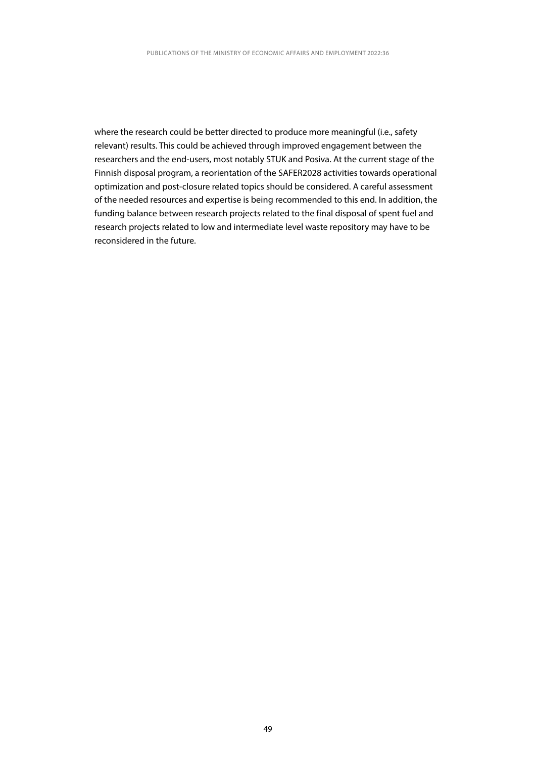where the research could be better directed to produce more meaningful (i.e., safety relevant) results. This could be achieved through improved engagement between the researchers and the end-users, most notably STUK and Posiva. At the current stage of the Finnish disposal program, a reorientation of the SAFER2028 activities towards operational optimization and post-closure related topics should be considered. A careful assessment of the needed resources and expertise is being recommended to this end. In addition, the funding balance between research projects related to the final disposal of spent fuel and research projects related to low and intermediate level waste repository may have to be reconsidered in the future.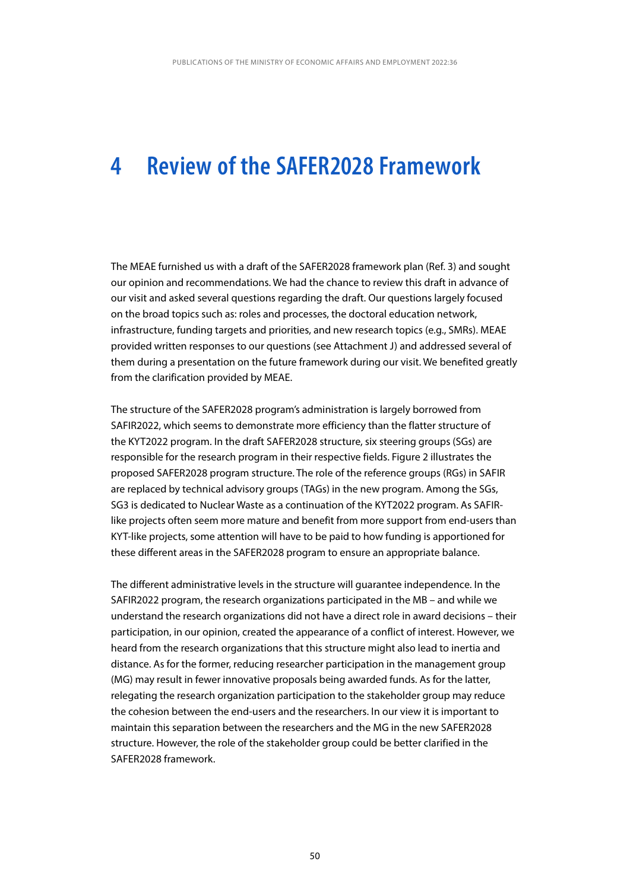# 4 Review of the SAFER2028 Framework

The MEAE furnished us with a draft of the SAFER2028 framework plan (Ref. 3) and sought our opinion and recommendations. We had the chance to review this draft in advance of our visit and asked several questions regarding the draft. Our questions largely focused on the broad topics such as: roles and processes, the doctoral education network, infrastructure, funding targets and priorities, and new research topics (e.g., SMRs). MEAE provided written responses to our questions (see Attachment J) and addressed several of them during a presentation on the future framework during our visit. We benefited greatly from the clarification provided by MEAE.

The structure of the SAFER2028 program's administration is largely borrowed from SAFIR2022, which seems to demonstrate more efficiency than the flatter structure of the KYT2022 program. In the draft SAFER2028 structure, six steering groups (SGs) are responsible for the research program in their respective fields. Figure 2 illustrates the proposed SAFER2028 program structure. The role of the reference groups (RGs) in SAFIR are replaced by technical advisory groups (TAGs) in the new program. Among the SGs, SG3 is dedicated to Nuclear Waste as a continuation of the KYT2022 program. As SAFIR-like projects often seem more mature and benefit from more support from end-users than KYT-like projects, some attention will have to be paid to how funding is apportioned for these different areas in the SAFER2028 program to ensure an appropriate balance.

The different administrative levels in the structure will guarantee independence. In the SAFIR2022 program, the research organizations participated in the MB – and while we understand the research organizations did not have a direct role in award decisions – their participation, in our opinion, created the appearance of a conflict of interest. However, we heard from the research organizations that this structure might also lead to inertia and distance. As for the former, reducing researcher participation in the management group (MG) may result in fewer innovative proposals being awarded funds. As for the latter, relegating the research organization participation to the stakeholder group may reduce the cohesion between the end-users and the researchers. In our view it is important to maintain this separation between the researchers and the MG in the new SAFER2028 structure. However, the role of the stakeholder group could be better clarified in the SAFER2028 framework.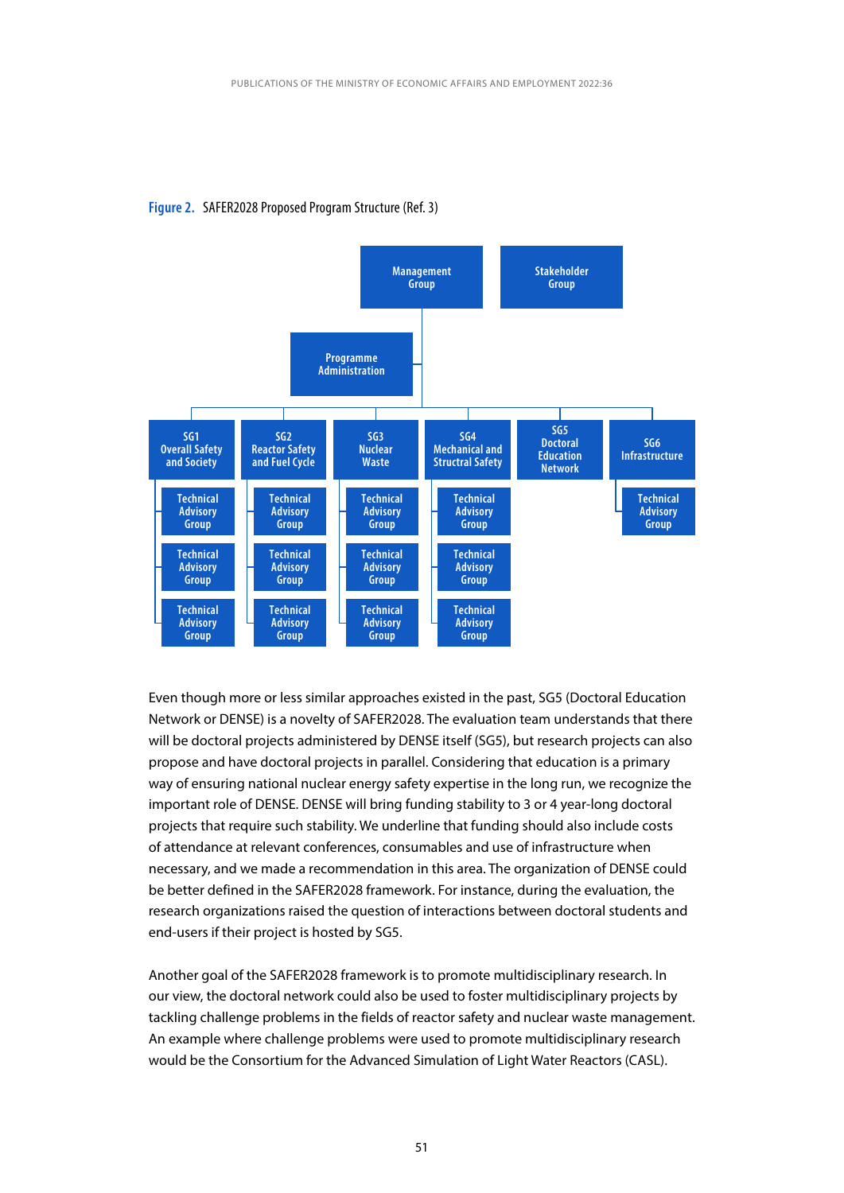**Figure 2.** SAFER2028 Proposed Program Structure (Ref. 3)

Management Group

Stakeholder Group

Programme Administration

SG1 Overall Safety and Society

SG2 Reactor Safety and Fuel Cycle

SG3 Nuclear Waste

SG4 Mechanical and Structral Safety

SG5 Doctoral Education Network

SG6 Infrastructure

Technical Advisory Group

Even though more or less similar approaches existed in the past, SG5 (Doctoral Education Network or DENSE) is a novelty of SAFER2028. The evaluation team understands that there will be doctoral projects administered by DENSE itself (SG5), but research projects can also propose and have doctoral projects in parallel. Considering that education is a primary way of ensuring national nuclear energy safety expertise in the long run, we recognize the important role of DENSE. DENSE will bring funding stability to 3 or 4 year-long doctoral projects that require such stability. We underline that funding should also include costs of attendance at relevant conferences, consumables and use of infrastructure when necessary, and we made a recommendation in this area. The organization of DENSE could be better defined in the SAFER2028 framework. For instance, during the evaluation, the research organizations raised the question of interactions between doctoral students and end-users if their project is hosted by SG5.

Another goal of the SAFER2028 framework is to promote multidisciplinary research. In our view, the doctoral network could also be used to foster multidisciplinary projects by tackling challenge problems in the fields of reactor safety and nuclear waste management. An example where challenge problems were used to promote multidisciplinary research would be the Consortium for the Advanced Simulation of Light Water Reactors (CASL).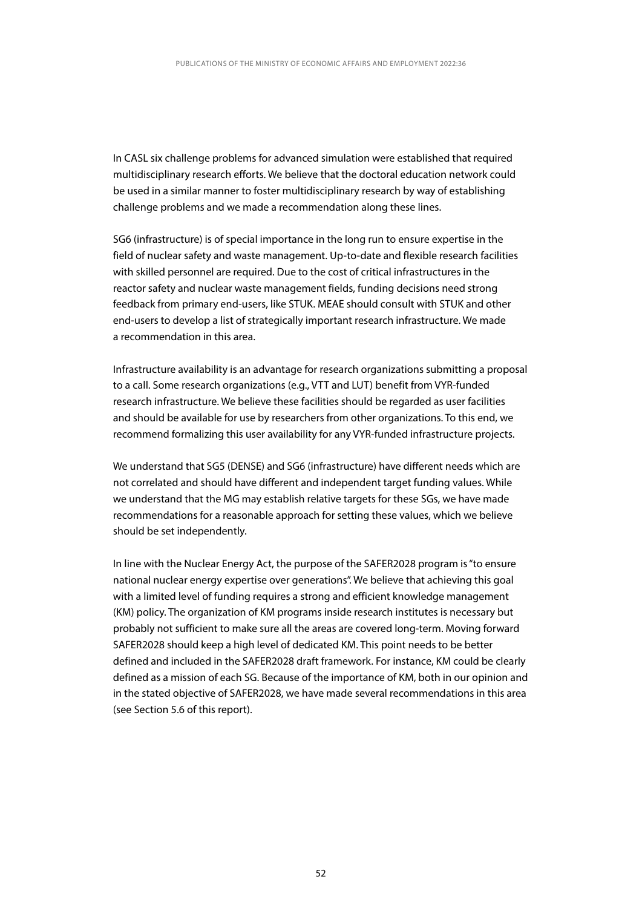In CASL six challenge problems for advanced simulation were established that required multidisciplinary research efforts. We believe that the doctoral education network could be used in a similar manner to foster multidisciplinary research by way of establishing challenge problems and we made a recommendation along these lines.

SG6 (infrastructure) is of special importance in the long run to ensure expertise in the field of nuclear safety and waste management. Up-to-date and flexible research facilities with skilled personnel are required. Due to the cost of critical infrastructures in the reactor safety and nuclear waste management fields, funding decisions need strong feedback from primary end-users, like STUK. MEAE should consult with STUK and other end-users to develop a list of strategically important research infrastructure. We made a recommendation in this area.

Infrastructure availability is an advantage for research organizations submitting a proposal to a call. Some research organizations (e.g., VTT and LUT) benefit from VYR-funded research infrastructure. We believe these facilities should be regarded as user facilities and should be available for use by researchers from other organizations. To this end, we recommend formalizing this user availability for any VYR-funded infrastructure projects.

We understand that SG5 (DENSE) and SG6 (infrastructure) have different needs which are not correlated and should have different and independent target funding values. While we understand that the MG may establish relative targets for these SGs, we have made recommendations for a reasonable approach for setting these values, which we believe should be set independently.

In line with the Nuclear Energy Act, the purpose of the SAFER2028 program is "to ensure national nuclear energy expertise over generations". We believe that achieving this goal with a limited level of funding requires a strong and efficient knowledge management (KM) policy. The organization of KM programs inside research institutes is necessary but probably not sufficient to make sure all the areas are covered long-term. Moving forward SAFER2028 should keep a high level of dedicated KM. This point needs to be better defined and included in the SAFER2028 draft framework. For instance, KM could be clearly defined as a mission of each SG. Because of the importance of KM, both in our opinion and in the stated objective of SAFER2028, we have made several recommendations in this area (see Section 5.6 of this report).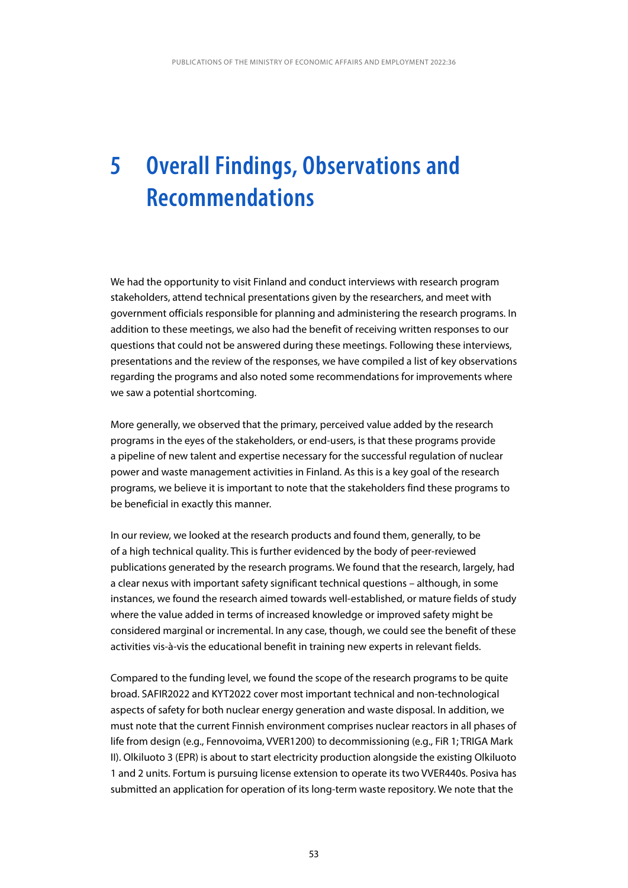# 5 Overall Findings, Observations and Recommendations

We had the opportunity to visit Finland and conduct interviews with research program stakeholders, attend technical presentations given by the researchers, and meet with government officials responsible for planning and administering the research programs. In addition to these meetings, we also had the benefit of receiving written responses to our questions that could not be answered during these meetings. Following these interviews, presentations and the review of the responses, we have compiled a list of key observations regarding the programs and also noted some recommendations for improvements where we saw a potential shortcoming.

More generally, we observed that the primary, perceived value added by the research programs in the eyes of the stakeholders, or end-users, is that these programs provide a pipeline of new talent and expertise necessary for the successful regulation of nuclear power and waste management activities in Finland. As this is a key goal of the research programs, we believe it is important to note that the stakeholders find these programs to be beneficial in exactly this manner.

In our review, we looked at the research products and found them, generally, to be of a high technical quality. This is further evidenced by the body of peer-reviewed publications generated by the research programs. We found that the research, largely, had a clear nexus with important safety significant technical questions – although, in some instances, we found the research aimed towards well-established, or mature fields of study where the value added in terms of increased knowledge or improved safety might be considered marginal or incremental. In any case, though, we could see the benefit of these activities vis-à-vis the educational benefit in training new experts in relevant fields.

Compared to the funding level, we found the scope of the research programs to be quite broad. SAFIR2022 and KYT2022 cover most important technical and non-technological aspects of safety for both nuclear energy generation and waste disposal. In addition, we must note that the current Finnish environment comprises nuclear reactors in all phases of life from design (e.g., Fennovoima, VVER1200) to decommissioning (e.g., FiR 1; TRIGA Mark II). Olkiluoto 3 (EPR) is about to start electricity production alongside the existing Olkiluoto 1 and 2 units. Fortum is pursuing license extension to operate its two VVER440s. Posiva has submitted an application for operation of its long-term waste repository. We note that the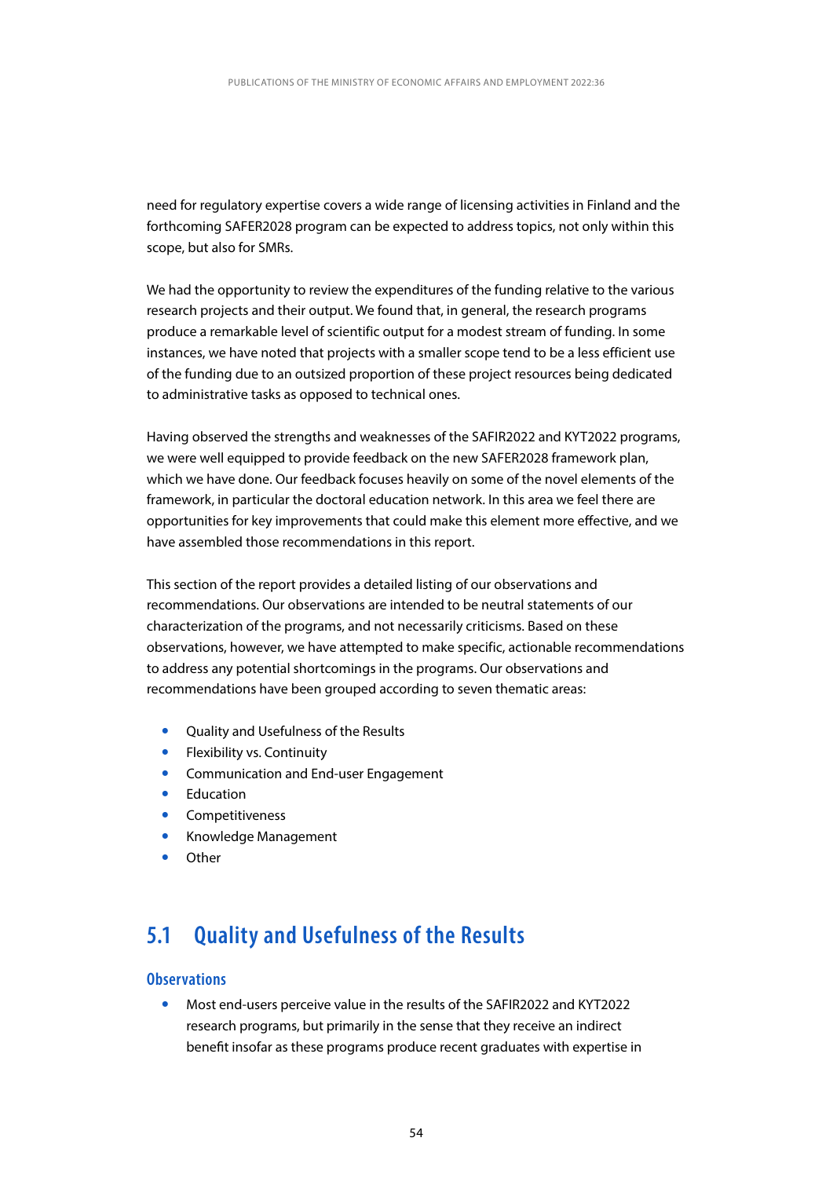need for regulatory expertise covers a wide range of licensing activities in Finland and the forthcoming SAFER2028 program can be expected to address topics, not only within this scope, but also for SMRs.

We had the opportunity to review the expenditures of the funding relative to the various research projects and their output. We found that, in general, the research programs produce a remarkable level of scientific output for a modest stream of funding. In some instances, we have noted that projects with a smaller scope tend to be a less efficient use of the funding due to an outsized proportion of these project resources being dedicated to administrative tasks as opposed to technical ones.

Having observed the strengths and weaknesses of the SAFIR2022 and KYT2022 programs, we were well equipped to provide feedback on the new SAFER2028 framework plan, which we have done. Our feedback focuses heavily on some of the novel elements of the framework, in particular the doctoral education network. In this area we feel there are opportunities for key improvements that could make this element more effective, and we have assembled those recommendations in this report.

This section of the report provides a detailed listing of our observations and recommendations. Our observations are intended to be neutral statements of our characterization of the programs, and not necessarily criticisms. Based on these observations, however, we have attempted to make specific, actionable recommendations to address any potential shortcomings in the programs. Our observations and recommendations have been grouped according to seven thematic areas:

- Quality and Usefulness of the Results
- Flexibility vs. Continuity
- Communication and End-user Engagement
- Education
- Competitiveness
- Knowledge Management
- Other

## 5.1 Quality and Usefulness of the Results

### Observations

- Most end-users perceive value in the results of the SAFIR2022 and KYT2022 research programs, but primarily in the sense that they receive an indirect benefit insofar as these programs produce recent graduates with expertise in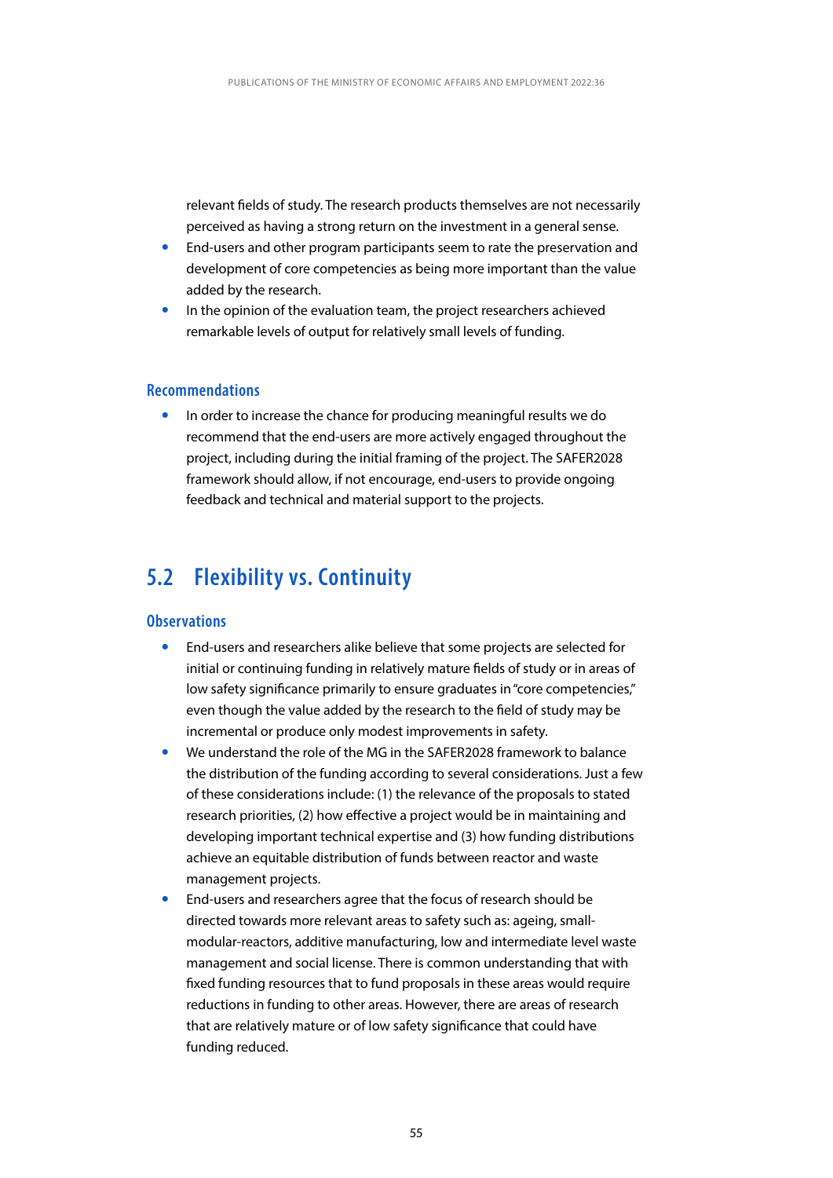relevant fields of study. The research products themselves are not necessarily perceived as having a strong return on the investment in a general sense.

- End-users and other program participants seem to rate the preservation and development of core competencies as being more important than the value added by the research.
- In the opinion of the evaluation team, the project researchers achieved remarkable levels of output for relatively small levels of funding.

### Recommendations

- In order to increase the chance for producing meaningful results we do recommend that the end-users are more actively engaged throughout the project, including during the initial framing of the project. The SAFER2028 framework should allow, if not encourage, end-users to provide ongoing feedback and technical and material support to the projects.

## 5.2 Flexibility vs. Continuity

### Observations

- End-users and researchers alike believe that some projects are selected for initial or continuing funding in relatively mature fields of study or in areas of low safety significance primarily to ensure graduates in "core competencies," even though the value added by the research to the field of study may be incremental or produce only modest improvements in safety.
- We understand the role of the MG in the SAFER2028 framework to balance the distribution of the funding according to several considerations. Just a few of these considerations include: (1) the relevance of the proposals to stated research priorities, (2) how effective a project would be in maintaining and developing important technical expertise and (3) how funding distributions achieve an equitable distribution of funds between reactor and waste management projects.
- End-users and researchers agree that the focus of research should be directed towards more relevant areas to safety such as: ageing, small-modular-reactors, additive manufacturing, low and intermediate level waste management and social license. There is common understanding that with fixed funding resources that to fund proposals in these areas would require reductions in funding to other areas. However, there are areas of research that are relatively mature or of low safety significance that could have funding reduced.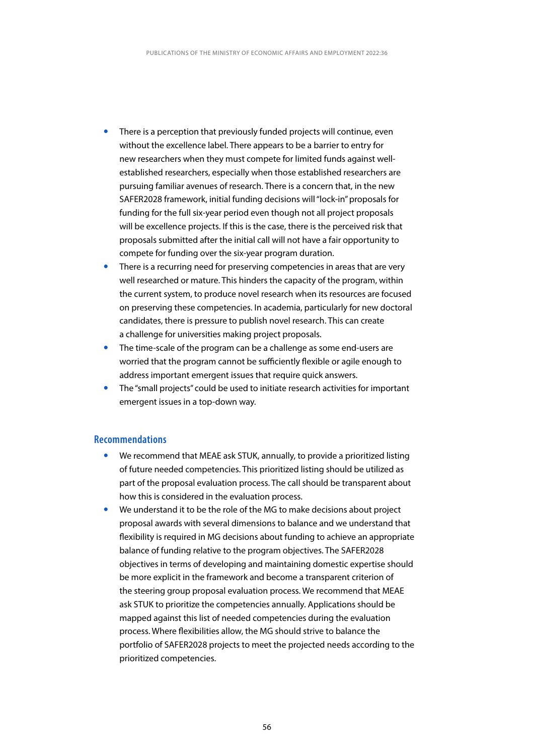- There is a perception that previously funded projects will continue, even without the excellence label. There appears to be a barrier to entry for new researchers when they must compete for limited funds against well-established researchers, especially when those established researchers are pursuing familiar avenues of research. There is a concern that, in the new SAFER2028 framework, initial funding decisions will "lock-in" proposals for funding for the full six-year period even though not all project proposals will be excellence projects. If this is the case, there is the perceived risk that proposals submitted after the initial call will not have a fair opportunity to compete for funding over the six-year program duration.
- There is a recurring need for preserving competencies in areas that are very well researched or mature. This hinders the capacity of the program, within the current system, to produce novel research when its resources are focused on preserving these competencies. In academia, particularly for new doctoral candidates, there is pressure to publish novel research. This can create a challenge for universities making project proposals.
- The time-scale of the program can be a challenge as some end-users are worried that the program cannot be sufficiently flexible or agile enough to address important emergent issues that require quick answers.
- The "small projects" could be used to initiate research activities for important emergent issues in a top-down way.

### Recommendations

- We recommend that MEAE ask STUK, annually, to provide a prioritized listing of future needed competencies. This prioritized listing should be utilized as part of the proposal evaluation process. The call should be transparent about how this is considered in the evaluation process.
- We understand it to be the role of the MG to make decisions about project proposal awards with several dimensions to balance and we understand that flexibility is required in MG decisions about funding to achieve an appropriate balance of funding relative to the program objectives. The SAFER2028 objectives in terms of developing and maintaining domestic expertise should be more explicit in the framework and become a transparent criterion of the steering group proposal evaluation process. We recommend that MEAE ask STUK to prioritize the competencies annually. Applications should be mapped against this list of needed competencies during the evaluation process. Where flexibilities allow, the MG should strive to balance the portfolio of SAFER2028 projects to meet the projected needs according to the prioritized competencies.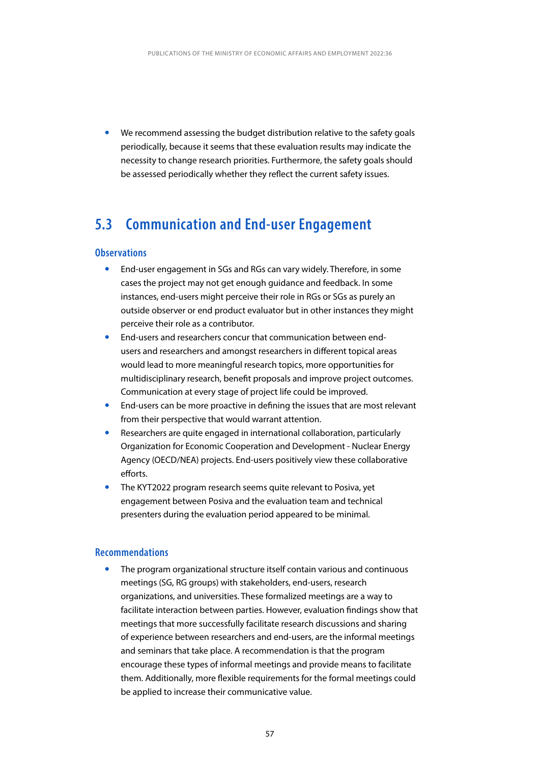- We recommend assessing the budget distribution relative to the safety goals periodically, because it seems that these evaluation results may indicate the necessity to change research priorities. Furthermore, the safety goals should be assessed periodically whether they reflect the current safety issues.

## 5.3 Communication and End-user Engagement

### Observations

- End-user engagement in SGs and RGs can vary widely. Therefore, in some cases the project may not get enough guidance and feedback. In some instances, end-users might perceive their role in RGs or SGs as purely an outside observer or end product evaluator but in other instances they might perceive their role as a contributor.
- End-users and researchers concur that communication between end-users and researchers and amongst researchers in different topical areas would lead to more meaningful research topics, more opportunities for multidisciplinary research, benefit proposals and improve project outcomes. Communication at every stage of project life could be improved.
- End-users can be more proactive in defining the issues that are most relevant from their perspective that would warrant attention.
- Researchers are quite engaged in international collaboration, particularly Organization for Economic Cooperation and Development - Nuclear Energy Agency (OECD/NEA) projects. End-users positively view these collaborative efforts.
- The KYT2022 program research seems quite relevant to Posiva, yet engagement between Posiva and the evaluation team and technical presenters during the evaluation period appeared to be minimal.

### Recommendations

- The program organizational structure itself contain various and continuous meetings (SG, RG groups) with stakeholders, end-users, research organizations, and universities. These formalized meetings are a way to facilitate interaction between parties. However, evaluation findings show that meetings that more successfully facilitate research discussions and sharing of experience between researchers and end-users, are the informal meetings and seminars that take place. A recommendation is that the program encourage these types of informal meetings and provide means to facilitate them. Additionally, more flexible requirements for the formal meetings could be applied to increase their communicative value.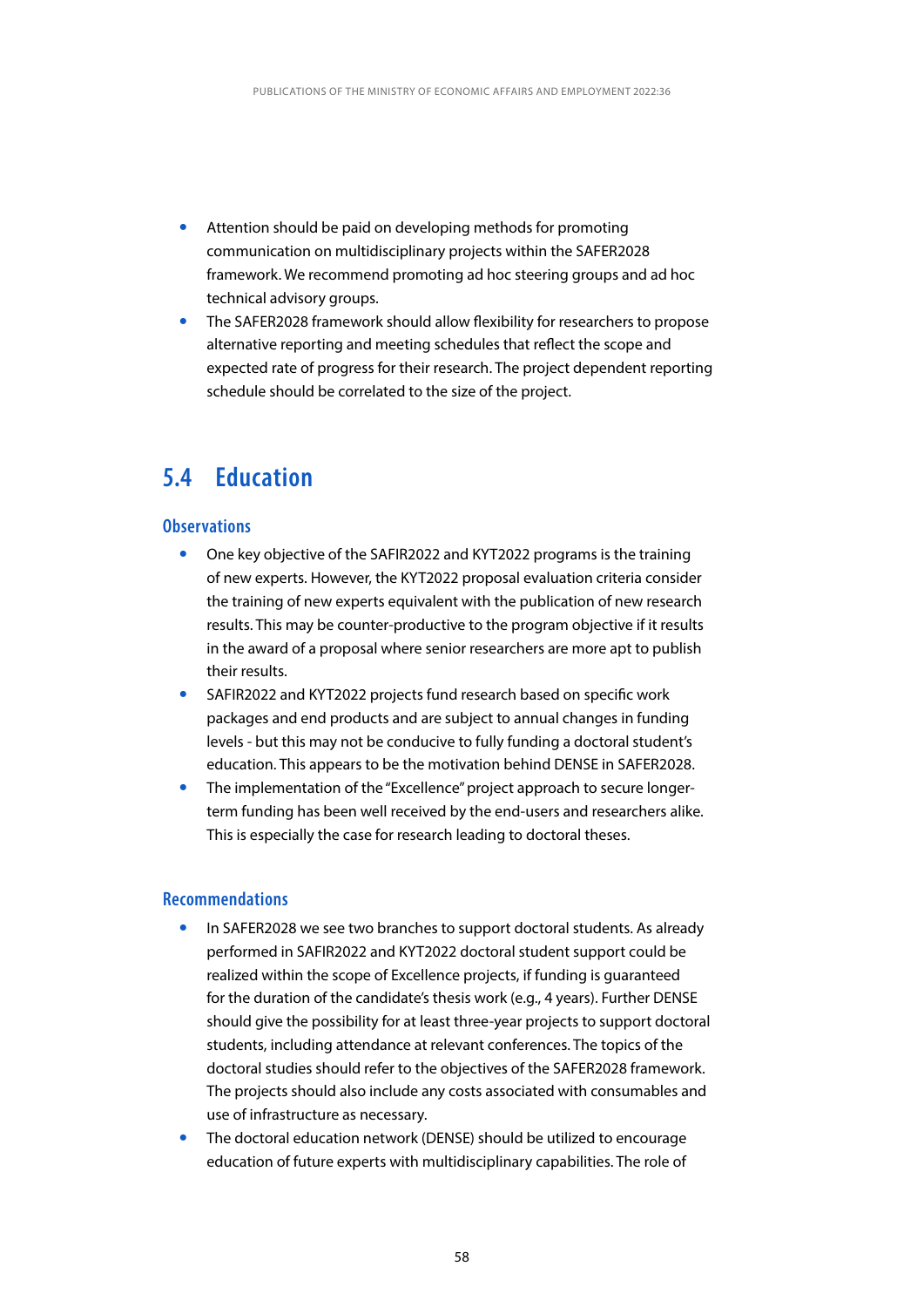- Attention should be paid on developing methods for promoting communication on multidisciplinary projects within the SAFER2028 framework. We recommend promoting ad hoc steering groups and ad hoc technical advisory groups.
- The SAFER2028 framework should allow flexibility for researchers to propose alternative reporting and meeting schedules that reflect the scope and expected rate of progress for their research. The project dependent reporting schedule should be correlated to the size of the project.

## 5.4 Education

### Observations

- One key objective of the SAFIR2022 and KYT2022 programs is the training of new experts. However, the KYT2022 proposal evaluation criteria consider the training of new experts equivalent with the publication of new research results. This may be counter-productive to the program objective if it results in the award of a proposal where senior researchers are more apt to publish their results.
- SAFIR2022 and KYT2022 projects fund research based on specific work packages and end products and are subject to annual changes in funding levels - but this may not be conducive to fully funding a doctoral student's education. This appears to be the motivation behind DENSE in SAFER2028.
- The implementation of the "Excellence" project approach to secure longer-term funding has been well received by the end-users and researchers alike. This is especially the case for research leading to doctoral theses.

### Recommendations

- In SAFER2028 we see two branches to support doctoral students. As already performed in SAFIR2022 and KYT2022 doctoral student support could be realized within the scope of Excellence projects, if funding is guaranteed for the duration of the candidate's thesis work (e.g., 4 years). Further DENSE should give the possibility for at least three-year projects to support doctoral students, including attendance at relevant conferences. The topics of the doctoral studies should refer to the objectives of the SAFER2028 framework. The projects should also include any costs associated with consumables and use of infrastructure as necessary.
- The doctoral education network (DENSE) should be utilized to encourage education of future experts with multidisciplinary capabilities. The role of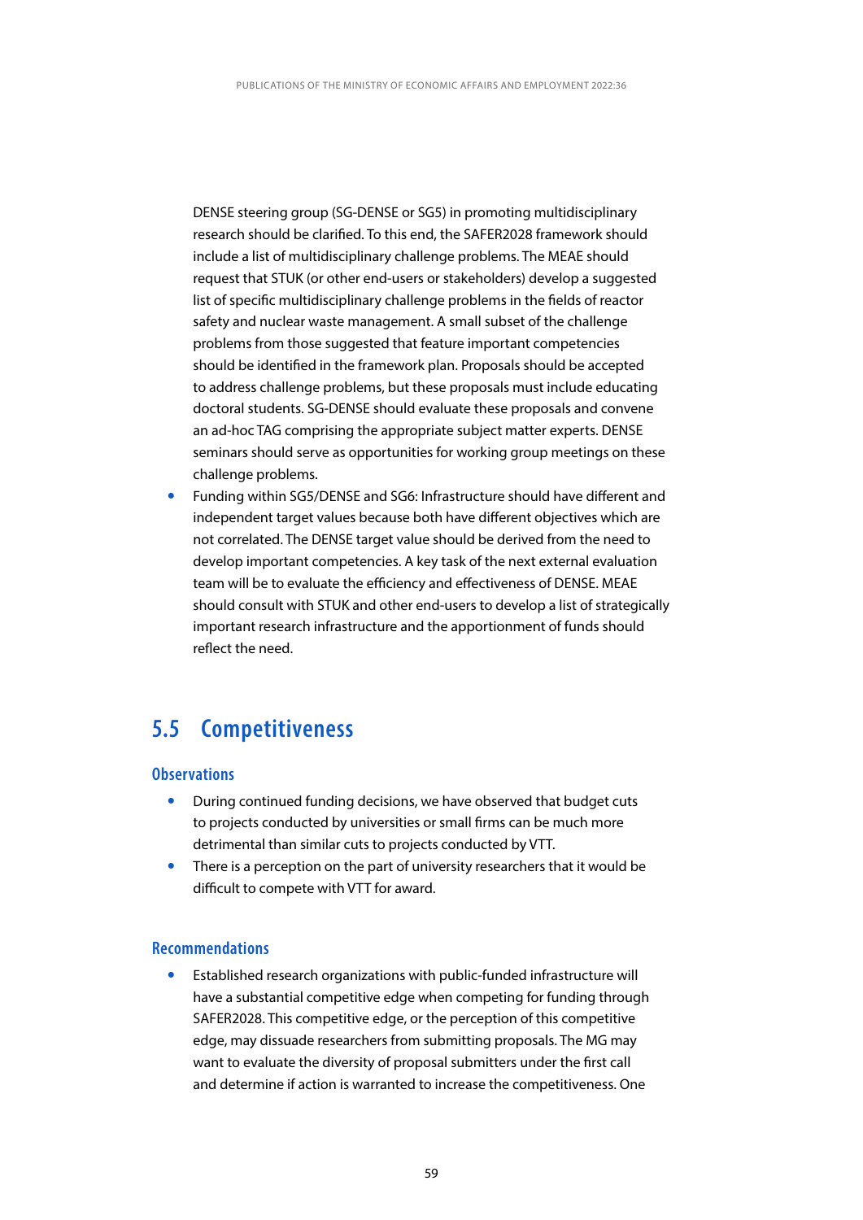DENSE steering group (SG-DENSE or SG5) in promoting multidisciplinary research should be clarified. To this end, the SAFER2028 framework should include a list of multidisciplinary challenge problems. The MEAE should request that STUK (or other end-users or stakeholders) develop a suggested list of specific multidisciplinary challenge problems in the fields of reactor safety and nuclear waste management. A small subset of the challenge problems from those suggested that feature important competencies should be identified in the framework plan. Proposals should be accepted to address challenge problems, but these proposals must include educating doctoral students. SG-DENSE should evaluate these proposals and convene an ad-hoc TAG comprising the appropriate subject matter experts. DENSE seminars should serve as opportunities for working group meetings on these challenge problems.

- Funding within SG5/DENSE and SG6: Infrastructure should have different and independent target values because both have different objectives which are not correlated. The DENSE target value should be derived from the need to develop important competencies. A key task of the next external evaluation team will be to evaluate the efficiency and effectiveness of DENSE. MEAE should consult with STUK and other end-users to develop a list of strategically important research infrastructure and the apportionment of funds should reflect the need.

## 5.5 Competitiveness

### Observations

- During continued funding decisions, we have observed that budget cuts to projects conducted by universities or small firms can be much more detrimental than similar cuts to projects conducted by VTT.
- There is a perception on the part of university researchers that it would be difficult to compete with VTT for award.

### Recommendations

- Established research organizations with public-funded infrastructure will have a substantial competitive edge when competing for funding through SAFER2028. This competitive edge, or the perception of this competitive edge, may dissuade researchers from submitting proposals. The MG may want to evaluate the diversity of proposal submitters under the first call and determine if action is warranted to increase the competitiveness. One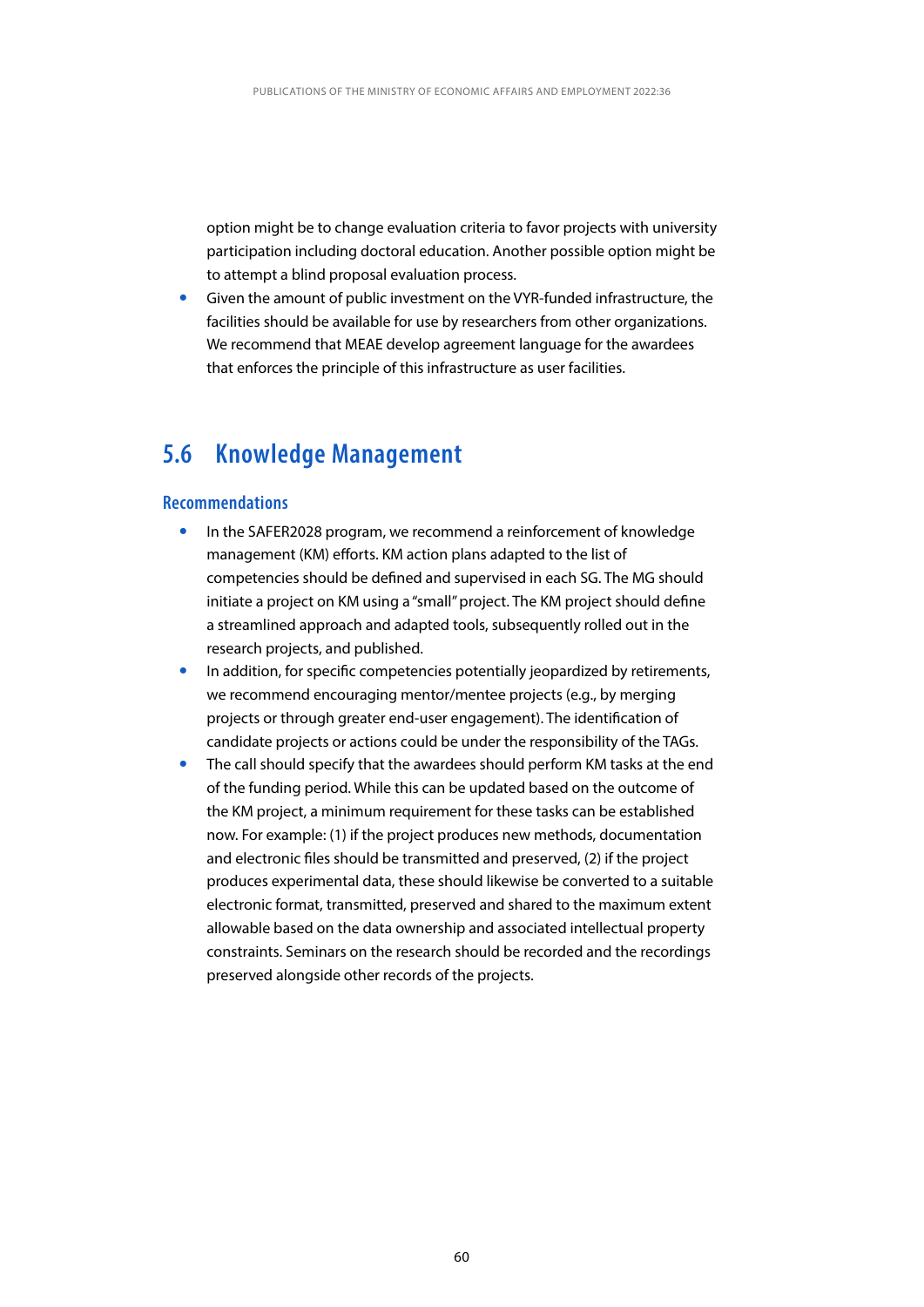option might be to change evaluation criteria to favor projects with university participation including doctoral education. Another possible option might be to attempt a blind proposal evaluation process.

- Given the amount of public investment on the VYR-funded infrastructure, the facilities should be available for use by researchers from other organizations. We recommend that MEAE develop agreement language for the awardees that enforces the principle of this infrastructure as user facilities.

## 5.6 Knowledge Management

### Recommendations

- In the SAFER2028 program, we recommend a reinforcement of knowledge management (KM) efforts. KM action plans adapted to the list of competencies should be defined and supervised in each SG. The MG should initiate a project on KM using a "small" project. The KM project should define a streamlined approach and adapted tools, subsequently rolled out in the research projects, and published.
- In addition, for specific competencies potentially jeopardized by retirements, we recommend encouraging mentor/mentee projects (e.g., by merging projects or through greater end-user engagement). The identification of candidate projects or actions could be under the responsibility of the TAGs.
- The call should specify that the awardees should perform KM tasks at the end of the funding period. While this can be updated based on the outcome of the KM project, a minimum requirement for these tasks can be established now. For example: (1) if the project produces new methods, documentation and electronic files should be transmitted and preserved, (2) if the project produces experimental data, these should likewise be converted to a suitable electronic format, transmitted, preserved and shared to the maximum extent allowable based on the data ownership and associated intellectual property constraints. Seminars on the research should be recorded and the recordings preserved alongside other records of the projects.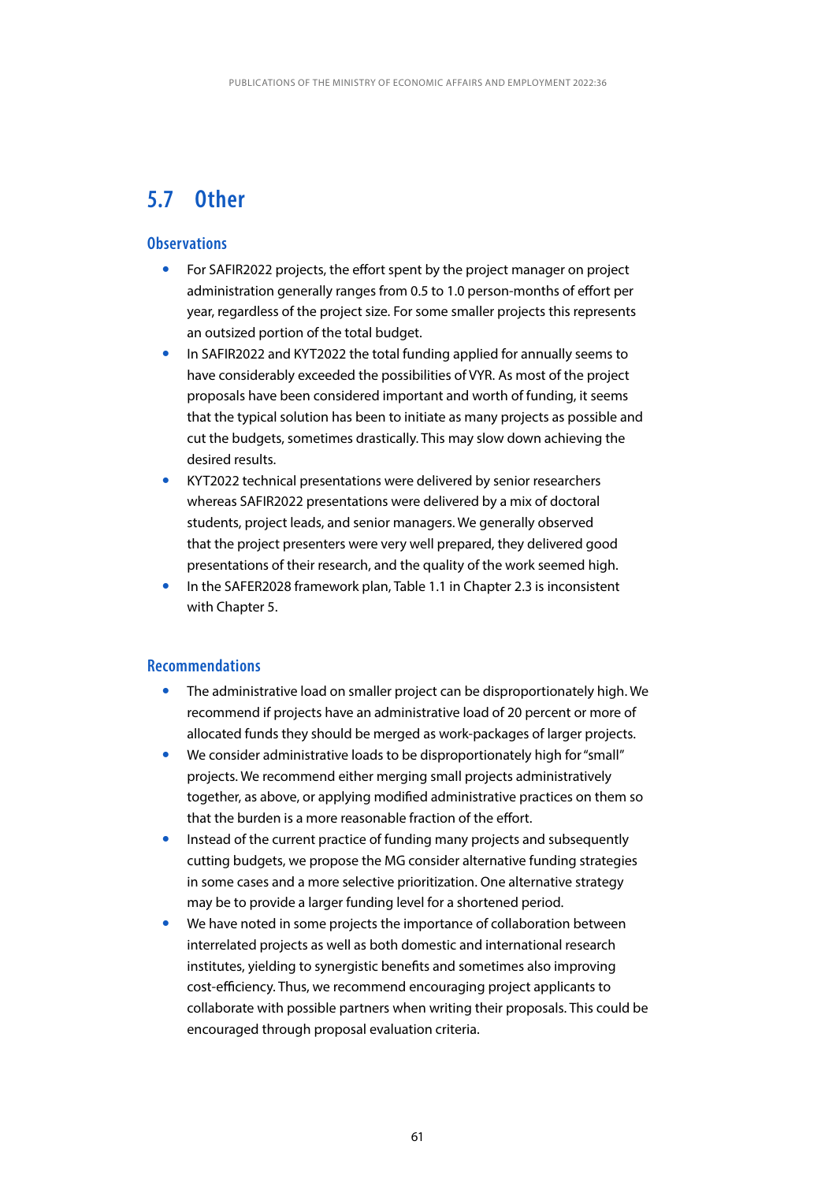## 5.7 Other

### Observations

- For SAFIR2022 projects, the effort spent by the project manager on project administration generally ranges from 0.5 to 1.0 person-months of effort per year, regardless of the project size. For some smaller projects this represents an outsized portion of the total budget.
- In SAFIR2022 and KYT2022 the total funding applied for annually seems to have considerably exceeded the possibilities of VYR. As most of the project proposals have been considered important and worth of funding, it seems that the typical solution has been to initiate as many projects as possible and cut the budgets, sometimes drastically. This may slow down achieving the desired results.
- KYT2022 technical presentations were delivered by senior researchers whereas SAFIR2022 presentations were delivered by a mix of doctoral students, project leads, and senior managers. We generally observed that the project presenters were very well prepared, they delivered good presentations of their research, and the quality of the work seemed high.
- In the SAFER2028 framework plan, Table 1.1 in Chapter 2.3 is inconsistent with Chapter 5.

### Recommendations

- The administrative load on smaller project can be disproportionately high. We recommend if projects have an administrative load of 20 percent or more of allocated funds they should be merged as work-packages of larger projects.
- We consider administrative loads to be disproportionately high for "small" projects. We recommend either merging small projects administratively together, as above, or applying modified administrative practices on them so that the burden is a more reasonable fraction of the effort.
- Instead of the current practice of funding many projects and subsequently cutting budgets, we propose the MG consider alternative funding strategies in some cases and a more selective prioritization. One alternative strategy may be to provide a larger funding level for a shortened period.
- We have noted in some projects the importance of collaboration between interrelated projects as well as both domestic and international research institutes, yielding to synergistic benefits and sometimes also improving cost-efficiency. Thus, we recommend encouraging project applicants to collaborate with possible partners when writing their proposals. This could be encouraged through proposal evaluation criteria.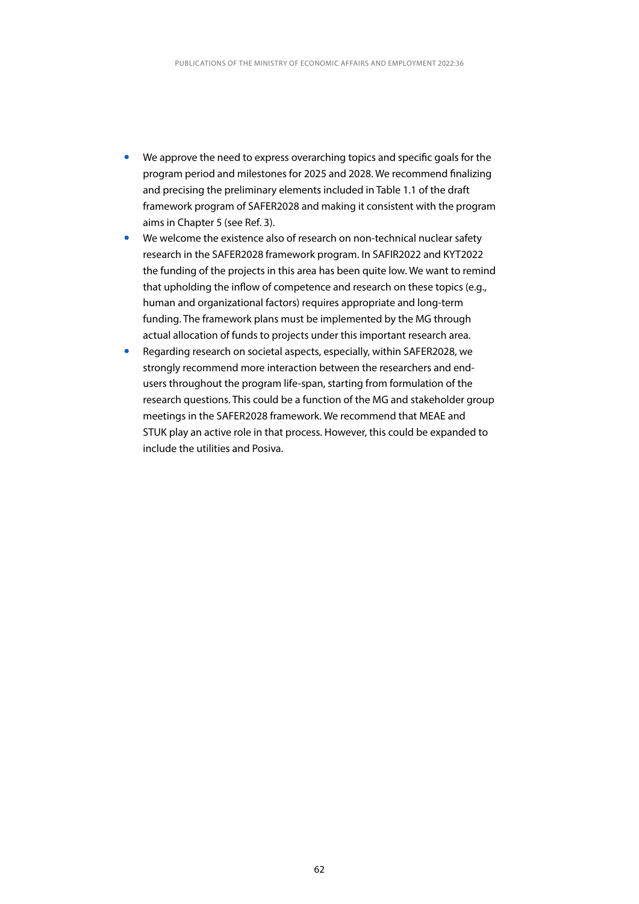- We approve the need to express overarching topics and specific goals for the program period and milestones for 2025 and 2028. We recommend finalizing and precising the preliminary elements included in Table 1.1 of the draft framework program of SAFER2028 and making it consistent with the program aims in Chapter 5 (see Ref. 3).
- We welcome the existence also of research on non-technical nuclear safety research in the SAFER2028 framework program. In SAFIR2022 and KYT2022 the funding of the projects in this area has been quite low. We want to remind that upholding the inflow of competence and research on these topics (e.g., human and organizational factors) requires appropriate and long-term funding. The framework plans must be implemented by the MG through actual allocation of funds to projects under this important research area.
- Regarding research on societal aspects, especially, within SAFER2028, we strongly recommend more interaction between the researchers and end-users throughout the program life-span, starting from formulation of the research questions. This could be a function of the MG and stakeholder group meetings in the SAFER2028 framework. We recommend that MEAE and STUK play an active role in that process. However, this could be expanded to include the utilities and Posiva.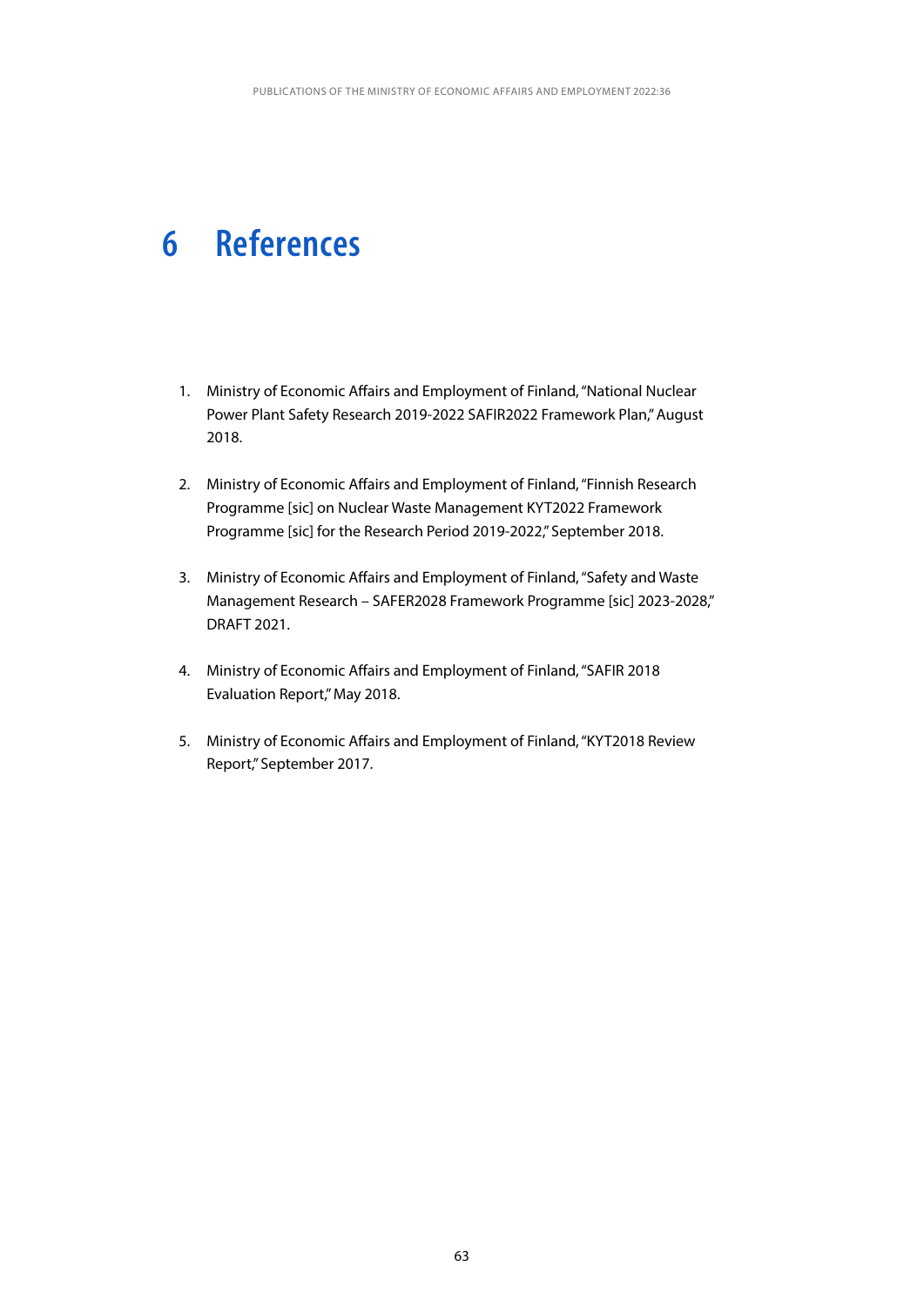# 6 References

1. Ministry of Economic Affairs and Employment of Finland, "National Nuclear Power Plant Safety Research 2019-2022 SAFIR2022 Framework Plan," August 2018.

2. Ministry of Economic Affairs and Employment of Finland, "Finnish Research Programme [sic] on Nuclear Waste Management KYT2022 Framework Programme [sic] for the Research Period 2019-2022," September 2018.

3. Ministry of Economic Affairs and Employment of Finland, "Safety and Waste Management Research – SAFER2028 Framework Programme [sic] 2023-2028," DRAFT 2021.

4. Ministry of Economic Affairs and Employment of Finland, "SAFIR 2018 Evaluation Report," May 2018.

5. Ministry of Economic Affairs and Employment of Finland, "KYT2018 Review Report," September 2017.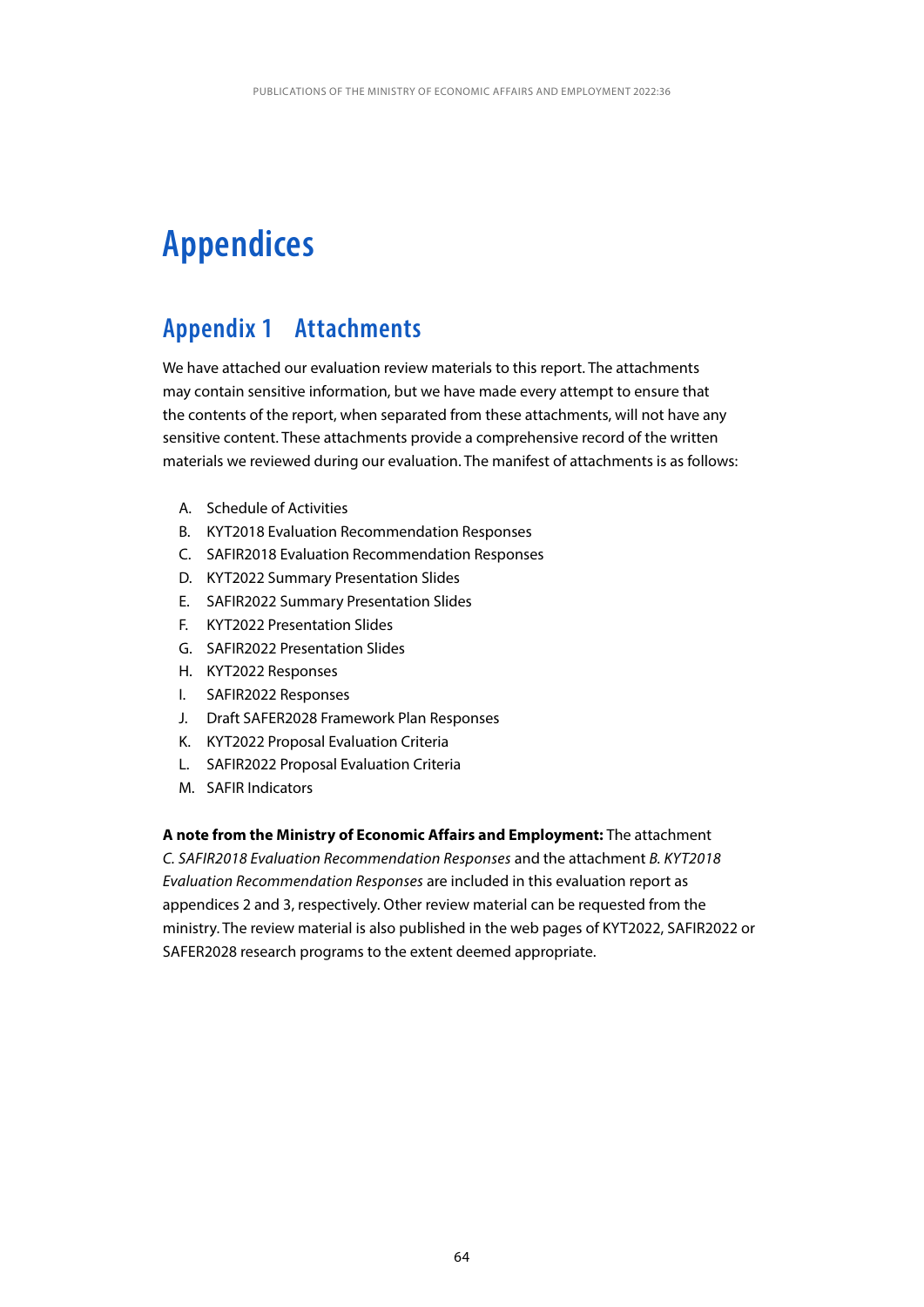# Appendices

## Appendix 1 Attachments

We have attached our evaluation review materials to this report. The attachments may contain sensitive information, but we have made every attempt to ensure that the contents of the report, when separated from these attachments, will not have any sensitive content. These attachments provide a comprehensive record of the written materials we reviewed during our evaluation. The manifest of attachments is as follows:

A. Schedule of Activities
B. KYT2018 Evaluation Recommendation Responses
C. SAFIR2018 Evaluation Recommendation Responses
D. KYT2022 Summary Presentation Slides
E. SAFIR2022 Summary Presentation Slides
F. KYT2022 Presentation Slides
G. SAFIR2022 Presentation Slides
H. KYT2022 Responses
I. SAFIR2022 Responses
J. Draft SAFER2028 Framework Plan Responses
K. KYT2022 Proposal Evaluation Criteria
L. SAFIR2022 Proposal Evaluation Criteria
M. SAFIR Indicators

**A note from the Ministry of Economic Affairs and Employment:** The attachment *C. SAFIR2018 Evaluation Recommendation Responses* and the attachment *B. KYT2018 Evaluation Recommendation Responses* are included in this evaluation report as appendices 2 and 3, respectively. Other review material can be requested from the ministry. The review material is also published in the web pages of KYT2022, SAFIR2022 or SAFER2028 research programs to the extent deemed appropriate.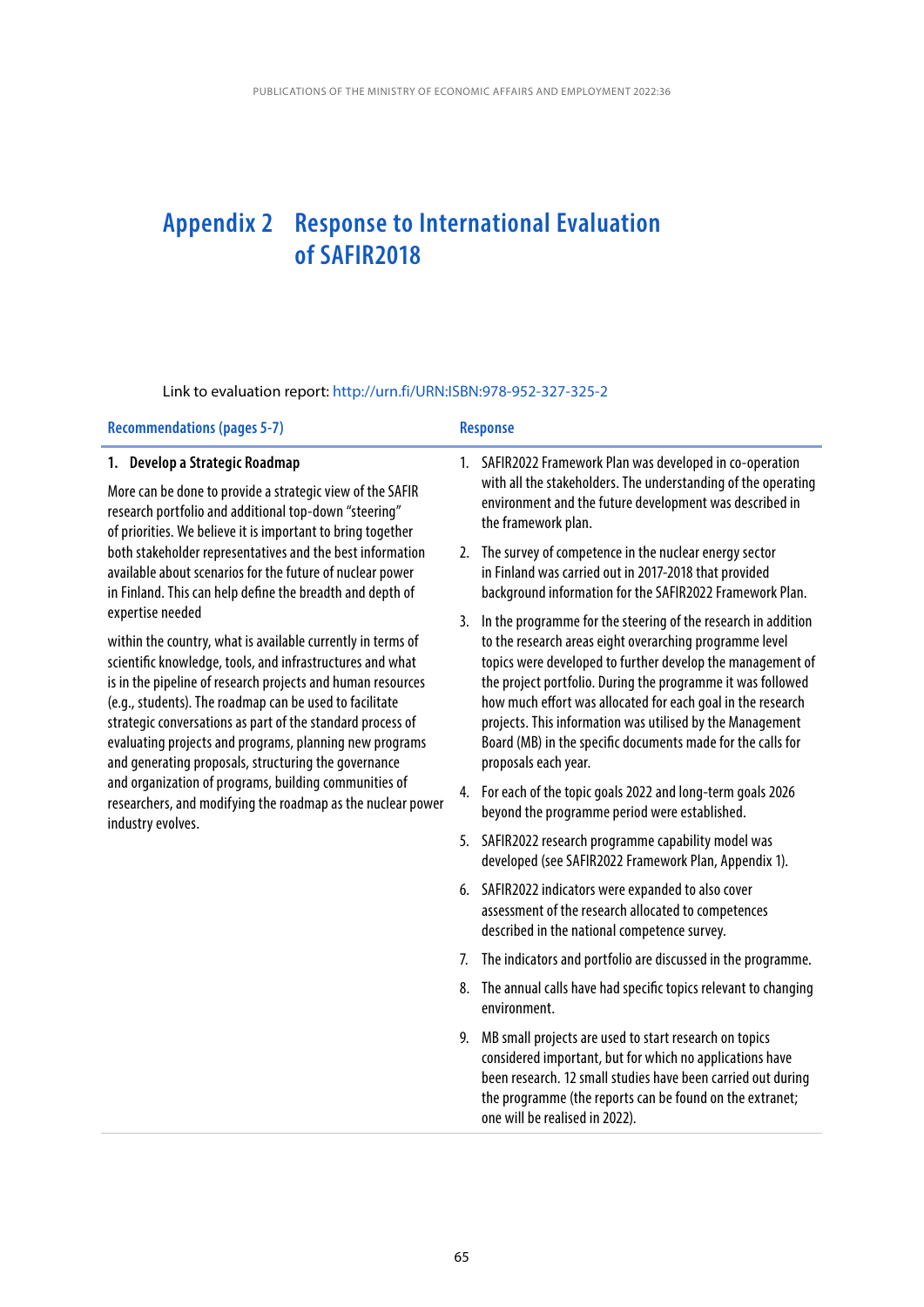# Appendix 2 Response to International Evaluation of SAFIR2018

Link to evaluation report: http://urn.fi/URN:ISBN:978-952-327-325-2

| Recommendations (pages 5-7) | Response |
|---|---|
| **1. Develop a Strategic Roadmap**<br><br>More can be done to provide a strategic view of the SAFIR research portfolio and additional top-down "steering" of priorities. We believe it is important to bring together both stakeholder representatives and the best information available about scenarios for the future of nuclear power in Finland. This can help define the breadth and depth of expertise needed within the country, what is available currently in terms of scientific knowledge, tools, and infrastructures and what is in the pipeline of research projects and human resources (e.g., students). The roadmap can be used to facilitate strategic conversations as part of the standard process of evaluating projects and programs, planning new programs and generating proposals, structuring the governance and organization of programs, building communities of researchers, and modifying the roadmap as the nuclear power industry evolves. | 1. SAFIR2022 Framework Plan was developed in co-operation with all the stakeholders. The understanding of the operating environment and the future development was described in the framework plan.<br><br>2. The survey of competence in the nuclear energy sector in Finland was carried out in 2017-2018 that provided background information for the SAFIR2022 Framework Plan.<br><br>3. In the programme for the steering of the research in addition to the research areas eight overarching programme level topics were developed to further develop the management of the project portfolio. During the programme it was followed how much effort was allocated for each goal in the research projects. This information was utilised by the Management Board (MB) in the specific documents made for the calls for proposals each year.<br><br>4. For each of the topic goals 2022 and long-term goals 2026 beyond the programme period were established.<br><br>5. SAFIR2022 research programme capability model was developed (see SAFIR2022 Framework Plan, Appendix 1).<br><br>6. SAFIR2022 indicators were expanded to also cover assessment of the research allocated to competences described in the national competence survey.<br><br>7. The indicators and portfolio are discussed in the programme.<br><br>8. The annual calls have had specific topics relevant to changing environment.<br><br>9. MB small projects are used to start research on topics considered important, but for which no applications have been research. 12 small studies have been carried out during the programme (the reports can be found on the extranet; one will be realised in 2022). |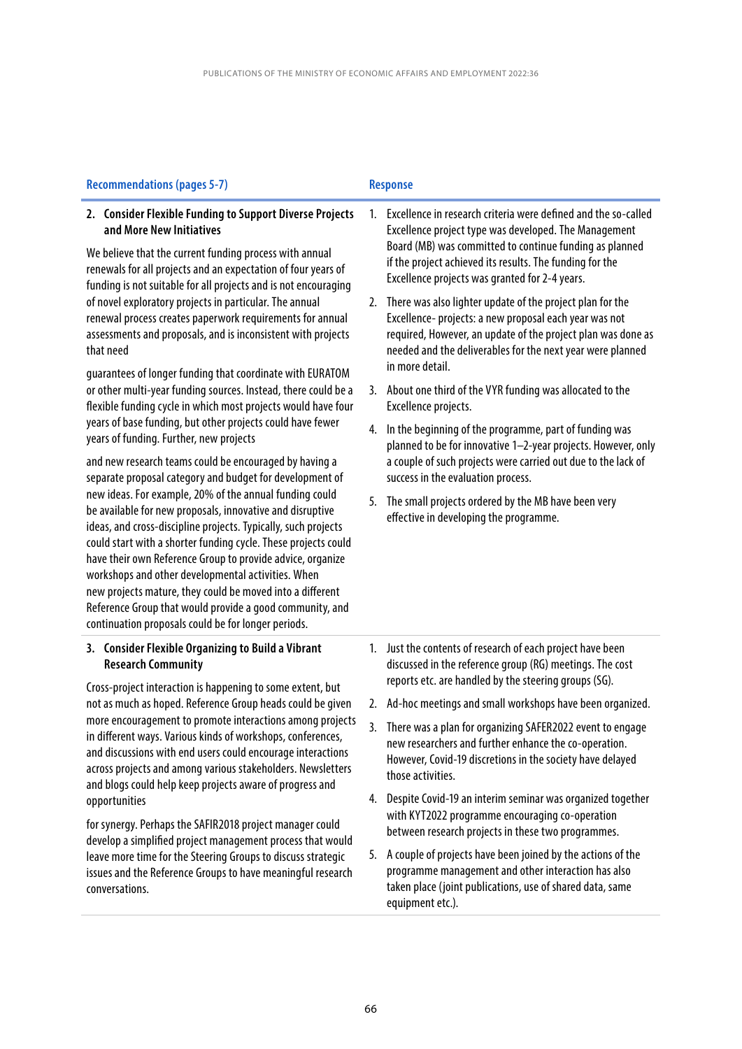| Recommendations (pages 5-7) | Response |
|---|---|
| **2. Consider Flexible Funding to Support Diverse Projects and More New Initiatives**<br><br>We believe that the current funding process with annual renewals for all projects and an expectation of four years of funding is not suitable for all projects and is not encouraging of novel exploratory projects in particular. The annual renewal process creates paperwork requirements for annual assessments and proposals, and is inconsistent with projects that need<br><br>guarantees of longer funding that coordinate with EURATOM or other multi-year funding sources. Instead, there could be a flexible funding cycle in which most projects would have four years of base funding, but other projects could have fewer years of funding. Further, new projects<br><br>and new research teams could be encouraged by having a separate proposal category and budget for development of new ideas. For example, 20% of the annual funding could be available for new proposals, innovative and disruptive ideas, and cross-discipline projects. Typically, such projects could start with a shorter funding cycle. These projects could have their own Reference Group to provide advice, organize workshops and other developmental activities. When new projects mature, they could be moved into a different Reference Group that would provide a good community, and continuation proposals could be for longer periods. | 1. Excellence in research criteria were defined and the so-called Excellence project type was developed. The Management Board (MB) was committed to continue funding as planned if the project achieved its results. The funding for the Excellence projects was granted for 2-4 years.<br>2. There was also lighter update of the project plan for the Excellence- projects: a new proposal each year was not required, However, an update of the project plan was done as needed and the deliverables for the next year were planned in more detail.<br>3. About one third of the VYR funding was allocated to the Excellence projects.<br>4. In the beginning of the programme, part of funding was planned to be for innovative 1–2-year projects. However, only a couple of such projects were carried out due to the lack of success in the evaluation process.<br>5. The small projects ordered by the MB have been very effective in developing the programme. |
| **3. Consider Flexible Organizing to Build a Vibrant Research Community**<br><br>Cross-project interaction is happening to some extent, but not as much as hoped. Reference Group heads could be given more encouragement to promote interactions among projects in different ways. Various kinds of workshops, conferences, and discussions with end users could encourage interactions across projects and among various stakeholders. Newsletters and blogs could help keep projects aware of progress and opportunities<br><br>for synergy. Perhaps the SAFIR2018 project manager could develop a simplified project management process that would leave more time for the Steering Groups to discuss strategic issues and the Reference Groups to have meaningful research conversations. | 1. Just the contents of research of each project have been discussed in the reference group (RG) meetings. The cost reports etc. are handled by the steering groups (SG).<br>2. Ad-hoc meetings and small workshops have been organized.<br>3. There was a plan for organizing SAFER2022 event to engage new researchers and further enhance the co-operation. However, Covid-19 discretions in the society have delayed those activities.<br>4. Despite Covid-19 an interim seminar was organized together with KYT2022 programme encouraging co-operation between research projects in these two programmes.<br>5. A couple of projects have been joined by the actions of the programme management and other interaction has also taken place (joint publications, use of shared data, same equipment etc.). |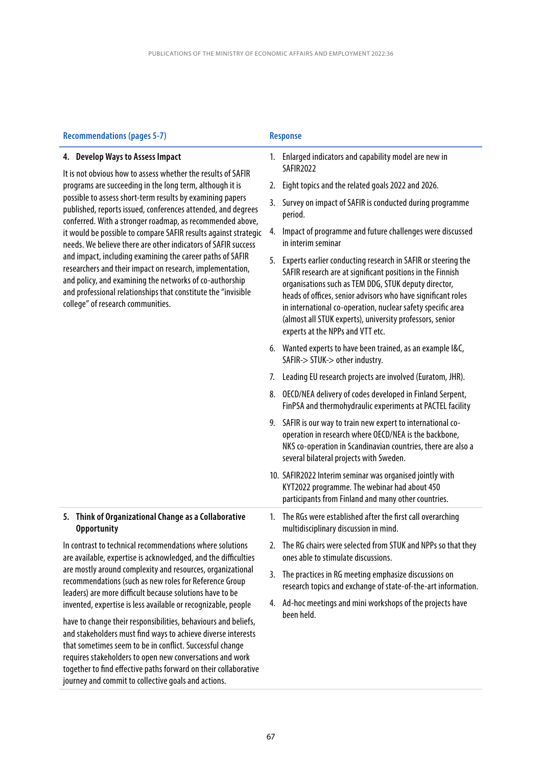| Recommendations (pages 5-7) | Response |
|---|---|
| **4. Develop Ways to Assess Impact**<br><br>It is not obvious how to assess whether the results of SAFIR programs are succeeding in the long term, although it is possible to assess short-term results by examining papers published, reports issued, conferences attended, and degrees conferred. With a stronger roadmap, as recommended above, it would be possible to compare SAFIR results against strategic needs. We believe there are other indicators of SAFIR success and impact, including examining the career paths of SAFIR researchers and their impact on research, implementation, and policy, and examining the networks of co-authorship and professional relationships that constitute the "invisible college" of research communities. | 1. Enlarged indicators and capability model are new in SAFIR2022<br>2. Eight topics and the related goals 2022 and 2026.<br>3. Survey on impact of SAFIR is conducted during programme period.<br>4. Impact of programme and future challenges were discussed in interim seminar<br>5. Experts earlier conducting research in SAFIR or steering the SAFIR research are at significant positions in the Finnish organisations such as TEM DDG, STUK deputy director, heads of offices, senior advisors who have significant roles in international co-operation, nuclear safety specific area (almost all STUK experts), university professors, senior experts at the NPPs and VTT etc.<br>6. Wanted experts to have been trained, as an example I&C, SAFIR-> STUK-> other industry.<br>7. Leading EU research projects are involved (Euratom, JHR).<br>8. OECD/NEA delivery of codes developed in Finland Serpent, FinPSA and thermohydraulic experiments at PACTEL facility<br>9. SAFIR is our way to train new expert to international co-operation in research where OECD/NEA is the backbone, NKS co-operation in Scandinavian countries, there are also a several bilateral projects with Sweden.<br>10. SAFIR2022 Interim seminar was organised jointly with KYT2022 programme. The webinar had about 450 participants from Finland and many other countries. |
| **5. Think of Organizational Change as a Collaborative Opportunity**<br><br>In contrast to technical recommendations where solutions are available, expertise is acknowledged, and the difficulties are mostly around complexity and resources, organizational recommendations (such as new roles for Reference Group leaders) are more difficult because solutions have to be invented, expertise is less available or recognizable, people have to change their responsibilities, behaviours and beliefs, and stakeholders must find ways to achieve diverse interests that sometimes seem to be in conflict. Successful change requires stakeholders to open new conversations and work together to find effective paths forward on their collaborative journey and commit to collective goals and actions. | 1. The RGs were established after the first call overarching multidisciplinary discussion in mind.<br>2. The RG chairs were selected from STUK and NPPs so that they ones able to stimulate discussions.<br>3. The practices in RG meeting emphasize discussions on research topics and exchange of state-of-the-art information.<br>4. Ad-hoc meetings and mini workshops of the projects have been held. |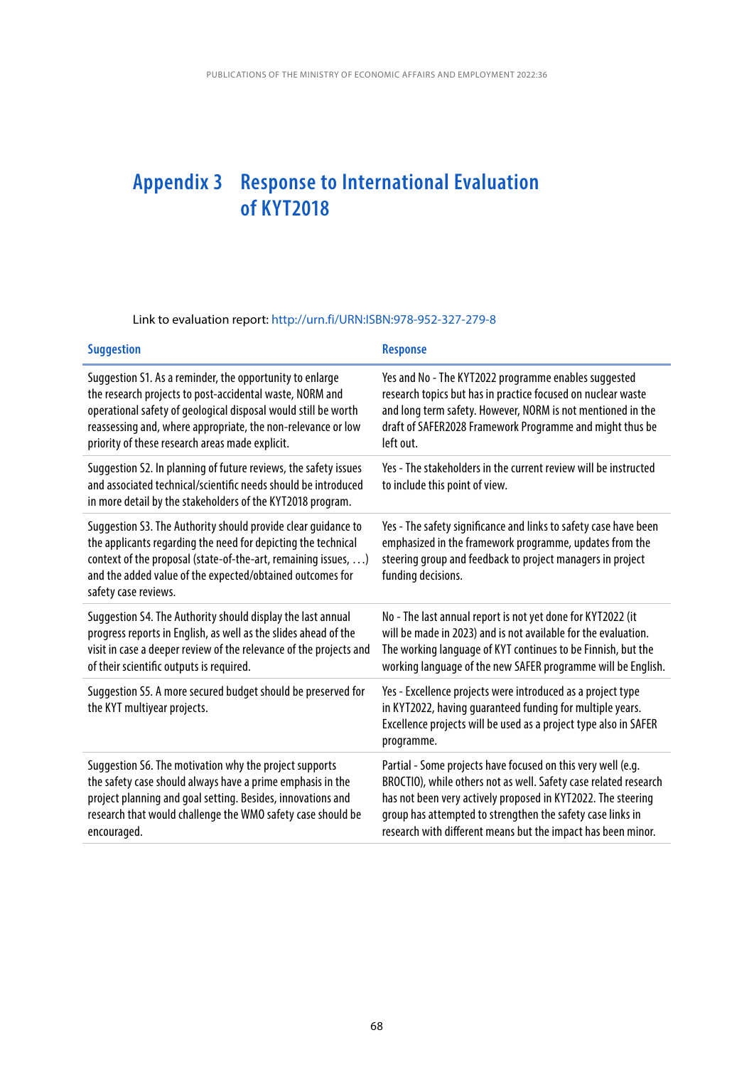# Appendix 3 Response to International Evaluation of KYT2018

Link to evaluation report: http://urn.fi/URN:ISBN:978-952-327-279-8

| Suggestion | Response |
|---|---|
| Suggestion S1. As a reminder, the opportunity to enlarge the research projects to post-accidental waste, NORM and operational safety of geological disposal would still be worth reassessing and, where appropriate, the non-relevance or low priority of these research areas made explicit. | Yes and No - The KYT2022 programme enables suggested research topics but has in practice focused on nuclear waste and long term safety. However, NORM is not mentioned in the draft of SAFER2028 Framework Programme and might thus be left out. |
| Suggestion S2. In planning of future reviews, the safety issues and associated technical/scientific needs should be introduced in more detail by the stakeholders of the KYT2018 program. | Yes - The stakeholders in the current review will be instructed to include this point of view. |
| Suggestion S3. The Authority should provide clear guidance to the applicants regarding the need for depicting the technical context of the proposal (state-of-the-art, remaining issues, …) and the added value of the expected/obtained outcomes for safety case reviews. | Yes - The safety significance and links to safety case have been emphasized in the framework programme, updates from the steering group and feedback to project managers in project funding decisions. |
| Suggestion S4. The Authority should display the last annual progress reports in English, as well as the slides ahead of the visit in case a deeper review of the relevance of the projects and of their scientific outputs is required. | No - The last annual report is not yet done for KYT2022 (it will be made in 2023) and is not available for the evaluation. The working language of KYT continues to be Finnish, but the working language of the new SAFER programme will be English. |
| Suggestion S5. A more secured budget should be preserved for the KYT multiyear projects. | Yes - Excellence projects were introduced as a project type in KYT2022, having guaranteed funding for multiple years. Excellence projects will be used as a project type also in SAFER programme. |
| Suggestion S6. The motivation why the project supports the safety case should always have a prime emphasis in the project planning and goal setting. Besides, innovations and research that would challenge the WMO safety case should be encouraged. | Partial - Some projects have focused on this very well (e.g. BROCTIO), while others not as well. Safety case related research has not been very actively proposed in KYT2022. The steering group has attempted to strengthen the safety case links in research with different means but the impact has been minor. |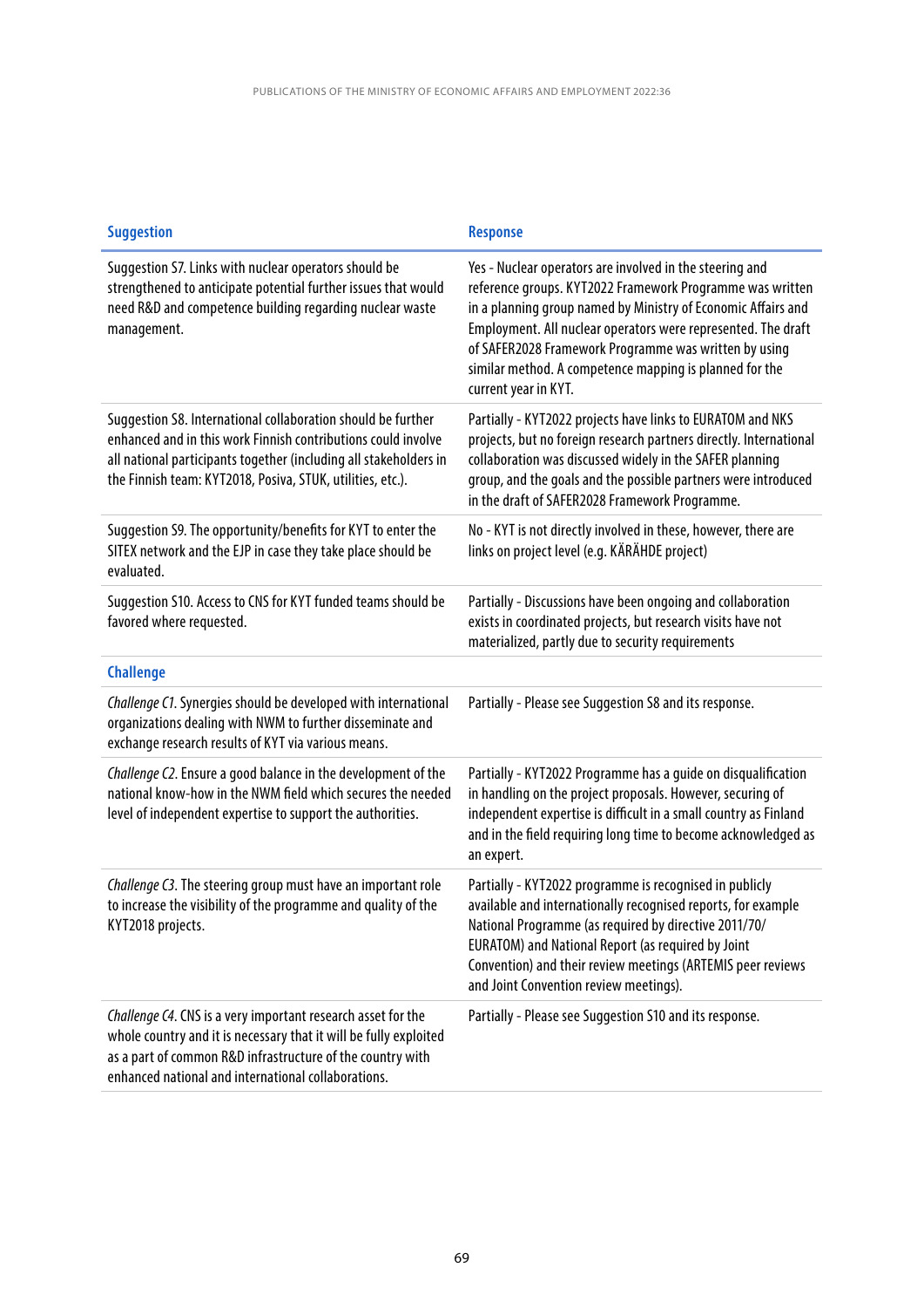| Suggestion | Response |
|---|---|
| Suggestion S7. Links with nuclear operators should be strengthened to anticipate potential further issues that would need R&D and competence building regarding nuclear waste management. | Yes - Nuclear operators are involved in the steering and reference groups. KYT2022 Framework Programme was written in a planning group named by Ministry of Economic Affairs and Employment. All nuclear operators were represented. The draft of SAFER2028 Framework Programme was written by using similar method. A competence mapping is planned for the current year in KYT. |
| Suggestion S8. International collaboration should be further enhanced and in this work Finnish contributions could involve all national participants together (including all stakeholders in the Finnish team: KYT2018, Posiva, STUK, utilities, etc.). | Partially - KYT2022 projects have links to EURATOM and NKS projects, but no foreign research partners directly. International collaboration was discussed widely in the SAFER planning group, and the goals and the possible partners were introduced in the draft of SAFER2028 Framework Programme. |
| Suggestion S9. The opportunity/benefits for KYT to enter the SITEX network and the EJP in case they take place should be evaluated. | No - KYT is not directly involved in these, however, there are links on project level (e.g. KÄRÄHDE project) |
| Suggestion S10. Access to CNS for KYT funded teams should be favored where requested. | Partially - Discussions have been ongoing and collaboration exists in coordinated projects, but research visits have not materialized, partly due to security requirements |
| **Challenge** | |
| *Challenge C1*. Synergies should be developed with international organizations dealing with NWM to further disseminate and exchange research results of KYT via various means. | Partially - Please see Suggestion S8 and its response. |
| *Challenge C2*. Ensure a good balance in the development of the national know-how in the NWM field which secures the needed level of independent expertise to support the authorities. | Partially - KYT2022 Programme has a guide on disqualification in handling on the project proposals. However, securing of independent expertise is difficult in a small country as Finland and in the field requiring long time to become acknowledged as an expert. |
| *Challenge C3*. The steering group must have an important role to increase the visibility of the programme and quality of the KYT2018 projects. | Partially - KYT2022 programme is recognised in publicly available and internationally recognised reports, for example National Programme (as required by directive 2011/70/EURATOM) and National Report (as required by Joint Convention) and their review meetings (ARTEMIS peer reviews and Joint Convention review meetings). |
| *Challenge C4*. CNS is a very important research asset for the whole country and it is necessary that it will be fully exploited as a part of common R&D infrastructure of the country with enhanced national and international collaborations. | Partially - Please see Suggestion S10 and its response. |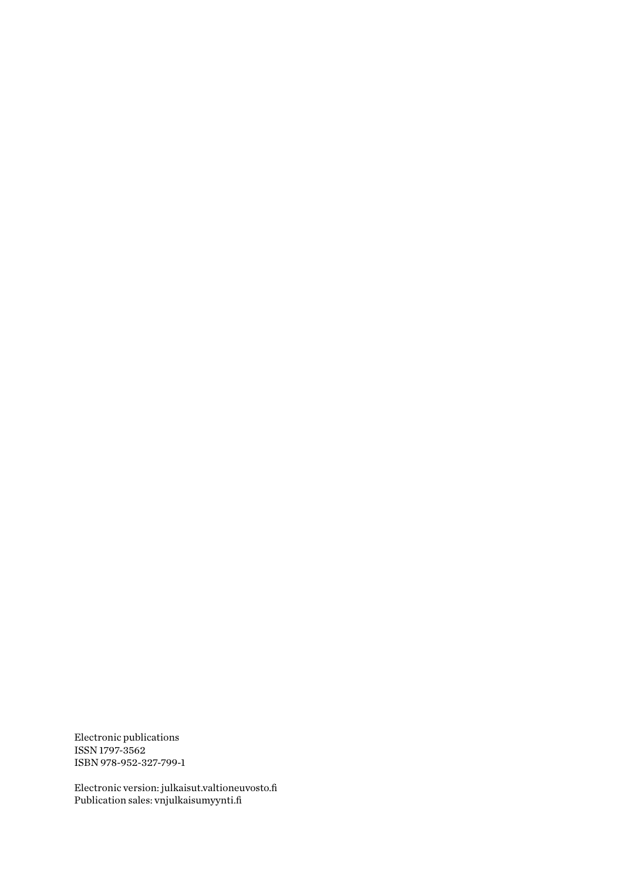Electronic publications
ISSN 1797-3562
ISBN 978-952-327-799-1

Electronic version: julkaisut.valtioneuvosto.fi
Publication sales: vnjulkaisumyynti.fi